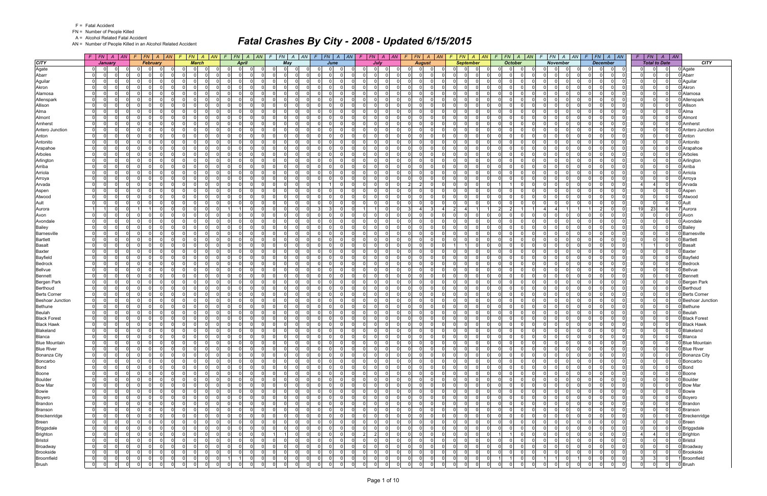F = Fatal Accident
FN = Number of People Killed
A = Alcohol Related Fatal Accident
AN = Number of People Killed in an Alcohol Related Accident

# Fatal Crashes By City - 2008 - Updated 6/15/2015

| CITY | January | | | | February | | | | March | | | | April | | | | May | | | | June | | | | July | | | | August | | | | September | | | | October | | | | November | | | | December | | | | Total to Date | | | | CITY |
|---|---|---|---|---|---|---|---|---|---|---|---|---|---|---|---|---|---|---|---|---|---|---|---|---|---|---|---|---|---|---|---|---|---|---|---|---|---|---|---|---|---|---|---|---|---|---|---|---|---|---|---|---|---|
| | F | FN | A | AN | F | FN | A | AN | F | FN | A | AN | F | FN | A | AN | F | FN | A | AN | F | FN | A | AN | F | FN | A | AN | F | FN | A | AN | F | FN | A | AN | F | FN | A | AN | F | FN | A | AN | F | FN | A | AN | F | FN | A | AN | |
| Agate | 0 | 0 | 0 | 0 | 0 | 0 | 0 | 0 | 0 | 0 | 0 | 0 | 0 | 0 | 0 | 0 | 0 | 0 | 0 | 0 | 0 | 0 | 0 | 0 | 0 | 0 | 0 | 0 | 0 | 0 | 0 | 0 | 0 | 0 | 0 | 0 | 0 | 0 | 0 | 0 | 0 | 0 | 0 | 0 | 0 | 0 | 0 | 0 | 0 | 0 | 0 | 0 | Agate |
| Abarr | 0 | 0 | 0 | 0 | 0 | 0 | 0 | 0 | 0 | 0 | 0 | 0 | 0 | 0 | 0 | 0 | 0 | 0 | 0 | 0 | 0 | 0 | 0 | 0 | 0 | 0 | 0 | 0 | 0 | 0 | 0 | 0 | 0 | 0 | 0 | 0 | 0 | 0 | 0 | 0 | 0 | 0 | 0 | 0 | 0 | 0 | 0 | 0 | 0 | 0 | 0 | 0 | Abarr |
| Aguilar | 0 | 0 | 0 | 0 | 0 | 0 | 0 | 0 | 0 | 0 | 0 | 0 | 0 | 0 | 0 | 0 | 0 | 0 | 0 | 0 | 0 | 0 | 0 | 0 | 0 | 0 | 0 | 0 | 0 | 0 | 0 | 0 | 0 | 0 | 0 | 0 | 0 | 0 | 0 | 0 | 0 | 0 | 0 | 0 | 0 | 0 | 0 | 0 | 0 | 0 | 0 | 0 | Aguilar |
| Akron | 0 | 0 | 0 | 0 | 0 | 0 | 0 | 0 | 0 | 0 | 0 | 0 | 0 | 0 | 0 | 0 | 0 | 0 | 0 | 0 | 0 | 0 | 0 | 0 | 0 | 0 | 0 | 0 | 0 | 0 | 0 | 0 | 0 | 0 | 0 | 0 | 0 | 0 | 0 | 0 | 0 | 0 | 0 | 0 | 0 | 0 | 0 | 0 | 0 | 0 | 0 | 0 | Akron |
| Alamosa | 0 | 0 | 0 | 0 | 0 | 0 | 0 | 0 | 0 | 0 | 0 | 0 | 0 | 0 | 0 | 0 | 0 | 0 | 0 | 0 | 0 | 0 | 0 | 0 | 0 | 0 | 0 | 0 | 0 | 0 | 0 | 0 | 0 | 0 | 0 | 0 | 0 | 0 | 0 | 0 | 0 | 0 | 0 | 0 | 0 | 0 | 0 | 0 | 0 | 0 | 0 | 0 | Alamosa |
| Allenspark | 0 | 0 | 0 | 0 | 0 | 0 | 0 | 0 | 0 | 0 | 0 | 0 | 0 | 0 | 0 | 0 | 0 | 0 | 0 | 0 | 0 | 0 | 0 | 0 | 0 | 0 | 0 | 0 | 0 | 0 | 0 | 0 | 0 | 0 | 0 | 0 | 0 | 0 | 0 | 0 | 0 | 0 | 0 | 0 | 0 | 0 | 0 | 0 | 0 | 0 | 0 | 0 | Allenspark |
| Allison | 0 | 0 | 0 | 0 | 0 | 0 | 0 | 0 | 0 | 0 | 0 | 0 | 0 | 0 | 0 | 0 | 0 | 0 | 0 | 0 | 0 | 0 | 0 | 0 | 0 | 0 | 0 | 0 | 0 | 0 | 0 | 0 | 0 | 0 | 0 | 0 | 0 | 0 | 0 | 0 | 0 | 0 | 0 | 0 | 0 | 0 | 0 | 0 | 0 | 0 | 0 | 0 | Allison |
| Alma | 0 | 0 | 0 | 0 | 0 | 0 | 0 | 0 | 0 | 0 | 0 | 0 | 0 | 0 | 0 | 0 | 0 | 0 | 0 | 0 | 0 | 0 | 0 | 0 | 0 | 0 | 0 | 0 | 0 | 0 | 0 | 0 | 0 | 0 | 0 | 0 | 0 | 0 | 0 | 0 | 0 | 0 | 0 | 0 | 0 | 0 | 0 | 0 | 0 | 0 | 0 | 0 | Alma |
| Almont | 0 | 0 | 0 | 0 | 0 | 0 | 0 | 0 | 0 | 0 | 0 | 0 | 0 | 0 | 0 | 0 | 0 | 0 | 0 | 0 | 0 | 0 | 0 | 0 | 0 | 0 | 0 | 0 | 0 | 0 | 0 | 0 | 0 | 0 | 0 | 0 | 0 | 0 | 0 | 0 | 0 | 0 | 0 | 0 | 0 | 0 | 0 | 0 | 0 | 0 | 0 | 0 | Almont |
| Amherst | 0 | 0 | 0 | 0 | 0 | 0 | 0 | 0 | 0 | 0 | 0 | 0 | 0 | 0 | 0 | 0 | 0 | 0 | 0 | 0 | 0 | 0 | 0 | 0 | 0 | 0 | 0 | 0 | 0 | 0 | 0 | 0 | 0 | 0 | 0 | 0 | 0 | 0 | 0 | 0 | 0 | 0 | 0 | 0 | 0 | 0 | 0 | 0 | 0 | 0 | 0 | 0 | Amherst |
| Antero Junction | 0 | 0 | 0 | 0 | 0 | 0 | 0 | 0 | 0 | 0 | 0 | 0 | 0 | 0 | 0 | 0 | 0 | 0 | 0 | 0 | 0 | 0 | 0 | 0 | 0 | 0 | 0 | 0 | 0 | 0 | 0 | 0 | 0 | 0 | 0 | 0 | 0 | 0 | 0 | 0 | 0 | 0 | 0 | 0 | 0 | 0 | 0 | 0 | 0 | 0 | 0 | 0 | Antero Junction |
| Anton | 0 | 0 | 0 | 0 | 0 | 0 | 0 | 0 | 0 | 0 | 0 | 0 | 0 | 0 | 0 | 0 | 0 | 0 | 0 | 0 | 0 | 0 | 0 | 0 | 0 | 0 | 0 | 0 | 0 | 0 | 0 | 0 | 0 | 0 | 0 | 0 | 0 | 0 | 0 | 0 | 0 | 0 | 0 | 0 | 0 | 0 | 0 | 0 | 0 | 0 | 0 | 0 | Anton |
| Antonito | 0 | 0 | 0 | 0 | 0 | 0 | 0 | 0 | 0 | 0 | 0 | 0 | 0 | 0 | 0 | 0 | 0 | 0 | 0 | 0 | 0 | 0 | 0 | 0 | 0 | 0 | 0 | 0 | 0 | 0 | 0 | 0 | 0 | 0 | 0 | 0 | 0 | 0 | 0 | 0 | 0 | 0 | 0 | 0 | 0 | 0 | 0 | 0 | 0 | 0 | 0 | 0 | Antonito |
| Arapahoe | 0 | 0 | 0 | 0 | 0 | 0 | 0 | 0 | 0 | 0 | 0 | 0 | 0 | 0 | 0 | 0 | 0 | 0 | 0 | 0 | 0 | 0 | 0 | 0 | 0 | 0 | 0 | 0 | 0 | 0 | 0 | 0 | 0 | 0 | 0 | 0 | 0 | 0 | 0 | 0 | 0 | 0 | 0 | 0 | 0 | 0 | 0 | 0 | 0 | 0 | 0 | 0 | Arapahoe |
| Arboles | 0 | 0 | 0 | 0 | 0 | 0 | 0 | 0 | 0 | 0 | 0 | 0 | 0 | 0 | 0 | 0 | 0 | 0 | 0 | 0 | 0 | 0 | 0 | 0 | 0 | 0 | 0 | 0 | 0 | 0 | 0 | 0 | 0 | 0 | 0 | 0 | 0 | 0 | 0 | 0 | 0 | 0 | 0 | 0 | 0 | 0 | 0 | 0 | 0 | 0 | 0 | 0 | Arboles |
| Arlington | 0 | 0 | 0 | 0 | 0 | 0 | 0 | 0 | 0 | 0 | 0 | 0 | 0 | 0 | 0 | 0 | 0 | 0 | 0 | 0 | 0 | 0 | 0 | 0 | 0 | 0 | 0 | 0 | 0 | 0 | 0 | 0 | 0 | 0 | 0 | 0 | 0 | 0 | 0 | 0 | 0 | 0 | 0 | 0 | 0 | 0 | 0 | 0 | 0 | 0 | 0 | 0 | Arlington |
| Arriba | 0 | 0 | 0 | 0 | 0 | 0 | 0 | 0 | 0 | 0 | 0 | 0 | 0 | 0 | 0 | 0 | 0 | 0 | 0 | 0 | 0 | 0 | 0 | 0 | 0 | 0 | 0 | 0 | 0 | 0 | 0 | 0 | 0 | 0 | 0 | 0 | 0 | 0 | 0 | 0 | 0 | 0 | 0 | 0 | 0 | 0 | 0 | 0 | 0 | 0 | 0 | 0 | Arriba |
| Arriola | 0 | 0 | 0 | 0 | 0 | 0 | 0 | 0 | 0 | 0 | 0 | 0 | 0 | 0 | 0 | 0 | 0 | 0 | 0 | 0 | 0 | 0 | 0 | 0 | 0 | 0 | 0 | 0 | 0 | 0 | 0 | 0 | 0 | 0 | 0 | 0 | 0 | 0 | 0 | 0 | 0 | 0 | 0 | 0 | 0 | 0 | 0 | 0 | 0 | 0 | 0 | 0 | Arriola |
| Arroya | 0 | 0 | 0 | 0 | 0 | 0 | 0 | 0 | 0 | 0 | 0 | 0 | 0 | 0 | 0 | 0 | 0 | 0 | 0 | 0 | 0 | 0 | 0 | 0 | 0 | 0 | 0 | 0 | 0 | 0 | 0 | 0 | 0 | 0 | 0 | 0 | 0 | 0 | 0 | 0 | 0 | 0 | 0 | 0 | 0 | 0 | 0 | 0 | 0 | 0 | 0 | 0 | Arroya |
| Arvada | 0 | 0 | 0 | 0 | 0 | 0 | 0 | 0 | 0 | 0 | 0 | 0 | 0 | 0 | 0 | 0 | 0 | 0 | 0 | 0 | 1 | 1 | 0 | 0 | 0 | 0 | 0 | 0 | 2 | 2 | 0 | 0 | 0 | 0 | 0 | 0 | 1 | 1 | 0 | 0 | 0 | 0 | 0 | 0 | 0 | 0 | 0 | 0 | 4 | 4 | 0 | 0 | Arvada |
| Aspen | 0 | 0 | 0 | 0 | 0 | 0 | 0 | 0 | 0 | 0 | 0 | 0 | 0 | 0 | 0 | 0 | 0 | 0 | 0 | 0 | 0 | 0 | 0 | 0 | 0 | 0 | 0 | 0 | 0 | 0 | 0 | 0 | 0 | 0 | 0 | 0 | 0 | 0 | 0 | 0 | 0 | 0 | 0 | 0 | 0 | 0 | 0 | 0 | 0 | 0 | 0 | 0 | Aspen |
| Atwood | 0 | 0 | 0 | 0 | 0 | 0 | 0 | 0 | 0 | 0 | 0 | 0 | 0 | 0 | 0 | 0 | 0 | 0 | 0 | 0 | 0 | 0 | 0 | 0 | 0 | 0 | 0 | 0 | 0 | 0 | 0 | 0 | 0 | 0 | 0 | 0 | 0 | 0 | 0 | 0 | 0 | 0 | 0 | 0 | 0 | 0 | 0 | 0 | 0 | 0 | 0 | 0 | Atwood |
| Ault | 0 | 0 | 0 | 0 | 0 | 0 | 0 | 0 | 0 | 0 | 0 | 0 | 0 | 0 | 0 | 0 | 0 | 0 | 0 | 0 | 0 | 0 | 0 | 0 | 0 | 0 | 0 | 0 | 0 | 0 | 0 | 0 | 0 | 0 | 0 | 0 | 0 | 0 | 0 | 0 | 0 | 0 | 0 | 0 | 0 | 0 | 0 | 0 | 0 | 0 | 0 | 0 | Ault |
| Aurora | 1 | 1 | 0 | 0 | 1 | 1 | 0 | 0 | 0 | 0 | 0 | 0 | 1 | 1 | 0 | 0 | 0 | 0 | 0 | 0 | 3 | 3 | 0 | 0 | 1 | 1 | 0 | 0 | 3 | 4 | 3 | 4 | 2 | 4 | 1 | 1 | 2 | 2 | 1 | 1 | 4 | 4 | 1 | 1 | 1 | 2 | 0 | 0 | 19 | 23 | 6 | 7 | Aurora |
| Avon | 0 | 0 | 0 | 0 | 0 | 0 | 0 | 0 | 0 | 0 | 0 | 0 | 0 | 0 | 0 | 0 | 0 | 0 | 0 | 0 | 0 | 0 | 0 | 0 | 0 | 0 | 0 | 0 | 0 | 0 | 0 | 0 | 0 | 0 | 0 | 0 | 0 | 0 | 0 | 0 | 0 | 0 | 0 | 0 | 0 | 0 | 0 | 0 | 0 | 0 | 0 | 0 | Avon |
| Avondale | 0 | 0 | 0 | 0 | 0 | 0 | 0 | 0 | 0 | 0 | 0 | 0 | 0 | 0 | 0 | 0 | 0 | 0 | 0 | 0 | 0 | 0 | 0 | 0 | 0 | 0 | 0 | 0 | 0 | 0 | 0 | 0 | 0 | 0 | 0 | 0 | 0 | 0 | 0 | 0 | 0 | 0 | 0 | 0 | 0 | 0 | 0 | 0 | 0 | 0 | 0 | 0 | Avondale |
| Bailey | 0 | 0 | 0 | 0 | 0 | 0 | 0 | 0 | 0 | 0 | 0 | 0 | 0 | 0 | 0 | 0 | 0 | 0 | 0 | 0 | 0 | 0 | 0 | 0 | 0 | 0 | 0 | 0 | 0 | 0 | 0 | 0 | 0 | 0 | 0 | 0 | 0 | 0 | 0 | 0 | 0 | 0 | 0 | 0 | 0 | 0 | 0 | 0 | 0 | 0 | 0 | 0 | Bailey |
| Barnesville | 0 | 0 | 0 | 0 | 0 | 0 | 0 | 0 | 0 | 0 | 0 | 0 | 0 | 0 | 0 | 0 | 0 | 0 | 0 | 0 | 0 | 0 | 0 | 0 | 0 | 0 | 0 | 0 | 0 | 0 | 0 | 0 | 0 | 0 | 0 | 0 | 0 | 0 | 0 | 0 | 0 | 0 | 0 | 0 | 0 | 0 | 0 | 0 | 0 | 0 | 0 | 0 | Barnesville |
| Bartlett | 0 | 0 | 0 | 0 | 0 | 0 | 0 | 0 | 0 | 0 | 0 | 0 | 0 | 0 | 0 | 0 | 0 | 0 | 0 | 0 | 0 | 0 | 0 | 0 | 0 | 0 | 0 | 0 | 0 | 0 | 0 | 0 | 0 | 0 | 0 | 0 | 0 | 0 | 0 | 0 | 0 | 0 | 0 | 0 | 0 | 0 | 0 | 0 | 0 | 0 | 0 | 0 | Bartlett |
| Basalt | 0 | 0 | 0 | 0 | 0 | 0 | 0 | 0 | 0 | 0 | 0 | 0 | 0 | 0 | 0 | 0 | 0 | 0 | 0 | 0 | 0 | 0 | 0 | 0 | 0 | 0 | 0 | 0 | 0 | 0 | 0 | 0 | 1 | 1 | 0 | 0 | 0 | 0 | 0 | 0 | 0 | 0 | 0 | 0 | 0 | 0 | 0 | 0 | 1 | 1 | 0 | 0 | Basalt |
| Baxter | 0 | 0 | 0 | 0 | 0 | 0 | 0 | 0 | 0 | 0 | 0 | 0 | 0 | 0 | 0 | 0 | 0 | 0 | 0 | 0 | 0 | 0 | 0 | 0 | 0 | 0 | 0 | 0 | 0 | 0 | 0 | 0 | 0 | 0 | 0 | 0 | 0 | 0 | 0 | 0 | 0 | 0 | 0 | 0 | 0 | 0 | 0 | 0 | 0 | 0 | 0 | 0 | Baxter |
| Bayfield | 0 | 0 | 0 | 0 | 0 | 0 | 0 | 0 | 0 | 0 | 0 | 0 | 0 | 0 | 0 | 0 | 0 | 0 | 0 | 0 | 0 | 0 | 0 | 0 | 0 | 0 | 0 | 0 | 0 | 0 | 0 | 0 | 0 | 0 | 0 | 0 | 0 | 0 | 0 | 0 | 0 | 0 | 0 | 0 | 0 | 0 | 0 | 0 | 0 | 0 | 0 | 0 | Bayfield |
| Bedrock | 0 | 0 | 0 | 0 | 0 | 0 | 0 | 0 | 0 | 0 | 0 | 0 | 0 | 0 | 0 | 0 | 0 | 0 | 0 | 0 | 0 | 0 | 0 | 0 | 0 | 0 | 0 | 0 | 0 | 0 | 0 | 0 | 0 | 0 | 0 | 0 | 0 | 0 | 0 | 0 | 0 | 0 | 0 | 0 | 0 | 0 | 0 | 0 | 0 | 0 | 0 | 0 | Bedrock |
| Bellvue | 0 | 0 | 0 | 0 | 0 | 0 | 0 | 0 | 0 | 0 | 0 | 0 | 0 | 0 | 0 | 0 | 0 | 0 | 0 | 0 | 0 | 0 | 0 | 0 | 0 | 0 | 0 | 0 | 0 | 0 | 0 | 0 | 0 | 0 | 0 | 0 | 0 | 0 | 0 | 0 | 0 | 0 | 0 | 0 | 0 | 0 | 0 | 0 | 0 | 0 | 0 | 0 | Bellvue |
| Bennett | 0 | 0 | 0 | 0 | 0 | 0 | 0 | 0 | 0 | 0 | 0 | 0 | 0 | 0 | 0 | 0 | 0 | 0 | 0 | 0 | 0 | 0 | 0 | 0 | 0 | 0 | 0 | 0 | 0 | 0 | 0 | 0 | 0 | 0 | 0 | 0 | 0 | 0 | 0 | 0 | 0 | 0 | 0 | 0 | 0 | 0 | 0 | 0 | 0 | 0 | 0 | 0 | Bennett |
| Bergen Park | 0 | 0 | 0 | 0 | 0 | 0 | 0 | 0 | 0 | 0 | 0 | 0 | 0 | 0 | 0 | 0 | 0 | 0 | 0 | 0 | 0 | 0 | 0 | 0 | 0 | 0 | 0 | 0 | 0 | 0 | 0 | 0 | 0 | 0 | 0 | 0 | 0 | 0 | 0 | 0 | 0 | 0 | 0 | 0 | 0 | 0 | 0 | 0 | 0 | 0 | 0 | 0 | Bergen Park |
| Berthoud | 0 | 0 | 0 | 0 | 0 | 0 | 0 | 0 | 0 | 0 | 0 | 0 | 0 | 0 | 0 | 0 | 0 | 0 | 0 | 0 | 0 | 0 | 0 | 0 | 0 | 0 | 0 | 0 | 0 | 0 | 0 | 0 | 0 | 0 | 0 | 0 | 0 | 0 | 0 | 0 | 0 | 0 | 0 | 0 | 0 | 0 | 0 | 0 | 0 | 0 | 0 | 0 | Berthoud |
| Berts Corner | 0 | 0 | 0 | 0 | 0 | 0 | 0 | 0 | 0 | 0 | 0 | 0 | 0 | 0 | 0 | 0 | 0 | 0 | 0 | 0 | 0 | 0 | 0 | 0 | 0 | 0 | 0 | 0 | 0 | 0 | 0 | 0 | 0 | 0 | 0 | 0 | 0 | 0 | 0 | 0 | 0 | 0 | 0 | 0 | 0 | 0 | 0 | 0 | 0 | 0 | 0 | 0 | Berts Corner |
| Beshoar Junction | 0 | 0 | 0 | 0 | 0 | 0 | 0 | 0 | 0 | 0 | 0 | 0 | 0 | 0 | 0 | 0 | 0 | 0 | 0 | 0 | 0 | 0 | 0 | 0 | 0 | 0 | 0 | 0 | 0 | 0 | 0 | 0 | 0 | 0 | 0 | 0 | 0 | 0 | 0 | 0 | 0 | 0 | 0 | 0 | 0 | 0 | 0 | 0 | 0 | 0 | 0 | 0 | Beshoar Junction |
| Bethune | 0 | 0 | 0 | 0 | 0 | 0 | 0 | 0 | 0 | 0 | 0 | 0 | 0 | 0 | 0 | 0 | 0 | 0 | 0 | 0 | 0 | 0 | 0 | 0 | 0 | 0 | 0 | 0 | 0 | 0 | 0 | 0 | 0 | 0 | 0 | 0 | 0 | 0 | 0 | 0 | 0 | 0 | 0 | 0 | 0 | 0 | 0 | 0 | 0 | 0 | 0 | 0 | Bethune |
| Beulah | 0 | 0 | 0 | 0 | 0 | 0 | 0 | 0 | 0 | 0 | 0 | 0 | 0 | 0 | 0 | 0 | 0 | 0 | 0 | 0 | 0 | 0 | 0 | 0 | 0 | 0 | 0 | 0 | 0 | 0 | 0 | 0 | 0 | 0 | 0 | 0 | 0 | 0 | 0 | 0 | 0 | 0 | 0 | 0 | 0 | 0 | 0 | 0 | 0 | 0 | 0 | 0 | Beulah |
| Black Forest | 0 | 0 | 0 | 0 | 0 | 0 | 0 | 0 | 0 | 0 | 0 | 0 | 0 | 0 | 0 | 0 | 0 | 0 | 0 | 0 | 0 | 0 | 0 | 0 | 0 | 0 | 0 | 0 | 0 | 0 | 0 | 0 | 0 | 0 | 0 | 0 | 0 | 0 | 0 | 0 | 0 | 0 | 0 | 0 | 0 | 0 | 0 | 0 | 0 | 0 | 0 | 0 | Black Forest |
| Black Hawk | 0 | 0 | 0 | 0 | 0 | 0 | 0 | 0 | 0 | 0 | 0 | 0 | 0 | 0 | 0 | 0 | 0 | 0 | 0 | 0 | 0 | 0 | 0 | 0 | 0 | 0 | 0 | 0 | 0 | 0 | 0 | 0 | 0 | 0 | 0 | 0 | 0 | 0 | 0 | 0 | 0 | 0 | 0 | 0 | 0 | 0 | 0 | 0 | 0 | 0 | 0 | 0 | Black Hawk |
| Blakeland | 0 | 0 | 0 | 0 | 0 | 0 | 0 | 0 | 0 | 0 | 0 | 0 | 0 | 0 | 0 | 0 | 0 | 0 | 0 | 0 | 0 | 0 | 0 | 0 | 0 | 0 | 0 | 0 | 0 | 0 | 0 | 0 | 0 | 0 | 0 | 0 | 0 | 0 | 0 | 0 | 0 | 0 | 0 | 0 | 0 | 0 | 0 | 0 | 0 | 0 | 0 | 0 | Blakeland |
| Blanca | 0 | 0 | 0 | 0 | 0 | 0 | 0 | 0 | 0 | 0 | 0 | 0 | 0 | 0 | 0 | 0 | 0 | 0 | 0 | 0 | 0 | 0 | 0 | 0 | 0 | 0 | 0 | 0 | 0 | 0 | 0 | 0 | 0 | 0 | 0 | 0 | 0 | 0 | 0 | 0 | 0 | 0 | 0 | 0 | 0 | 0 | 0 | 0 | 0 | 0 | 0 | 0 | Blanca |
| Blue Mountain | 0 | 0 | 0 | 0 | 0 | 0 | 0 | 0 | 0 | 0 | 0 | 0 | 0 | 0 | 0 | 0 | 0 | 0 | 0 | 0 | 0 | 0 | 0 | 0 | 0 | 0 | 0 | 0 | 0 | 0 | 0 | 0 | 0 | 0 | 0 | 0 | 0 | 0 | 0 | 0 | 0 | 0 | 0 | 0 | 0 | 0 | 0 | 0 | 0 | 0 | 0 | 0 | Blue Mountain |
| Blue River | 0 | 0 | 0 | 0 | 0 | 0 | 0 | 0 | 0 | 0 | 0 | 0 | 0 | 0 | 0 | 0 | 0 | 0 | 0 | 0 | 0 | 0 | 0 | 0 | 0 | 0 | 0 | 0 | 0 | 0 | 0 | 0 | 0 | 0 | 0 | 0 | 0 | 0 | 0 | 0 | 0 | 0 | 0 | 0 | 0 | 0 | 0 | 0 | 0 | 0 | 0 | 0 | Blue River |
| Bonanza City | 0 | 0 | 0 | 0 | 0 | 0 | 0 | 0 | 0 | 0 | 0 | 0 | 0 | 0 | 0 | 0 | 0 | 0 | 0 | 0 | 0 | 0 | 0 | 0 | 0 | 0 | 0 | 0 | 0 | 0 | 0 | 0 | 0 | 0 | 0 | 0 | 0 | 0 | 0 | 0 | 0 | 0 | 0 | 0 | 0 | 0 | 0 | 0 | 0 | 0 | 0 | 0 | Bonanza City |
| Boncarbo | 0 | 0 | 0 | 0 | 0 | 0 | 0 | 0 | 0 | 0 | 0 | 0 | 0 | 0 | 0 | 0 | 0 | 0 | 0 | 0 | 0 | 0 | 0 | 0 | 0 | 0 | 0 | 0 | 0 | 0 | 0 | 0 | 0 | 0 | 0 | 0 | 0 | 0 | 0 | 0 | 0 | 0 | 0 | 0 | 0 | 0 | 0 | 0 | 0 | 0 | 0 | 0 | Boncarbo |
| Bond | 0 | 0 | 0 | 0 | 0 | 0 | 0 | 0 | 0 | 0 | 0 | 0 | 0 | 0 | 0 | 0 | 0 | 0 | 0 | 0 | 0 | 0 | 0 | 0 | 0 | 0 | 0 | 0 | 0 | 0 | 0 | 0 | 0 | 0 | 0 | 0 | 0 | 0 | 0 | 0 | 0 | 0 | 0 | 0 | 0 | 0 | 0 | 0 | 0 | 0 | 0 | 0 | Bond |
| Boone | 0 | 0 | 0 | 0 | 0 | 0 | 0 | 0 | 0 | 0 | 0 | 0 | 0 | 0 | 0 | 0 | 0 | 0 | 0 | 0 | 0 | 0 | 0 | 0 | 0 | 0 | 0 | 0 | 0 | 0 | 0 | 0 | 0 | 0 | 0 | 0 | 0 | 0 | 0 | 0 | 0 | 0 | 0 | 0 | 0 | 0 | 0 | 0 | 0 | 0 | 0 | 0 | Boone |
| Boulder | 0 | 0 | 0 | 0 | 0 | 0 | 0 | 0 | 0 | 0 | 0 | 0 | 0 | 0 | 0 | 0 | 0 | 0 | 0 | 0 | 0 | 0 | 0 | 0 | 0 | 0 | 0 | 0 | 0 | 0 | 0 | 0 | 0 | 0 | 0 | 0 | 0 | 0 | 0 | 0 | 0 | 0 | 0 | 0 | 0 | 0 | 0 | 0 | 0 | 0 | 0 | 0 | Boulder |
| Bow Mar | 0 | 0 | 0 | 0 | 0 | 0 | 0 | 0 | 0 | 0 | 0 | 0 | 0 | 0 | 0 | 0 | 0 | 0 | 0 | 0 | 0 | 0 | 0 | 0 | 0 | 0 | 0 | 0 | 0 | 0 | 0 | 0 | 0 | 0 | 0 | 0 | 0 | 0 | 0 | 0 | 0 | 0 | 0 | 0 | 0 | 0 | 0 | 0 | 0 | 0 | 0 | 0 | Bow Mar |
| Bowie | 0 | 0 | 0 | 0 | 0 | 0 | 0 | 0 | 0 | 0 | 0 | 0 | 0 | 0 | 0 | 0 | 0 | 0 | 0 | 0 | 0 | 0 | 0 | 0 | 0 | 0 | 0 | 0 | 0 | 0 | 0 | 0 | 0 | 0 | 0 | 0 | 0 | 0 | 0 | 0 | 0 | 0 | 0 | 0 | 0 | 0 | 0 | 0 | 0 | 0 | 0 | 0 | Bowie |
| Boyero | 0 | 0 | 0 | 0 | 0 | 0 | 0 | 0 | 0 | 0 | 0 | 0 | 0 | 0 | 0 | 0 | 0 | 0 | 0 | 0 | 0 | 0 | 0 | 0 | 0 | 0 | 0 | 0 | 0 | 0 | 0 | 0 | 0 | 0 | 0 | 0 | 0 | 0 | 0 | 0 | 0 | 0 | 0 | 0 | 0 | 0 | 0 | 0 | 0 | 0 | 0 | 0 | Boyero |
| Brandon | 0 | 0 | 0 | 0 | 0 | 0 | 0 | 0 | 0 | 0 | 0 | 0 | 0 | 0 | 0 | 0 | 0 | 0 | 0 | 0 | 0 | 0 | 0 | 0 | 0 | 0 | 0 | 0 | 0 | 0 | 0 | 0 | 0 | 0 | 0 | 0 | 0 | 0 | 0 | 0 | 0 | 0 | 0 | 0 | 0 | 0 | 0 | 0 | 0 | 0 | 0 | 0 | Brandon |
| Branson | 0 | 0 | 0 | 0 | 0 | 0 | 0 | 0 | 0 | 0 | 0 | 0 | 0 | 0 | 0 | 0 | 0 | 0 | 0 | 0 | 0 | 0 | 0 | 0 | 0 | 0 | 0 | 0 | 0 | 0 | 0 | 0 | 0 | 0 | 0 | 0 | 0 | 0 | 0 | 0 | 0 | 0 | 0 | 0 | 0 | 0 | 0 | 0 | 0 | 0 | 0 | 0 | Branson |
| Breckenridge | 0 | 0 | 0 | 0 | 0 | 0 | 0 | 0 | 0 | 0 | 0 | 0 | 0 | 0 | 0 | 0 | 0 | 0 | 0 | 0 | 0 | 0 | 0 | 0 | 0 | 0 | 0 | 0 | 0 | 0 | 0 | 0 | 0 | 0 | 0 | 0 | 0 | 0 | 0 | 0 | 0 | 0 | 0 | 0 | 0 | 0 | 0 | 0 | 0 | 0 | 0 | 0 | Breckenridge |
| Breen | 0 | 0 | 0 | 0 | 0 | 0 | 0 | 0 | 0 | 0 | 0 | 0 | 0 | 0 | 0 | 0 | 0 | 0 | 0 | 0 | 0 | 0 | 0 | 0 | 0 | 0 | 0 | 0 | 0 | 0 | 0 | 0 | 0 | 0 | 0 | 0 | 0 | 0 | 0 | 0 | 0 | 0 | 0 | 0 | 0 | 0 | 0 | 0 | 0 | 0 | 0 | 0 | Breen |
| Briggsdale | 0 | 0 | 0 | 0 | 0 | 0 | 0 | 0 | 0 | 0 | 0 | 0 | 0 | 0 | 0 | 0 | 0 | 0 | 0 | 0 | 0 | 0 | 0 | 0 | 0 | 0 | 0 | 0 | 0 | 0 | 0 | 0 | 0 | 0 | 0 | 0 | 0 | 0 | 0 | 0 | 0 | 0 | 0 | 0 | 0 | 0 | 0 | 0 | 0 | 0 | 0 | 0 | Briggsdale |
| Brighton | 0 | 0 | 0 | 0 | 0 | 0 | 0 | 0 | 0 | 0 | 0 | 0 | 0 | 0 | 0 | 0 | 1 | 1 | 0 | 0 | 0 | 0 | 0 | 0 | 2 | 2 | 0 | 0 | 0 | 0 | 0 | 0 | 0 | 0 | 0 | 0 | 1 | 1 | 0 | 0 | 0 | 0 | 0 | 0 | 0 | 0 | 0 | 0 | 4 | 4 | 0 | 0 | Brighton |
| Bristol | 0 | 0 | 0 | 0 | 0 | 0 | 0 | 0 | 0 | 0 | 0 | 0 | 0 | 0 | 0 | 0 | 0 | 0 | 0 | 0 | 0 | 0 | 0 | 0 | 0 | 0 | 0 | 0 | 0 | 0 | 0 | 0 | 0 | 0 | 0 | 0 | 0 | 0 | 0 | 0 | 0 | 0 | 0 | 0 | 0 | 0 | 0 | 0 | 0 | 0 | 0 | 0 | Bristol |
| Broadway | 0 | 0 | 0 | 0 | 0 | 0 | 0 | 0 | 0 | 0 | 0 | 0 | 0 | 0 | 0 | 0 | 0 | 0 | 0 | 0 | 0 | 0 | 0 | 0 | 0 | 0 | 0 | 0 | 0 | 0 | 0 | 0 | 0 | 0 | 0 | 0 | 0 | 0 | 0 | 0 | 0 | 0 | 0 | 0 | 0 | 0 | 0 | 0 | 0 | 0 | 0 | 0 | Broadway |
| Brookside | 0 | 0 | 0 | 0 | 0 | 0 | 0 | 0 | 0 | 0 | 0 | 0 | 0 | 0 | 0 | 0 | 0 | 0 | 0 | 0 | 0 | 0 | 0 | 0 | 0 | 0 | 0 | 0 | 0 | 0 | 0 | 0 | 0 | 0 | 0 | 0 | 0 | 0 | 0 | 0 | 0 | 0 | 0 | 0 | 0 | 0 | 0 | 0 | 0 | 0 | 0 | 0 | Brookside |
| Broomfield | 0 | 0 | 0 | 0 | 0 | 0 | 0 | 0 | 0 | 0 | 0 | 0 | 1 | 1 | 0 | 0 | 0 | 0 | 0 | 0 | 0 | 0 | 0 | 0 | 0 | 0 | 0 | 0 | 0 | 0 | 0 | 0 | 0 | 0 | 0 | 0 | 1 | 1 | 0 | 0 | 1 | 1 | 0 | 1 | 0 | 0 | 0 | 0 | 3 | 3 | 0 | 1 | Broomfield |
| Brush | 0 | 0 | 0 | 0 | 0 | 0 | 0 | 0 | 0 | 0 | 0 | 0 | 0 | 0 | 0 | 0 | 0 | 0 | 0 | 0 | 0 | 0 | 0 | 0 | 0 | 0 | 0 | 0 | 0 | 0 | 0 | 0 | 0 | 0 | 0 | 0 | 0 | 0 | 0 | 0 | 0 | 0 | 0 | 0 | 0 | 0 | 0 | 0 | 0 | 0 | 0 | 0 | Brush |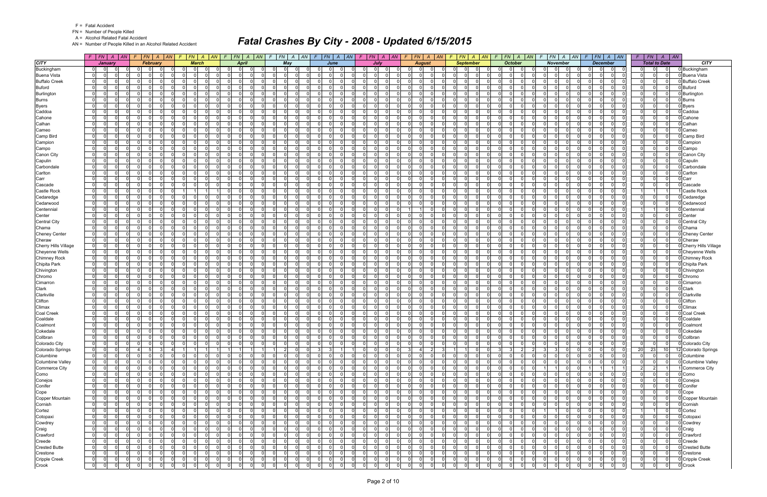F = Fatal Accident
FN = Number of People Killed
A = Alcohol Related Fatal Accident
AN = Number of People Killed in an Alcohol Related Accident

# Fatal Crashes By City - 2008 - Updated 6/15/2015

| CITY | January | | | | February | | | | March | | | | April | | | | May | | | | June | | | | July | | | | August | | | | September | | | | October | | | | November | | | | December | | | | Total to Date | | | | CITY |
|---|---|---|---|---|---|---|---|---|---|---|---|---|---|---|---|---|---|---|---|---|---|---|---|---|---|---|---|---|---|---|---|---|---|---|---|---|---|---|---|---|---|---|---|---|---|---|---|---|---|---|---|---|---|
| | F | FN | A | AN | F | FN | A | AN | F | FN | A | AN | F | FN | A | AN | F | FN | A | AN | F | FN | A | AN | F | FN | A | AN | F | FN | A | AN | F | FN | A | AN | F | FN | A | AN | F | FN | A | AN | F | FN | A | AN | F | FN | A | AN | |
| Buckingham | 0 | 0 | 0 | 0 | 0 | 0 | 0 | 0 | 0 | 0 | 0 | 0 | 0 | 0 | 0 | 0 | 0 | 0 | 0 | 0 | 0 | 0 | 0 | 0 | 0 | 0 | 0 | 0 | 0 | 0 | 0 | 0 | 0 | 0 | 0 | 0 | 0 | 0 | 0 | 0 | 0 | 0 | 0 | 0 | 0 | 0 | 0 | 0 | 0 | 0 | 0 | 0 | Buckingham |
| Buena Vista | 0 | 0 | 0 | 0 | 0 | 0 | 0 | 0 | 0 | 0 | 0 | 0 | 0 | 0 | 0 | 0 | 0 | 0 | 0 | 0 | 0 | 0 | 0 | 0 | 0 | 0 | 0 | 0 | 0 | 0 | 0 | 0 | 0 | 0 | 0 | 0 | 0 | 0 | 0 | 0 | 0 | 0 | 0 | 0 | 0 | 0 | 0 | 0 | 0 | 0 | 0 | 0 | Buena Vista |
| Buffalo Creek | 0 | 0 | 0 | 0 | 0 | 0 | 0 | 0 | 0 | 0 | 0 | 0 | 0 | 0 | 0 | 0 | 0 | 0 | 0 | 0 | 0 | 0 | 0 | 0 | 0 | 0 | 0 | 0 | 0 | 0 | 0 | 0 | 0 | 0 | 0 | 0 | 0 | 0 | 0 | 0 | 0 | 0 | 0 | 0 | 0 | 0 | 0 | 0 | 0 | 0 | 0 | 0 | Buffalo Creek |
| Buford | 0 | 0 | 0 | 0 | 0 | 0 | 0 | 0 | 0 | 0 | 0 | 0 | 0 | 0 | 0 | 0 | 0 | 0 | 0 | 0 | 0 | 0 | 0 | 0 | 0 | 0 | 0 | 0 | 0 | 0 | 0 | 0 | 0 | 0 | 0 | 0 | 0 | 0 | 0 | 0 | 0 | 0 | 0 | 0 | 0 | 0 | 0 | 0 | 0 | 0 | 0 | 0 | Buford |
| Burlington | 0 | 0 | 0 | 0 | 0 | 0 | 0 | 0 | 0 | 0 | 0 | 0 | 0 | 0 | 0 | 0 | 0 | 0 | 0 | 0 | 0 | 0 | 0 | 0 | 0 | 0 | 0 | 0 | 0 | 0 | 0 | 0 | 0 | 0 | 0 | 0 | 0 | 0 | 0 | 0 | 0 | 0 | 0 | 0 | 0 | 0 | 0 | 0 | 0 | 0 | 0 | 0 | Burlington |
| Burns | 0 | 0 | 0 | 0 | 0 | 0 | 0 | 0 | 0 | 0 | 0 | 0 | 0 | 0 | 0 | 0 | 0 | 0 | 0 | 0 | 0 | 0 | 0 | 0 | 0 | 0 | 0 | 0 | 0 | 0 | 0 | 0 | 0 | 0 | 0 | 0 | 0 | 0 | 0 | 0 | 0 | 0 | 0 | 0 | 0 | 0 | 0 | 0 | 0 | 0 | 0 | 0 | Burns |
| Byers | 0 | 0 | 0 | 0 | 0 | 0 | 0 | 0 | 0 | 0 | 0 | 0 | 0 | 0 | 0 | 0 | 0 | 0 | 0 | 0 | 0 | 0 | 0 | 0 | 0 | 0 | 0 | 0 | 0 | 0 | 0 | 0 | 0 | 0 | 0 | 0 | 0 | 0 | 0 | 0 | 0 | 0 | 0 | 0 | 0 | 0 | 0 | 0 | 0 | 0 | 0 | 0 | Byers |
| Caddoa | 0 | 0 | 0 | 0 | 0 | 0 | 0 | 0 | 0 | 0 | 0 | 0 | 0 | 0 | 0 | 0 | 0 | 0 | 0 | 0 | 0 | 0 | 0 | 0 | 0 | 0 | 0 | 0 | 0 | 0 | 0 | 0 | 0 | 0 | 0 | 0 | 0 | 0 | 0 | 0 | 0 | 0 | 0 | 0 | 0 | 0 | 0 | 0 | 0 | 0 | 0 | 0 | Caddoa |
| Cahone | 0 | 0 | 0 | 0 | 0 | 0 | 0 | 0 | 0 | 0 | 0 | 0 | 0 | 0 | 0 | 0 | 0 | 0 | 0 | 0 | 0 | 0 | 0 | 0 | 0 | 0 | 0 | 0 | 0 | 0 | 0 | 0 | 0 | 0 | 0 | 0 | 0 | 0 | 0 | 0 | 0 | 0 | 0 | 0 | 0 | 0 | 0 | 0 | 0 | 0 | 0 | 0 | Cahone |
| Calhan | 0 | 0 | 0 | 0 | 0 | 0 | 0 | 0 | 0 | 0 | 0 | 0 | 0 | 0 | 0 | 0 | 0 | 0 | 0 | 0 | 0 | 0 | 0 | 0 | 0 | 0 | 0 | 0 | 0 | 0 | 0 | 0 | 0 | 0 | 0 | 0 | 0 | 0 | 0 | 0 | 0 | 0 | 0 | 0 | 0 | 0 | 0 | 0 | 0 | 0 | 0 | 0 | Calhan |
| Cameo | 0 | 0 | 0 | 0 | 0 | 0 | 0 | 0 | 0 | 0 | 0 | 0 | 0 | 0 | 0 | 0 | 0 | 0 | 0 | 0 | 0 | 0 | 0 | 0 | 0 | 0 | 0 | 0 | 0 | 0 | 0 | 0 | 0 | 0 | 0 | 0 | 0 | 0 | 0 | 0 | 0 | 0 | 0 | 0 | 0 | 0 | 0 | 0 | 0 | 0 | 0 | 0 | Cameo |
| Camp Bird | 0 | 0 | 0 | 0 | 0 | 0 | 0 | 0 | 0 | 0 | 0 | 0 | 0 | 0 | 0 | 0 | 0 | 0 | 0 | 0 | 0 | 0 | 0 | 0 | 0 | 0 | 0 | 0 | 0 | 0 | 0 | 0 | 0 | 0 | 0 | 0 | 0 | 0 | 0 | 0 | 0 | 0 | 0 | 0 | 0 | 0 | 0 | 0 | 0 | 0 | 0 | 0 | Camp Bird |
| Campion | 0 | 0 | 0 | 0 | 0 | 0 | 0 | 0 | 0 | 0 | 0 | 0 | 0 | 0 | 0 | 0 | 0 | 0 | 0 | 0 | 0 | 0 | 0 | 0 | 0 | 0 | 0 | 0 | 0 | 0 | 0 | 0 | 0 | 0 | 0 | 0 | 0 | 0 | 0 | 0 | 0 | 0 | 0 | 0 | 0 | 0 | 0 | 0 | 0 | 0 | 0 | 0 | Campion |
| Campo | 0 | 0 | 0 | 0 | 0 | 0 | 0 | 0 | 0 | 0 | 0 | 0 | 0 | 0 | 0 | 0 | 0 | 0 | 0 | 0 | 0 | 0 | 0 | 0 | 0 | 0 | 0 | 0 | 0 | 0 | 0 | 0 | 0 | 0 | 0 | 0 | 0 | 0 | 0 | 0 | 0 | 0 | 0 | 0 | 0 | 0 | 0 | 0 | 0 | 0 | 0 | 0 | Campo |
| Canon City | 0 | 0 | 0 | 0 | 0 | 0 | 0 | 0 | 0 | 0 | 0 | 0 | 0 | 0 | 0 | 0 | 0 | 0 | 0 | 0 | 0 | 0 | 0 | 0 | 0 | 0 | 0 | 0 | 0 | 0 | 0 | 0 | 0 | 0 | 0 | 0 | 0 | 0 | 0 | 0 | 0 | 0 | 0 | 0 | 0 | 0 | 0 | 0 | 0 | 0 | 0 | 0 | Canon City |
| Capulin | 0 | 0 | 0 | 0 | 0 | 0 | 0 | 0 | 0 | 0 | 0 | 0 | 0 | 0 | 0 | 0 | 0 | 0 | 0 | 0 | 0 | 0 | 0 | 0 | 0 | 0 | 0 | 0 | 0 | 0 | 0 | 0 | 0 | 0 | 0 | 0 | 0 | 0 | 0 | 0 | 0 | 0 | 0 | 0 | 0 | 0 | 0 | 0 | 0 | 0 | 0 | 0 | Capulin |
| Carbondale | 0 | 0 | 0 | 0 | 0 | 0 | 0 | 0 | 0 | 0 | 0 | 0 | 0 | 0 | 0 | 0 | 0 | 0 | 0 | 0 | 0 | 0 | 0 | 0 | 0 | 0 | 0 | 0 | 0 | 0 | 0 | 0 | 0 | 0 | 0 | 0 | 0 | 0 | 0 | 0 | 0 | 0 | 0 | 0 | 0 | 0 | 0 | 0 | 0 | 0 | 0 | 0 | Carbondale |
| Carlton | 0 | 0 | 0 | 0 | 0 | 0 | 0 | 0 | 0 | 0 | 0 | 0 | 0 | 0 | 0 | 0 | 0 | 0 | 0 | 0 | 0 | 0 | 0 | 0 | 0 | 0 | 0 | 0 | 0 | 0 | 0 | 0 | 0 | 0 | 0 | 0 | 0 | 0 | 0 | 0 | 0 | 0 | 0 | 0 | 0 | 0 | 0 | 0 | 0 | 0 | 0 | 0 | Carlton |
| Carr | 0 | 0 | 0 | 0 | 0 | 0 | 0 | 0 | 0 | 0 | 0 | 0 | 0 | 0 | 0 | 0 | 0 | 0 | 0 | 0 | 0 | 0 | 0 | 0 | 0 | 0 | 0 | 0 | 0 | 0 | 0 | 0 | 0 | 0 | 0 | 0 | 0 | 0 | 0 | 0 | 0 | 0 | 0 | 0 | 0 | 0 | 0 | 0 | 0 | 0 | 0 | 0 | Carr |
| Cascade | 0 | 0 | 0 | 0 | 0 | 0 | 0 | 0 | 0 | 0 | 0 | 0 | 0 | 0 | 0 | 0 | 0 | 0 | 0 | 0 | 0 | 0 | 0 | 0 | 0 | 0 | 0 | 0 | 0 | 0 | 0 | 0 | 0 | 0 | 0 | 0 | 0 | 0 | 0 | 0 | 0 | 0 | 0 | 0 | 0 | 0 | 0 | 0 | 0 | 0 | 0 | 0 | Cascade |
| Castle Rock | 0 | 0 | 0 | 0 | 0 | 0 | 0 | 0 | 1 | 1 | 1 | 1 | 0 | 0 | 0 | 0 | 0 | 0 | 0 | 0 | 0 | 0 | 0 | 0 | 0 | 0 | 0 | 0 | 0 | 0 | 0 | 0 | 0 | 0 | 0 | 0 | 0 | 0 | 0 | 0 | 0 | 0 | 0 | 0 | 0 | 0 | 0 | 0 | 1 | 1 | 1 | 1 | Castle Rock |
| Cedaredge | 0 | 0 | 0 | 0 | 0 | 0 | 0 | 0 | 0 | 0 | 0 | 0 | 0 | 0 | 0 | 0 | 0 | 0 | 0 | 0 | 0 | 0 | 0 | 0 | 0 | 0 | 0 | 0 | 0 | 0 | 0 | 0 | 0 | 0 | 0 | 0 | 0 | 0 | 0 | 0 | 0 | 0 | 0 | 0 | 0 | 0 | 0 | 0 | 0 | 0 | 0 | 0 | Cedaredge |
| Cedarwood | 0 | 0 | 0 | 0 | 0 | 0 | 0 | 0 | 0 | 0 | 0 | 0 | 0 | 0 | 0 | 0 | 0 | 0 | 0 | 0 | 0 | 0 | 0 | 0 | 0 | 0 | 0 | 0 | 0 | 0 | 0 | 0 | 0 | 0 | 0 | 0 | 0 | 0 | 0 | 0 | 0 | 0 | 0 | 0 | 0 | 0 | 0 | 0 | 0 | 0 | 0 | 0 | Cedarwood |
| Centennial | 0 | 0 | 0 | 0 | 0 | 0 | 0 | 0 | 0 | 0 | 0 | 0 | 0 | 0 | 0 | 0 | 0 | 0 | 0 | 0 | 0 | 0 | 0 | 0 | 0 | 0 | 0 | 0 | 1 | 1 | 0 | 0 | 0 | 0 | 0 | 0 | 0 | 0 | 0 | 0 | 0 | 0 | 0 | 0 | 0 | 0 | 0 | 0 | 1 | 1 | 0 | 0 | Centennial |
| Center | 0 | 0 | 0 | 0 | 0 | 0 | 0 | 0 | 0 | 0 | 0 | 0 | 0 | 0 | 0 | 0 | 0 | 0 | 0 | 0 | 0 | 0 | 0 | 0 | 0 | 0 | 0 | 0 | 0 | 0 | 0 | 0 | 0 | 0 | 0 | 0 | 0 | 0 | 0 | 0 | 0 | 0 | 0 | 0 | 0 | 0 | 0 | 0 | 0 | 0 | 0 | 0 | Center |
| Central City | 0 | 0 | 0 | 0 | 0 | 0 | 0 | 0 | 0 | 0 | 0 | 0 | 0 | 0 | 0 | 0 | 0 | 0 | 0 | 0 | 0 | 0 | 0 | 0 | 0 | 0 | 0 | 0 | 0 | 0 | 0 | 0 | 0 | 0 | 0 | 0 | 0 | 0 | 0 | 0 | 0 | 0 | 0 | 0 | 0 | 0 | 0 | 0 | 0 | 0 | 0 | 0 | Central City |
| Chama | 0 | 0 | 0 | 0 | 0 | 0 | 0 | 0 | 0 | 0 | 0 | 0 | 0 | 0 | 0 | 0 | 0 | 0 | 0 | 0 | 0 | 0 | 0 | 0 | 0 | 0 | 0 | 0 | 0 | 0 | 0 | 0 | 0 | 0 | 0 | 0 | 0 | 0 | 0 | 0 | 0 | 0 | 0 | 0 | 0 | 0 | 0 | 0 | 0 | 0 | 0 | 0 | Chama |
| Cheney Center | 0 | 0 | 0 | 0 | 0 | 0 | 0 | 0 | 0 | 0 | 0 | 0 | 0 | 0 | 0 | 0 | 0 | 0 | 0 | 0 | 0 | 0 | 0 | 0 | 0 | 0 | 0 | 0 | 0 | 0 | 0 | 0 | 0 | 0 | 0 | 0 | 0 | 0 | 0 | 0 | 0 | 0 | 0 | 0 | 0 | 0 | 0 | 0 | 0 | 0 | 0 | 0 | Cheney Center |
| Cheraw | 0 | 0 | 0 | 0 | 0 | 0 | 0 | 0 | 0 | 0 | 0 | 0 | 0 | 0 | 0 | 0 | 0 | 0 | 0 | 0 | 0 | 0 | 0 | 0 | 0 | 0 | 0 | 0 | 0 | 0 | 0 | 0 | 0 | 0 | 0 | 0 | 0 | 0 | 0 | 0 | 0 | 0 | 0 | 0 | 0 | 0 | 0 | 0 | 0 | 0 | 0 | 0 | Cheraw |
| Cherry Hills Village | 0 | 0 | 0 | 0 | 0 | 0 | 0 | 0 | 0 | 0 | 0 | 0 | 0 | 0 | 0 | 0 | 0 | 0 | 0 | 0 | 0 | 0 | 0 | 0 | 0 | 0 | 0 | 0 | 0 | 0 | 0 | 0 | 0 | 0 | 0 | 0 | 0 | 0 | 0 | 0 | 0 | 0 | 0 | 0 | 0 | 0 | 0 | 0 | 0 | 0 | 0 | 0 | Cherry Hills Village |
| Cheyenne Wells | 0 | 0 | 0 | 0 | 0 | 0 | 0 | 0 | 0 | 0 | 0 | 0 | 0 | 0 | 0 | 0 | 0 | 0 | 0 | 0 | 0 | 0 | 0 | 0 | 0 | 0 | 0 | 0 | 0 | 0 | 0 | 0 | 0 | 0 | 0 | 0 | 0 | 0 | 0 | 0 | 0 | 0 | 0 | 0 | 0 | 0 | 0 | 0 | 0 | 0 | 0 | 0 | Cheyenne Wells |
| Chimney Rock | 0 | 0 | 0 | 0 | 0 | 0 | 0 | 0 | 0 | 0 | 0 | 0 | 0 | 0 | 0 | 0 | 0 | 0 | 0 | 0 | 0 | 0 | 0 | 0 | 0 | 0 | 0 | 0 | 0 | 0 | 0 | 0 | 0 | 0 | 0 | 0 | 0 | 0 | 0 | 0 | 0 | 0 | 0 | 0 | 0 | 0 | 0 | 0 | 0 | 0 | 0 | 0 | Chimney Rock |
| Chipita Park | 0 | 0 | 0 | 0 | 0 | 0 | 0 | 0 | 0 | 0 | 0 | 0 | 0 | 0 | 0 | 0 | 0 | 0 | 0 | 0 | 0 | 0 | 0 | 0 | 0 | 0 | 0 | 0 | 0 | 0 | 0 | 0 | 0 | 0 | 0 | 0 | 0 | 0 | 0 | 0 | 0 | 0 | 0 | 0 | 0 | 0 | 0 | 0 | 0 | 0 | 0 | 0 | Chipita Park |
| Chivington | 0 | 0 | 0 | 0 | 0 | 0 | 0 | 0 | 0 | 0 | 0 | 0 | 0 | 0 | 0 | 0 | 0 | 0 | 0 | 0 | 0 | 0 | 0 | 0 | 0 | 0 | 0 | 0 | 0 | 0 | 0 | 0 | 0 | 0 | 0 | 0 | 0 | 0 | 0 | 0 | 0 | 0 | 0 | 0 | 0 | 0 | 0 | 0 | 0 | 0 | 0 | 0 | Chivington |
| Chromo | 0 | 0 | 0 | 0 | 0 | 0 | 0 | 0 | 0 | 0 | 0 | 0 | 0 | 0 | 0 | 0 | 0 | 0 | 0 | 0 | 0 | 0 | 0 | 0 | 0 | 0 | 0 | 0 | 0 | 0 | 0 | 0 | 0 | 0 | 0 | 0 | 0 | 0 | 0 | 0 | 0 | 0 | 0 | 0 | 0 | 0 | 0 | 0 | 0 | 0 | 0 | 0 | Chromo |
| Cimarron | 0 | 0 | 0 | 0 | 0 | 0 | 0 | 0 | 0 | 0 | 0 | 0 | 0 | 0 | 0 | 0 | 0 | 0 | 0 | 0 | 0 | 0 | 0 | 0 | 0 | 0 | 0 | 0 | 0 | 0 | 0 | 0 | 0 | 0 | 0 | 0 | 0 | 0 | 0 | 0 | 0 | 0 | 0 | 0 | 0 | 0 | 0 | 0 | 0 | 0 | 0 | 0 | Cimarron |
| Clark | 0 | 0 | 0 | 0 | 0 | 0 | 0 | 0 | 0 | 0 | 0 | 0 | 0 | 0 | 0 | 0 | 0 | 0 | 0 | 0 | 0 | 0 | 0 | 0 | 0 | 0 | 0 | 0 | 0 | 0 | 0 | 0 | 0 | 0 | 0 | 0 | 0 | 0 | 0 | 0 | 0 | 0 | 0 | 0 | 0 | 0 | 0 | 0 | 0 | 0 | 0 | 0 | Clark |
| Clarkville | 0 | 0 | 0 | 0 | 0 | 0 | 0 | 0 | 0 | 0 | 0 | 0 | 0 | 0 | 0 | 0 | 0 | 0 | 0 | 0 | 0 | 0 | 0 | 0 | 0 | 0 | 0 | 0 | 0 | 0 | 0 | 0 | 0 | 0 | 0 | 0 | 0 | 0 | 0 | 0 | 0 | 0 | 0 | 0 | 0 | 0 | 0 | 0 | 0 | 0 | 0 | 0 | Clarkville |
| Clifton | 0 | 0 | 0 | 0 | 0 | 0 | 0 | 0 | 0 | 0 | 0 | 0 | 0 | 0 | 0 | 0 | 0 | 0 | 0 | 0 | 0 | 0 | 0 | 0 | 0 | 0 | 0 | 0 | 0 | 0 | 0 | 0 | 0 | 0 | 0 | 0 | 0 | 0 | 0 | 0 | 0 | 0 | 0 | 0 | 0 | 0 | 0 | 0 | 0 | 0 | 0 | 0 | Clifton |
| Climax | 0 | 0 | 0 | 0 | 0 | 0 | 0 | 0 | 0 | 0 | 0 | 0 | 0 | 0 | 0 | 0 | 0 | 0 | 0 | 0 | 0 | 0 | 0 | 0 | 0 | 0 | 0 | 0 | 0 | 0 | 0 | 0 | 0 | 0 | 0 | 0 | 0 | 0 | 0 | 0 | 0 | 0 | 0 | 0 | 0 | 0 | 0 | 0 | 0 | 0 | 0 | 0 | Climax |
| Coal Creek | 0 | 0 | 0 | 0 | 0 | 0 | 0 | 0 | 0 | 0 | 0 | 0 | 0 | 0 | 0 | 0 | 0 | 0 | 0 | 0 | 0 | 0 | 0 | 0 | 0 | 0 | 0 | 0 | 0 | 0 | 0 | 0 | 0 | 0 | 0 | 0 | 0 | 0 | 0 | 0 | 0 | 0 | 0 | 0 | 0 | 0 | 0 | 0 | 0 | 0 | 0 | 0 | Coal Creek |
| Coaldale | 0 | 0 | 0 | 0 | 0 | 0 | 0 | 0 | 0 | 0 | 0 | 0 | 0 | 0 | 0 | 0 | 0 | 0 | 0 | 0 | 0 | 0 | 0 | 0 | 0 | 0 | 0 | 0 | 0 | 0 | 0 | 0 | 0 | 0 | 0 | 0 | 0 | 0 | 0 | 0 | 0 | 0 | 0 | 0 | 0 | 0 | 0 | 0 | 0 | 0 | 0 | 0 | Coaldale |
| Coalmont | 0 | 0 | 0 | 0 | 0 | 0 | 0 | 0 | 0 | 0 | 0 | 0 | 0 | 0 | 0 | 0 | 0 | 0 | 0 | 0 | 0 | 0 | 0 | 0 | 0 | 0 | 0 | 0 | 0 | 0 | 0 | 0 | 0 | 0 | 0 | 0 | 0 | 0 | 0 | 0 | 0 | 0 | 0 | 0 | 0 | 0 | 0 | 0 | 0 | 0 | 0 | 0 | Coalmont |
| Cokedale | 0 | 0 | 0 | 0 | 0 | 0 | 0 | 0 | 0 | 0 | 0 | 0 | 0 | 0 | 0 | 0 | 0 | 0 | 0 | 0 | 0 | 0 | 0 | 0 | 0 | 0 | 0 | 0 | 0 | 0 | 0 | 0 | 0 | 0 | 0 | 0 | 0 | 0 | 0 | 0 | 0 | 0 | 0 | 0 | 0 | 0 | 0 | 0 | 0 | 0 | 0 | 0 | Cokedale |
| Collbran | 0 | 0 | 0 | 0 | 0 | 0 | 0 | 0 | 0 | 0 | 0 | 0 | 0 | 0 | 0 | 0 | 0 | 0 | 0 | 0 | 0 | 0 | 0 | 0 | 0 | 0 | 0 | 0 | 0 | 0 | 0 | 0 | 0 | 0 | 0 | 0 | 0 | 0 | 0 | 0 | 0 | 0 | 0 | 0 | 0 | 0 | 0 | 0 | 0 | 0 | 0 | 0 | Collbran |
| Colorado City | 0 | 0 | 0 | 0 | 0 | 0 | 0 | 0 | 0 | 0 | 0 | 0 | 0 | 0 | 0 | 0 | 0 | 0 | 0 | 0 | 0 | 0 | 0 | 0 | 0 | 0 | 0 | 0 | 0 | 0 | 0 | 0 | 0 | 0 | 0 | 0 | 0 | 0 | 0 | 0 | 0 | 0 | 0 | 0 | 0 | 0 | 0 | 0 | 0 | 0 | 0 | 0 | Colorado City |
| Colorado Springs | 0 | 0 | 0 | 0 | 4 | 5 | 3 | 4 | 1 | 1 | 1 | 1 | 1 | 1 | 1 | 1 | 1 | 2 | 0 | 0 | 3 | 3 | 1 | 1 | 0 | 0 | 0 | 0 | 3 | 4 | 2 | 3 | 1 | 1 | 0 | 0 | 3 | 3 | 2 | 2 | 3 | 3 | 0 | 0 | 0 | 0 | 0 | 0 | 20 | 23 | 10 | 12 | Colorado Springs |
| Columbine | 0 | 0 | 0 | 0 | 0 | 0 | 0 | 0 | 0 | 0 | 0 | 0 | 0 | 0 | 0 | 0 | 0 | 0 | 0 | 0 | 0 | 0 | 0 | 0 | 0 | 0 | 0 | 0 | 0 | 0 | 0 | 0 | 0 | 0 | 0 | 0 | 0 | 0 | 0 | 0 | 0 | 0 | 0 | 0 | 0 | 0 | 0 | 0 | 0 | 0 | 0 | 0 | Columbine |
| Columbine Valley | 0 | 0 | 0 | 0 | 0 | 0 | 0 | 0 | 0 | 0 | 0 | 0 | 0 | 0 | 0 | 0 | 0 | 0 | 0 | 0 | 0 | 0 | 0 | 0 | 0 | 0 | 0 | 0 | 0 | 0 | 0 | 0 | 0 | 0 | 0 | 0 | 0 | 0 | 0 | 0 | 0 | 0 | 0 | 0 | 0 | 0 | 0 | 0 | 0 | 0 | 0 | 0 | Columbine Valley |
| Commerce City | 0 | 0 | 0 | 0 | 0 | 0 | 0 | 0 | 0 | 0 | 0 | 0 | 0 | 0 | 0 | 0 | 0 | 0 | 0 | 0 | 0 | 0 | 0 | 0 | 0 | 0 | 0 | 0 | 0 | 0 | 0 | 0 | 0 | 0 | 0 | 0 | 0 | 0 | 0 | 0 | 1 | 1 | 0 | 0 | 1 | 1 | 1 | 1 | 2 | 2 | 1 | 1 | Commerce City |
| Como | 0 | 0 | 0 | 0 | 0 | 0 | 0 | 0 | 0 | 0 | 0 | 0 | 0 | 0 | 0 | 0 | 0 | 0 | 0 | 0 | 0 | 0 | 0 | 0 | 0 | 0 | 0 | 0 | 0 | 0 | 0 | 0 | 0 | 0 | 0 | 0 | 0 | 0 | 0 | 0 | 0 | 0 | 0 | 0 | 0 | 0 | 0 | 0 | 0 | 0 | 0 | 0 | Como |
| Conejos | 0 | 0 | 0 | 0 | 0 | 0 | 0 | 0 | 0 | 0 | 0 | 0 | 0 | 0 | 0 | 0 | 0 | 0 | 0 | 0 | 0 | 0 | 0 | 0 | 0 | 0 | 0 | 0 | 0 | 0 | 0 | 0 | 0 | 0 | 0 | 0 | 0 | 0 | 0 | 0 | 0 | 0 | 0 | 0 | 0 | 0 | 0 | 0 | 0 | 0 | 0 | 0 | Conejos |
| Conifer | 0 | 0 | 0 | 0 | 0 | 0 | 0 | 0 | 0 | 0 | 0 | 0 | 0 | 0 | 0 | 0 | 0 | 0 | 0 | 0 | 0 | 0 | 0 | 0 | 0 | 0 | 0 | 0 | 0 | 0 | 0 | 0 | 0 | 0 | 0 | 0 | 0 | 0 | 0 | 0 | 0 | 0 | 0 | 0 | 0 | 0 | 0 | 0 | 0 | 0 | 0 | 0 | Conifer |
| Cope | 0 | 0 | 0 | 0 | 0 | 0 | 0 | 0 | 0 | 0 | 0 | 0 | 0 | 0 | 0 | 0 | 0 | 0 | 0 | 0 | 0 | 0 | 0 | 0 | 0 | 0 | 0 | 0 | 0 | 0 | 0 | 0 | 0 | 0 | 0 | 0 | 0 | 0 | 0 | 0 | 0 | 0 | 0 | 0 | 0 | 0 | 0 | 0 | 0 | 0 | 0 | 0 | Cope |
| Copper Mountain | 0 | 0 | 0 | 0 | 0 | 0 | 0 | 0 | 0 | 0 | 0 | 0 | 0 | 0 | 0 | 0 | 0 | 0 | 0 | 0 | 0 | 0 | 0 | 0 | 0 | 0 | 0 | 0 | 0 | 0 | 0 | 0 | 0 | 0 | 0 | 0 | 0 | 0 | 0 | 0 | 0 | 0 | 0 | 0 | 0 | 0 | 0 | 0 | 0 | 0 | 0 | 0 | Copper Mountain |
| Cornish | 0 | 0 | 0 | 0 | 0 | 0 | 0 | 0 | 0 | 0 | 0 | 0 | 0 | 0 | 0 | 0 | 0 | 0 | 0 | 0 | 0 | 0 | 0 | 0 | 0 | 0 | 0 | 0 | 0 | 0 | 0 | 0 | 0 | 0 | 0 | 0 | 0 | 0 | 0 | 0 | 0 | 0 | 0 | 0 | 0 | 0 | 0 | 0 | 0 | 0 | 0 | 0 | Cornish |
| Cortez | 0 | 0 | 0 | 0 | 0 | 0 | 0 | 0 | 0 | 0 | 0 | 0 | 0 | 0 | 0 | 0 | 0 | 0 | 0 | 0 | 0 | 0 | 0 | 0 | 0 | 0 | 0 | 0 | 0 | 0 | 0 | 0 | 0 | 0 | 0 | 0 | 0 | 0 | 0 | 0 | 1 | 1 | 0 | 0 | 0 | 0 | 0 | 0 | 1 | 1 | 0 | 0 | Cortez |
| Cotopaxi | 0 | 0 | 0 | 0 | 0 | 0 | 0 | 0 | 0 | 0 | 0 | 0 | 0 | 0 | 0 | 0 | 0 | 0 | 0 | 0 | 0 | 0 | 0 | 0 | 0 | 0 | 0 | 0 | 0 | 0 | 0 | 0 | 0 | 0 | 0 | 0 | 0 | 0 | 0 | 0 | 0 | 0 | 0 | 0 | 0 | 0 | 0 | 0 | 0 | 0 | 0 | 0 | Cotopaxi |
| Cowdrey | 0 | 0 | 0 | 0 | 0 | 0 | 0 | 0 | 0 | 0 | 0 | 0 | 0 | 0 | 0 | 0 | 0 | 0 | 0 | 0 | 0 | 0 | 0 | 0 | 0 | 0 | 0 | 0 | 0 | 0 | 0 | 0 | 0 | 0 | 0 | 0 | 0 | 0 | 0 | 0 | 0 | 0 | 0 | 0 | 0 | 0 | 0 | 0 | 0 | 0 | 0 | 0 | Cowdrey |
| Craig | 0 | 0 | 0 | 0 | 0 | 0 | 0 | 0 | 0 | 0 | 0 | 0 | 0 | 0 | 0 | 0 | 0 | 0 | 0 | 0 | 0 | 0 | 0 | 0 | 0 | 0 | 0 | 0 | 0 | 0 | 0 | 0 | 0 | 0 | 0 | 0 | 0 | 0 | 0 | 0 | 0 | 0 | 0 | 0 | 0 | 0 | 0 | 0 | 0 | 0 | 0 | 0 | Craig |
| Crawford | 0 | 0 | 0 | 0 | 0 | 0 | 0 | 0 | 0 | 0 | 0 | 0 | 0 | 0 | 0 | 0 | 0 | 0 | 0 | 0 | 0 | 0 | 0 | 0 | 0 | 0 | 0 | 0 | 0 | 0 | 0 | 0 | 0 | 0 | 0 | 0 | 0 | 0 | 0 | 0 | 0 | 0 | 0 | 0 | 0 | 0 | 0 | 0 | 0 | 0 | 0 | 0 | Crawford |
| Creede | 0 | 0 | 0 | 0 | 0 | 0 | 0 | 0 | 0 | 0 | 0 | 0 | 0 | 0 | 0 | 0 | 0 | 0 | 0 | 0 | 0 | 0 | 0 | 0 | 0 | 0 | 0 | 0 | 0 | 0 | 0 | 0 | 0 | 0 | 0 | 0 | 0 | 0 | 0 | 0 | 0 | 0 | 0 | 0 | 0 | 0 | 0 | 0 | 0 | 0 | 0 | 0 | Creede |
| Crested Butte | 0 | 0 | 0 | 0 | 0 | 0 | 0 | 0 | 0 | 0 | 0 | 0 | 0 | 0 | 0 | 0 | 0 | 0 | 0 | 0 | 0 | 0 | 0 | 0 | 0 | 0 | 0 | 0 | 0 | 0 | 0 | 0 | 0 | 0 | 0 | 0 | 0 | 0 | 0 | 0 | 0 | 0 | 0 | 0 | 0 | 0 | 0 | 0 | 0 | 0 | 0 | 0 | Crested Butte |
| Crestone | 0 | 0 | 0 | 0 | 0 | 0 | 0 | 0 | 0 | 0 | 0 | 0 | 0 | 0 | 0 | 0 | 0 | 0 | 0 | 0 | 0 | 0 | 0 | 0 | 0 | 0 | 0 | 0 | 0 | 0 | 0 | 0 | 0 | 0 | 0 | 0 | 0 | 0 | 0 | 0 | 0 | 0 | 0 | 0 | 0 | 0 | 0 | 0 | 0 | 0 | 0 | 0 | Crestone |
| Cripple Creek | 0 | 0 | 0 | 0 | 0 | 0 | 0 | 0 | 0 | 0 | 0 | 0 | 0 | 0 | 0 | 0 | 0 | 0 | 0 | 0 | 0 | 0 | 0 | 0 | 0 | 0 | 0 | 0 | 0 | 0 | 0 | 0 | 0 | 0 | 0 | 0 | 0 | 0 | 0 | 0 | 0 | 0 | 0 | 0 | 0 | 0 | 0 | 0 | 0 | 0 | 0 | 0 | Cripple Creek |
| Crook | 0 | 0 | 0 | 0 | 0 | 0 | 0 | 0 | 0 | 0 | 0 | 0 | 0 | 0 | 0 | 0 | 0 | 0 | 0 | 0 | 0 | 0 | 0 | 0 | 0 | 0 | 0 | 0 | 0 | 0 | 0 | 0 | 0 | 0 | 0 | 0 | 0 | 0 | 0 | 0 | 0 | 0 | 0 | 0 | 0 | 0 | 0 | 0 | 0 | 0 | 0 | 0 | Crook |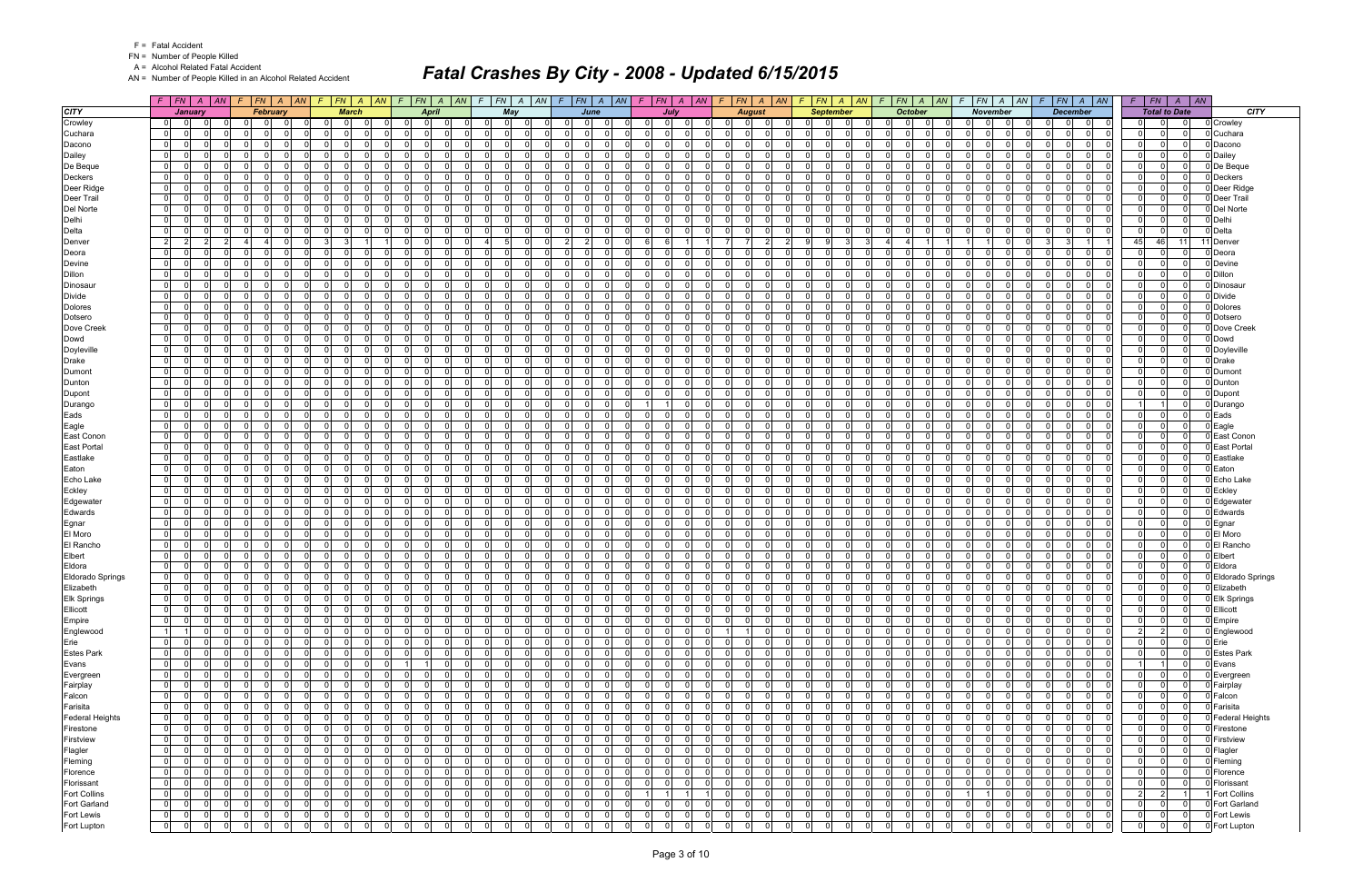F = Fatal Accident
FN = Number of People Killed
A = Alcohol Related Fatal Accident
AN = Number of People Killed in an Alcohol Related Accident

# Fatal Crashes By City - 2008 - Updated 6/15/2015

| CITY | January | | | | February | | | | March | | | | April | | | | May | | | | June | | | | July | | | | August | | | | September | | | | October | | | | November | | | | December | | | | Total to Date | | | | CITY |
|---|---|---|---|---|---|---|---|---|---|---|---|---|---|---|---|---|---|---|---|---|---|---|---|---|---|---|---|---|---|---|---|---|---|---|---|---|---|---|---|---|---|---|---|---|---|---|---|---|---|---|---|---|---|
| | F | FN | A | AN | F | FN | A | AN | F | FN | A | AN | F | FN | A | AN | F | FN | A | AN | F | FN | A | AN | F | FN | A | AN | F | FN | A | AN | F | FN | A | AN | F | FN | A | AN | F | FN | A | AN | F | FN | A | AN | F | FN | A | AN | |
| Crowley | 0 | 0 | 0 | 0 | 0 | 0 | 0 | 0 | 0 | 0 | 0 | 0 | 0 | 0 | 0 | 0 | 0 | 0 | 0 | 0 | 0 | 0 | 0 | 0 | 0 | 0 | 0 | 0 | 0 | 0 | 0 | 0 | 0 | 0 | 0 | 0 | 0 | 0 | 0 | 0 | 0 | 0 | 0 | 0 | 0 | 0 | 0 | 0 | 0 | 0 | 0 | 0 | Crowley |
| Cuchara | 0 | 0 | 0 | 0 | 0 | 0 | 0 | 0 | 0 | 0 | 0 | 0 | 0 | 0 | 0 | 0 | 0 | 0 | 0 | 0 | 0 | 0 | 0 | 0 | 0 | 0 | 0 | 0 | 0 | 0 | 0 | 0 | 0 | 0 | 0 | 0 | 0 | 0 | 0 | 0 | 0 | 0 | 0 | 0 | 0 | 0 | 0 | 0 | 0 | 0 | 0 | 0 | Cuchara |
| Dacono | 0 | 0 | 0 | 0 | 0 | 0 | 0 | 0 | 0 | 0 | 0 | 0 | 0 | 0 | 0 | 0 | 0 | 0 | 0 | 0 | 0 | 0 | 0 | 0 | 0 | 0 | 0 | 0 | 0 | 0 | 0 | 0 | 0 | 0 | 0 | 0 | 0 | 0 | 0 | 0 | 0 | 0 | 0 | 0 | 0 | 0 | 0 | 0 | 0 | 0 | 0 | 0 | Dacono |
| Dailey | 0 | 0 | 0 | 0 | 0 | 0 | 0 | 0 | 0 | 0 | 0 | 0 | 0 | 0 | 0 | 0 | 0 | 0 | 0 | 0 | 0 | 0 | 0 | 0 | 0 | 0 | 0 | 0 | 0 | 0 | 0 | 0 | 0 | 0 | 0 | 0 | 0 | 0 | 0 | 0 | 0 | 0 | 0 | 0 | 0 | 0 | 0 | 0 | 0 | 0 | 0 | 0 | Dailey |
| De Beque | 0 | 0 | 0 | 0 | 0 | 0 | 0 | 0 | 0 | 0 | 0 | 0 | 0 | 0 | 0 | 0 | 0 | 0 | 0 | 0 | 0 | 0 | 0 | 0 | 0 | 0 | 0 | 0 | 0 | 0 | 0 | 0 | 0 | 0 | 0 | 0 | 0 | 0 | 0 | 0 | 0 | 0 | 0 | 0 | 0 | 0 | 0 | 0 | 0 | 0 | 0 | 0 | De Beque |
| Deckers | 0 | 0 | 0 | 0 | 0 | 0 | 0 | 0 | 0 | 0 | 0 | 0 | 0 | 0 | 0 | 0 | 0 | 0 | 0 | 0 | 0 | 0 | 0 | 0 | 0 | 0 | 0 | 0 | 0 | 0 | 0 | 0 | 0 | 0 | 0 | 0 | 0 | 0 | 0 | 0 | 0 | 0 | 0 | 0 | 0 | 0 | 0 | 0 | 0 | 0 | 0 | 0 | Deckers |
| Deer Ridge | 0 | 0 | 0 | 0 | 0 | 0 | 0 | 0 | 0 | 0 | 0 | 0 | 0 | 0 | 0 | 0 | 0 | 0 | 0 | 0 | 0 | 0 | 0 | 0 | 0 | 0 | 0 | 0 | 0 | 0 | 0 | 0 | 0 | 0 | 0 | 0 | 0 | 0 | 0 | 0 | 0 | 0 | 0 | 0 | 0 | 0 | 0 | 0 | 0 | 0 | 0 | 0 | Deer Ridge |
| Deer Trail | 0 | 0 | 0 | 0 | 0 | 0 | 0 | 0 | 0 | 0 | 0 | 0 | 0 | 0 | 0 | 0 | 0 | 0 | 0 | 0 | 0 | 0 | 0 | 0 | 0 | 0 | 0 | 0 | 0 | 0 | 0 | 0 | 0 | 0 | 0 | 0 | 0 | 0 | 0 | 0 | 0 | 0 | 0 | 0 | 0 | 0 | 0 | 0 | 0 | 0 | 0 | 0 | Deer Trail |
| Del Norte | 0 | 0 | 0 | 0 | 0 | 0 | 0 | 0 | 0 | 0 | 0 | 0 | 0 | 0 | 0 | 0 | 0 | 0 | 0 | 0 | 0 | 0 | 0 | 0 | 0 | 0 | 0 | 0 | 0 | 0 | 0 | 0 | 0 | 0 | 0 | 0 | 0 | 0 | 0 | 0 | 0 | 0 | 0 | 0 | 0 | 0 | 0 | 0 | 0 | 0 | 0 | 0 | Del Norte |
| Delhi | 0 | 0 | 0 | 0 | 0 | 0 | 0 | 0 | 0 | 0 | 0 | 0 | 0 | 0 | 0 | 0 | 0 | 0 | 0 | 0 | 0 | 0 | 0 | 0 | 0 | 0 | 0 | 0 | 0 | 0 | 0 | 0 | 0 | 0 | 0 | 0 | 0 | 0 | 0 | 0 | 0 | 0 | 0 | 0 | 0 | 0 | 0 | 0 | 0 | 0 | 0 | 0 | Delhi |
| Delta | 0 | 0 | 0 | 0 | 0 | 0 | 0 | 0 | 0 | 0 | 0 | 0 | 0 | 0 | 0 | 0 | 0 | 0 | 0 | 0 | 0 | 0 | 0 | 0 | 0 | 0 | 0 | 0 | 0 | 0 | 0 | 0 | 0 | 0 | 0 | 0 | 0 | 0 | 0 | 0 | 0 | 0 | 0 | 0 | 0 | 0 | 0 | 0 | 0 | 0 | 0 | 0 | Delta |
| Denver | 2 | 2 | 2 | 2 | 4 | 4 | 0 | 0 | 3 | 3 | 1 | 1 | 0 | 0 | 0 | 0 | 4 | 5 | 0 | 0 | 2 | 2 | 0 | 0 | 6 | 6 | 1 | 1 | 7 | 7 | 2 | 2 | 9 | 9 | 3 | 3 | 4 | 4 | 1 | 1 | 1 | 1 | 0 | 0 | 3 | 3 | 1 | 1 | 45 | 46 | 11 | 11 | Denver |
| Deora | 0 | 0 | 0 | 0 | 0 | 0 | 0 | 0 | 0 | 0 | 0 | 0 | 0 | 0 | 0 | 0 | 0 | 0 | 0 | 0 | 0 | 0 | 0 | 0 | 0 | 0 | 0 | 0 | 0 | 0 | 0 | 0 | 0 | 0 | 0 | 0 | 0 | 0 | 0 | 0 | 0 | 0 | 0 | 0 | 0 | 0 | 0 | 0 | 0 | 0 | 0 | 0 | Deora |
| Devine | 0 | 0 | 0 | 0 | 0 | 0 | 0 | 0 | 0 | 0 | 0 | 0 | 0 | 0 | 0 | 0 | 0 | 0 | 0 | 0 | 0 | 0 | 0 | 0 | 0 | 0 | 0 | 0 | 0 | 0 | 0 | 0 | 0 | 0 | 0 | 0 | 0 | 0 | 0 | 0 | 0 | 0 | 0 | 0 | 0 | 0 | 0 | 0 | 0 | 0 | 0 | 0 | Devine |
| Dillon | 0 | 0 | 0 | 0 | 0 | 0 | 0 | 0 | 0 | 0 | 0 | 0 | 0 | 0 | 0 | 0 | 0 | 0 | 0 | 0 | 0 | 0 | 0 | 0 | 0 | 0 | 0 | 0 | 0 | 0 | 0 | 0 | 0 | 0 | 0 | 0 | 0 | 0 | 0 | 0 | 0 | 0 | 0 | 0 | 0 | 0 | 0 | 0 | 0 | 0 | 0 | 0 | Dillon |
| Dinosaur | 0 | 0 | 0 | 0 | 0 | 0 | 0 | 0 | 0 | 0 | 0 | 0 | 0 | 0 | 0 | 0 | 0 | 0 | 0 | 0 | 0 | 0 | 0 | 0 | 0 | 0 | 0 | 0 | 0 | 0 | 0 | 0 | 0 | 0 | 0 | 0 | 0 | 0 | 0 | 0 | 0 | 0 | 0 | 0 | 0 | 0 | 0 | 0 | 0 | 0 | 0 | 0 | Dinosaur |
| Divide | 0 | 0 | 0 | 0 | 0 | 0 | 0 | 0 | 0 | 0 | 0 | 0 | 0 | 0 | 0 | 0 | 0 | 0 | 0 | 0 | 0 | 0 | 0 | 0 | 0 | 0 | 0 | 0 | 0 | 0 | 0 | 0 | 0 | 0 | 0 | 0 | 0 | 0 | 0 | 0 | 0 | 0 | 0 | 0 | 0 | 0 | 0 | 0 | 0 | 0 | 0 | 0 | Divide |
| Dolores | 0 | 0 | 0 | 0 | 0 | 0 | 0 | 0 | 0 | 0 | 0 | 0 | 0 | 0 | 0 | 0 | 0 | 0 | 0 | 0 | 0 | 0 | 0 | 0 | 0 | 0 | 0 | 0 | 0 | 0 | 0 | 0 | 0 | 0 | 0 | 0 | 0 | 0 | 0 | 0 | 0 | 0 | 0 | 0 | 0 | 0 | 0 | 0 | 0 | 0 | 0 | 0 | Dolores |
| Dotsero | 0 | 0 | 0 | 0 | 0 | 0 | 0 | 0 | 0 | 0 | 0 | 0 | 0 | 0 | 0 | 0 | 0 | 0 | 0 | 0 | 0 | 0 | 0 | 0 | 0 | 0 | 0 | 0 | 0 | 0 | 0 | 0 | 0 | 0 | 0 | 0 | 0 | 0 | 0 | 0 | 0 | 0 | 0 | 0 | 0 | 0 | 0 | 0 | 0 | 0 | 0 | 0 | Dotsero |
| Dove Creek | 0 | 0 | 0 | 0 | 0 | 0 | 0 | 0 | 0 | 0 | 0 | 0 | 0 | 0 | 0 | 0 | 0 | 0 | 0 | 0 | 0 | 0 | 0 | 0 | 0 | 0 | 0 | 0 | 0 | 0 | 0 | 0 | 0 | 0 | 0 | 0 | 0 | 0 | 0 | 0 | 0 | 0 | 0 | 0 | 0 | 0 | 0 | 0 | 0 | 0 | 0 | 0 | Dove Creek |
| Dowd | 0 | 0 | 0 | 0 | 0 | 0 | 0 | 0 | 0 | 0 | 0 | 0 | 0 | 0 | 0 | 0 | 0 | 0 | 0 | 0 | 0 | 0 | 0 | 0 | 0 | 0 | 0 | 0 | 0 | 0 | 0 | 0 | 0 | 0 | 0 | 0 | 0 | 0 | 0 | 0 | 0 | 0 | 0 | 0 | 0 | 0 | 0 | 0 | 0 | 0 | 0 | 0 | Dowd |
| Doyleville | 0 | 0 | 0 | 0 | 0 | 0 | 0 | 0 | 0 | 0 | 0 | 0 | 0 | 0 | 0 | 0 | 0 | 0 | 0 | 0 | 0 | 0 | 0 | 0 | 0 | 0 | 0 | 0 | 0 | 0 | 0 | 0 | 0 | 0 | 0 | 0 | 0 | 0 | 0 | 0 | 0 | 0 | 0 | 0 | 0 | 0 | 0 | 0 | 0 | 0 | 0 | 0 | Doyleville |
| Drake | 0 | 0 | 0 | 0 | 0 | 0 | 0 | 0 | 0 | 0 | 0 | 0 | 0 | 0 | 0 | 0 | 0 | 0 | 0 | 0 | 0 | 0 | 0 | 0 | 0 | 0 | 0 | 0 | 0 | 0 | 0 | 0 | 0 | 0 | 0 | 0 | 0 | 0 | 0 | 0 | 0 | 0 | 0 | 0 | 0 | 0 | 0 | 0 | 0 | 0 | 0 | 0 | Drake |
| Dumont | 0 | 0 | 0 | 0 | 0 | 0 | 0 | 0 | 0 | 0 | 0 | 0 | 0 | 0 | 0 | 0 | 0 | 0 | 0 | 0 | 0 | 0 | 0 | 0 | 0 | 0 | 0 | 0 | 0 | 0 | 0 | 0 | 0 | 0 | 0 | 0 | 0 | 0 | 0 | 0 | 0 | 0 | 0 | 0 | 0 | 0 | 0 | 0 | 0 | 0 | 0 | 0 | Dumont |
| Dunton | 0 | 0 | 0 | 0 | 0 | 0 | 0 | 0 | 0 | 0 | 0 | 0 | 0 | 0 | 0 | 0 | 0 | 0 | 0 | 0 | 0 | 0 | 0 | 0 | 0 | 0 | 0 | 0 | 0 | 0 | 0 | 0 | 0 | 0 | 0 | 0 | 0 | 0 | 0 | 0 | 0 | 0 | 0 | 0 | 0 | 0 | 0 | 0 | 0 | 0 | 0 | 0 | Dunton |
| Dupont | 0 | 0 | 0 | 0 | 0 | 0 | 0 | 0 | 0 | 0 | 0 | 0 | 0 | 0 | 0 | 0 | 0 | 0 | 0 | 0 | 0 | 0 | 0 | 0 | 0 | 0 | 0 | 0 | 0 | 0 | 0 | 0 | 0 | 0 | 0 | 0 | 0 | 0 | 0 | 0 | 0 | 0 | 0 | 0 | 0 | 0 | 0 | 0 | 0 | 0 | 0 | 0 | Dupont |
| Durango | 0 | 0 | 0 | 0 | 0 | 0 | 0 | 0 | 0 | 0 | 0 | 0 | 0 | 0 | 0 | 0 | 0 | 0 | 0 | 0 | 0 | 0 | 0 | 0 | 1 | 1 | 0 | 0 | 0 | 0 | 0 | 0 | 0 | 0 | 0 | 0 | 0 | 0 | 0 | 0 | 0 | 0 | 0 | 0 | 0 | 0 | 0 | 0 | 1 | 1 | 0 | 0 | Durango |
| Eads | 0 | 0 | 0 | 0 | 0 | 0 | 0 | 0 | 0 | 0 | 0 | 0 | 0 | 0 | 0 | 0 | 0 | 0 | 0 | 0 | 0 | 0 | 0 | 0 | 0 | 0 | 0 | 0 | 0 | 0 | 0 | 0 | 0 | 0 | 0 | 0 | 0 | 0 | 0 | 0 | 0 | 0 | 0 | 0 | 0 | 0 | 0 | 0 | 0 | 0 | 0 | 0 | Eads |
| Eagle | 0 | 0 | 0 | 0 | 0 | 0 | 0 | 0 | 0 | 0 | 0 | 0 | 0 | 0 | 0 | 0 | 0 | 0 | 0 | 0 | 0 | 0 | 0 | 0 | 0 | 0 | 0 | 0 | 0 | 0 | 0 | 0 | 0 | 0 | 0 | 0 | 0 | 0 | 0 | 0 | 0 | 0 | 0 | 0 | 0 | 0 | 0 | 0 | 0 | 0 | 0 | 0 | Eagle |
| East Conon | 0 | 0 | 0 | 0 | 0 | 0 | 0 | 0 | 0 | 0 | 0 | 0 | 0 | 0 | 0 | 0 | 0 | 0 | 0 | 0 | 0 | 0 | 0 | 0 | 0 | 0 | 0 | 0 | 0 | 0 | 0 | 0 | 0 | 0 | 0 | 0 | 0 | 0 | 0 | 0 | 0 | 0 | 0 | 0 | 0 | 0 | 0 | 0 | 0 | 0 | 0 | 0 | East Conon |
| East Portal | 0 | 0 | 0 | 0 | 0 | 0 | 0 | 0 | 0 | 0 | 0 | 0 | 0 | 0 | 0 | 0 | 0 | 0 | 0 | 0 | 0 | 0 | 0 | 0 | 0 | 0 | 0 | 0 | 0 | 0 | 0 | 0 | 0 | 0 | 0 | 0 | 0 | 0 | 0 | 0 | 0 | 0 | 0 | 0 | 0 | 0 | 0 | 0 | 0 | 0 | 0 | 0 | East Portal |
| Eastlake | 0 | 0 | 0 | 0 | 0 | 0 | 0 | 0 | 0 | 0 | 0 | 0 | 0 | 0 | 0 | 0 | 0 | 0 | 0 | 0 | 0 | 0 | 0 | 0 | 0 | 0 | 0 | 0 | 0 | 0 | 0 | 0 | 0 | 0 | 0 | 0 | 0 | 0 | 0 | 0 | 0 | 0 | 0 | 0 | 0 | 0 | 0 | 0 | 0 | 0 | 0 | 0 | Eastlake |
| Eaton | 0 | 0 | 0 | 0 | 0 | 0 | 0 | 0 | 0 | 0 | 0 | 0 | 0 | 0 | 0 | 0 | 0 | 0 | 0 | 0 | 0 | 0 | 0 | 0 | 0 | 0 | 0 | 0 | 0 | 0 | 0 | 0 | 0 | 0 | 0 | 0 | 0 | 0 | 0 | 0 | 0 | 0 | 0 | 0 | 0 | 0 | 0 | 0 | 0 | 0 | 0 | 0 | Eaton |
| Echo Lake | 0 | 0 | 0 | 0 | 0 | 0 | 0 | 0 | 0 | 0 | 0 | 0 | 0 | 0 | 0 | 0 | 0 | 0 | 0 | 0 | 0 | 0 | 0 | 0 | 0 | 0 | 0 | 0 | 0 | 0 | 0 | 0 | 0 | 0 | 0 | 0 | 0 | 0 | 0 | 0 | 0 | 0 | 0 | 0 | 0 | 0 | 0 | 0 | 0 | 0 | 0 | 0 | Echo Lake |
| Eckley | 0 | 0 | 0 | 0 | 0 | 0 | 0 | 0 | 0 | 0 | 0 | 0 | 0 | 0 | 0 | 0 | 0 | 0 | 0 | 0 | 0 | 0 | 0 | 0 | 0 | 0 | 0 | 0 | 0 | 0 | 0 | 0 | 0 | 0 | 0 | 0 | 0 | 0 | 0 | 0 | 0 | 0 | 0 | 0 | 0 | 0 | 0 | 0 | 0 | 0 | 0 | 0 | Eckley |
| Edgewater | 0 | 0 | 0 | 0 | 0 | 0 | 0 | 0 | 0 | 0 | 0 | 0 | 0 | 0 | 0 | 0 | 0 | 0 | 0 | 0 | 0 | 0 | 0 | 0 | 0 | 0 | 0 | 0 | 0 | 0 | 0 | 0 | 0 | 0 | 0 | 0 | 0 | 0 | 0 | 0 | 0 | 0 | 0 | 0 | 0 | 0 | 0 | 0 | 0 | 0 | 0 | 0 | Edgewater |
| Edwards | 0 | 0 | 0 | 0 | 0 | 0 | 0 | 0 | 0 | 0 | 0 | 0 | 0 | 0 | 0 | 0 | 0 | 0 | 0 | 0 | 0 | 0 | 0 | 0 | 0 | 0 | 0 | 0 | 0 | 0 | 0 | 0 | 0 | 0 | 0 | 0 | 0 | 0 | 0 | 0 | 0 | 0 | 0 | 0 | 0 | 0 | 0 | 0 | 0 | 0 | 0 | 0 | Edwards |
| Egnar | 0 | 0 | 0 | 0 | 0 | 0 | 0 | 0 | 0 | 0 | 0 | 0 | 0 | 0 | 0 | 0 | 0 | 0 | 0 | 0 | 0 | 0 | 0 | 0 | 0 | 0 | 0 | 0 | 0 | 0 | 0 | 0 | 0 | 0 | 0 | 0 | 0 | 0 | 0 | 0 | 0 | 0 | 0 | 0 | 0 | 0 | 0 | 0 | 0 | 0 | 0 | 0 | Egnar |
| El Moro | 0 | 0 | 0 | 0 | 0 | 0 | 0 | 0 | 0 | 0 | 0 | 0 | 0 | 0 | 0 | 0 | 0 | 0 | 0 | 0 | 0 | 0 | 0 | 0 | 0 | 0 | 0 | 0 | 0 | 0 | 0 | 0 | 0 | 0 | 0 | 0 | 0 | 0 | 0 | 0 | 0 | 0 | 0 | 0 | 0 | 0 | 0 | 0 | 0 | 0 | 0 | 0 | El Moro |
| El Rancho | 0 | 0 | 0 | 0 | 0 | 0 | 0 | 0 | 0 | 0 | 0 | 0 | 0 | 0 | 0 | 0 | 0 | 0 | 0 | 0 | 0 | 0 | 0 | 0 | 0 | 0 | 0 | 0 | 0 | 0 | 0 | 0 | 0 | 0 | 0 | 0 | 0 | 0 | 0 | 0 | 0 | 0 | 0 | 0 | 0 | 0 | 0 | 0 | 0 | 0 | 0 | 0 | El Rancho |
| Elbert | 0 | 0 | 0 | 0 | 0 | 0 | 0 | 0 | 0 | 0 | 0 | 0 | 0 | 0 | 0 | 0 | 0 | 0 | 0 | 0 | 0 | 0 | 0 | 0 | 0 | 0 | 0 | 0 | 0 | 0 | 0 | 0 | 0 | 0 | 0 | 0 | 0 | 0 | 0 | 0 | 0 | 0 | 0 | 0 | 0 | 0 | 0 | 0 | 0 | 0 | 0 | 0 | Elbert |
| Eldora | 0 | 0 | 0 | 0 | 0 | 0 | 0 | 0 | 0 | 0 | 0 | 0 | 0 | 0 | 0 | 0 | 0 | 0 | 0 | 0 | 0 | 0 | 0 | 0 | 0 | 0 | 0 | 0 | 0 | 0 | 0 | 0 | 0 | 0 | 0 | 0 | 0 | 0 | 0 | 0 | 0 | 0 | 0 | 0 | 0 | 0 | 0 | 0 | 0 | 0 | 0 | 0 | Eldora |
| Eldorado Springs | 0 | 0 | 0 | 0 | 0 | 0 | 0 | 0 | 0 | 0 | 0 | 0 | 0 | 0 | 0 | 0 | 0 | 0 | 0 | 0 | 0 | 0 | 0 | 0 | 0 | 0 | 0 | 0 | 0 | 0 | 0 | 0 | 0 | 0 | 0 | 0 | 0 | 0 | 0 | 0 | 0 | 0 | 0 | 0 | 0 | 0 | 0 | 0 | 0 | 0 | 0 | 0 | Eldorado Springs |
| Elizabeth | 0 | 0 | 0 | 0 | 0 | 0 | 0 | 0 | 0 | 0 | 0 | 0 | 0 | 0 | 0 | 0 | 0 | 0 | 0 | 0 | 0 | 0 | 0 | 0 | 0 | 0 | 0 | 0 | 0 | 0 | 0 | 0 | 0 | 0 | 0 | 0 | 0 | 0 | 0 | 0 | 0 | 0 | 0 | 0 | 0 | 0 | 0 | 0 | 0 | 0 | 0 | 0 | Elizabeth |
| Elk Springs | 0 | 0 | 0 | 0 | 0 | 0 | 0 | 0 | 0 | 0 | 0 | 0 | 0 | 0 | 0 | 0 | 0 | 0 | 0 | 0 | 0 | 0 | 0 | 0 | 0 | 0 | 0 | 0 | 0 | 0 | 0 | 0 | 0 | 0 | 0 | 0 | 0 | 0 | 0 | 0 | 0 | 0 | 0 | 0 | 0 | 0 | 0 | 0 | 0 | 0 | 0 | 0 | Elk Springs |
| Ellicott | 0 | 0 | 0 | 0 | 0 | 0 | 0 | 0 | 0 | 0 | 0 | 0 | 0 | 0 | 0 | 0 | 0 | 0 | 0 | 0 | 0 | 0 | 0 | 0 | 0 | 0 | 0 | 0 | 0 | 0 | 0 | 0 | 0 | 0 | 0 | 0 | 0 | 0 | 0 | 0 | 0 | 0 | 0 | 0 | 0 | 0 | 0 | 0 | 0 | 0 | 0 | 0 | Ellicott |
| Empire | 0 | 0 | 0 | 0 | 0 | 0 | 0 | 0 | 0 | 0 | 0 | 0 | 0 | 0 | 0 | 0 | 0 | 0 | 0 | 0 | 0 | 0 | 0 | 0 | 0 | 0 | 0 | 0 | 0 | 0 | 0 | 0 | 0 | 0 | 0 | 0 | 0 | 0 | 0 | 0 | 0 | 0 | 0 | 0 | 0 | 0 | 0 | 0 | 0 | 0 | 0 | 0 | Empire |
| Englewood | 1 | 1 | 0 | 0 | 0 | 0 | 0 | 0 | 0 | 0 | 0 | 0 | 0 | 0 | 0 | 0 | 0 | 0 | 0 | 0 | 0 | 0 | 0 | 0 | 0 | 0 | 0 | 0 | 1 | 1 | 0 | 0 | 0 | 0 | 0 | 0 | 0 | 0 | 0 | 0 | 0 | 0 | 0 | 0 | 0 | 0 | 0 | 0 | 2 | 2 | 0 | 0 | Englewood |
| Erie | 0 | 0 | 0 | 0 | 0 | 0 | 0 | 0 | 0 | 0 | 0 | 0 | 0 | 0 | 0 | 0 | 0 | 0 | 0 | 0 | 0 | 0 | 0 | 0 | 0 | 0 | 0 | 0 | 0 | 0 | 0 | 0 | 0 | 0 | 0 | 0 | 0 | 0 | 0 | 0 | 0 | 0 | 0 | 0 | 0 | 0 | 0 | 0 | 0 | 0 | 0 | 0 | Erie |
| Estes Park | 0 | 0 | 0 | 0 | 0 | 0 | 0 | 0 | 0 | 0 | 0 | 0 | 0 | 0 | 0 | 0 | 0 | 0 | 0 | 0 | 0 | 0 | 0 | 0 | 0 | 0 | 0 | 0 | 0 | 0 | 0 | 0 | 0 | 0 | 0 | 0 | 0 | 0 | 0 | 0 | 0 | 0 | 0 | 0 | 0 | 0 | 0 | 0 | 0 | 0 | 0 | 0 | Estes Park |
| Evans | 0 | 0 | 0 | 0 | 0 | 0 | 0 | 0 | 0 | 0 | 0 | 0 | 1 | 1 | 0 | 0 | 0 | 0 | 0 | 0 | 0 | 0 | 0 | 0 | 0 | 0 | 0 | 0 | 0 | 0 | 0 | 0 | 0 | 0 | 0 | 0 | 0 | 0 | 0 | 0 | 0 | 0 | 0 | 0 | 0 | 0 | 0 | 0 | 1 | 1 | 0 | 0 | Evans |
| Evergreen | 0 | 0 | 0 | 0 | 0 | 0 | 0 | 0 | 0 | 0 | 0 | 0 | 0 | 0 | 0 | 0 | 0 | 0 | 0 | 0 | 0 | 0 | 0 | 0 | 0 | 0 | 0 | 0 | 0 | 0 | 0 | 0 | 0 | 0 | 0 | 0 | 0 | 0 | 0 | 0 | 0 | 0 | 0 | 0 | 0 | 0 | 0 | 0 | 0 | 0 | 0 | 0 | Evergreen |
| Fairplay | 0 | 0 | 0 | 0 | 0 | 0 | 0 | 0 | 0 | 0 | 0 | 0 | 0 | 0 | 0 | 0 | 0 | 0 | 0 | 0 | 0 | 0 | 0 | 0 | 0 | 0 | 0 | 0 | 0 | 0 | 0 | 0 | 0 | 0 | 0 | 0 | 0 | 0 | 0 | 0 | 0 | 0 | 0 | 0 | 0 | 0 | 0 | 0 | 0 | 0 | 0 | 0 | Fairplay |
| Falcon | 0 | 0 | 0 | 0 | 0 | 0 | 0 | 0 | 0 | 0 | 0 | 0 | 0 | 0 | 0 | 0 | 0 | 0 | 0 | 0 | 0 | 0 | 0 | 0 | 0 | 0 | 0 | 0 | 0 | 0 | 0 | 0 | 0 | 0 | 0 | 0 | 0 | 0 | 0 | 0 | 0 | 0 | 0 | 0 | 0 | 0 | 0 | 0 | 0 | 0 | 0 | 0 | Falcon |
| Farisita | 0 | 0 | 0 | 0 | 0 | 0 | 0 | 0 | 0 | 0 | 0 | 0 | 0 | 0 | 0 | 0 | 0 | 0 | 0 | 0 | 0 | 0 | 0 | 0 | 0 | 0 | 0 | 0 | 0 | 0 | 0 | 0 | 0 | 0 | 0 | 0 | 0 | 0 | 0 | 0 | 0 | 0 | 0 | 0 | 0 | 0 | 0 | 0 | 0 | 0 | 0 | 0 | Farisita |
| Federal Heights | 0 | 0 | 0 | 0 | 0 | 0 | 0 | 0 | 0 | 0 | 0 | 0 | 0 | 0 | 0 | 0 | 0 | 0 | 0 | 0 | 0 | 0 | 0 | 0 | 0 | 0 | 0 | 0 | 0 | 0 | 0 | 0 | 0 | 0 | 0 | 0 | 0 | 0 | 0 | 0 | 0 | 0 | 0 | 0 | 0 | 0 | 0 | 0 | 0 | 0 | 0 | 0 | Federal Heights |
| Firestone | 0 | 0 | 0 | 0 | 0 | 0 | 0 | 0 | 0 | 0 | 0 | 0 | 0 | 0 | 0 | 0 | 0 | 0 | 0 | 0 | 0 | 0 | 0 | 0 | 0 | 0 | 0 | 0 | 0 | 0 | 0 | 0 | 0 | 0 | 0 | 0 | 0 | 0 | 0 | 0 | 0 | 0 | 0 | 0 | 0 | 0 | 0 | 0 | 0 | 0 | 0 | 0 | Firestone |
| Firstview | 0 | 0 | 0 | 0 | 0 | 0 | 0 | 0 | 0 | 0 | 0 | 0 | 0 | 0 | 0 | 0 | 0 | 0 | 0 | 0 | 0 | 0 | 0 | 0 | 0 | 0 | 0 | 0 | 0 | 0 | 0 | 0 | 0 | 0 | 0 | 0 | 0 | 0 | 0 | 0 | 0 | 0 | 0 | 0 | 0 | 0 | 0 | 0 | 0 | 0 | 0 | 0 | Firstview |
| Flagler | 0 | 0 | 0 | 0 | 0 | 0 | 0 | 0 | 0 | 0 | 0 | 0 | 0 | 0 | 0 | 0 | 0 | 0 | 0 | 0 | 0 | 0 | 0 | 0 | 0 | 0 | 0 | 0 | 0 | 0 | 0 | 0 | 0 | 0 | 0 | 0 | 0 | 0 | 0 | 0 | 0 | 0 | 0 | 0 | 0 | 0 | 0 | 0 | 0 | 0 | 0 | 0 | Flagler |
| Fleming | 0 | 0 | 0 | 0 | 0 | 0 | 0 | 0 | 0 | 0 | 0 | 0 | 0 | 0 | 0 | 0 | 0 | 0 | 0 | 0 | 0 | 0 | 0 | 0 | 0 | 0 | 0 | 0 | 0 | 0 | 0 | 0 | 0 | 0 | 0 | 0 | 0 | 0 | 0 | 0 | 0 | 0 | 0 | 0 | 0 | 0 | 0 | 0 | 0 | 0 | 0 | 0 | Fleming |
| Florence | 0 | 0 | 0 | 0 | 0 | 0 | 0 | 0 | 0 | 0 | 0 | 0 | 0 | 0 | 0 | 0 | 0 | 0 | 0 | 0 | 0 | 0 | 0 | 0 | 0 | 0 | 0 | 0 | 0 | 0 | 0 | 0 | 0 | 0 | 0 | 0 | 0 | 0 | 0 | 0 | 0 | 0 | 0 | 0 | 0 | 0 | 0 | 0 | 0 | 0 | 0 | 0 | Florence |
| Florissant | 0 | 0 | 0 | 0 | 0 | 0 | 0 | 0 | 0 | 0 | 0 | 0 | 0 | 0 | 0 | 0 | 0 | 0 | 0 | 0 | 0 | 0 | 0 | 0 | 0 | 0 | 0 | 0 | 0 | 0 | 0 | 0 | 0 | 0 | 0 | 0 | 0 | 0 | 0 | 0 | 0 | 0 | 0 | 0 | 0 | 0 | 0 | 0 | 0 | 0 | 0 | 0 | Florissant |
| Fort Collins | 0 | 0 | 0 | 0 | 0 | 0 | 0 | 0 | 0 | 0 | 0 | 0 | 0 | 0 | 0 | 0 | 0 | 0 | 0 | 0 | 0 | 0 | 0 | 0 | 1 | 1 | 1 | 1 | 0 | 0 | 0 | 0 | 0 | 0 | 0 | 0 | 0 | 0 | 0 | 0 | 1 | 1 | 0 | 0 | 0 | 0 | 0 | 0 | 2 | 2 | 1 | 1 | Fort Collins |
| Fort Garland | 0 | 0 | 0 | 0 | 0 | 0 | 0 | 0 | 0 | 0 | 0 | 0 | 0 | 0 | 0 | 0 | 0 | 0 | 0 | 0 | 0 | 0 | 0 | 0 | 0 | 0 | 0 | 0 | 0 | 0 | 0 | 0 | 0 | 0 | 0 | 0 | 0 | 0 | 0 | 0 | 0 | 0 | 0 | 0 | 0 | 0 | 0 | 0 | 0 | 0 | 0 | 0 | Fort Garland |
| Fort Lewis | 0 | 0 | 0 | 0 | 0 | 0 | 0 | 0 | 0 | 0 | 0 | 0 | 0 | 0 | 0 | 0 | 0 | 0 | 0 | 0 | 0 | 0 | 0 | 0 | 0 | 0 | 0 | 0 | 0 | 0 | 0 | 0 | 0 | 0 | 0 | 0 | 0 | 0 | 0 | 0 | 0 | 0 | 0 | 0 | 0 | 0 | 0 | 0 | 0 | 0 | 0 | 0 | Fort Lewis |
| Fort Lupton | 0 | 0 | 0 | 0 | 0 | 0 | 0 | 0 | 0 | 0 | 0 | 0 | 0 | 0 | 0 | 0 | 0 | 0 | 0 | 0 | 0 | 0 | 0 | 0 | 0 | 0 | 0 | 0 | 0 | 0 | 0 | 0 | 0 | 0 | 0 | 0 | 0 | 0 | 0 | 0 | 0 | 0 | 0 | 0 | 0 | 0 | 0 | 0 | 0 | 0 | 0 | 0 | Fort Lupton |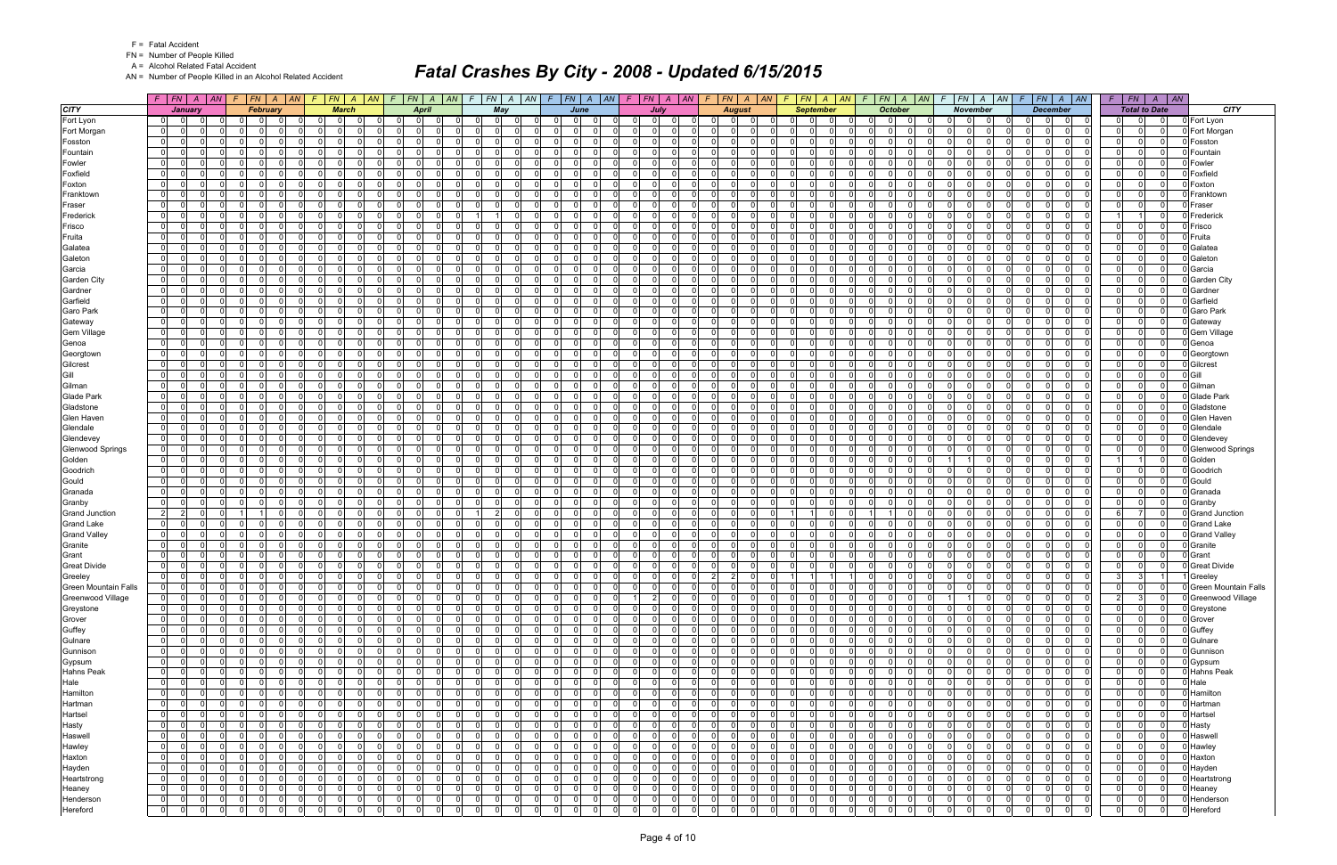# Fatal Crashes By City - 2008 - Updated 6/15/2015

F = Fatal Accident
FN = Number of People Killed
A = Alcohol Related Fatal Accident
AN = Number of People Killed in an Alcohol Related Accident

| CITY | January | | | | February | | | | March | | | | April | | | | May | | | | June | | | | July | | | | August | | | | September | | | | October | | | | November | | | | December | | | | Total to Date | | | | CITY |
|---|---|---|---|---|---|---|---|---|---|---|---|---|---|---|---|---|---|---|---|---|---|---|---|---|---|---|---|---|---|---|---|---|---|---|---|---|---|---|---|---|---|---|---|---|---|---|---|---|---|---|---|---|---|
| | F | FN | A | AN | F | FN | A | AN | F | FN | A | AN | F | FN | A | AN | F | FN | A | AN | F | FN | A | AN | F | FN | A | AN | F | FN | A | AN | F | FN | A | AN | F | FN | A | AN | F | FN | A | AN | F | FN | A | AN | F | FN | A | AN | |
| Fort Lyon | 0 | 0 | 0 | 0 | 0 | 0 | 0 | 0 | 0 | 0 | 0 | 0 | 0 | 0 | 0 | 0 | 0 | 0 | 0 | 0 | 0 | 0 | 0 | 0 | 0 | 0 | 0 | 0 | 0 | 0 | 0 | 0 | 0 | 0 | 0 | 0 | 0 | 0 | 0 | 0 | 0 | 0 | 0 | 0 | 0 | 0 | 0 | 0 | 0 | 0 | 0 | 0 | Fort Lyon |
| Fort Morgan | 0 | 0 | 0 | 0 | 0 | 0 | 0 | 0 | 0 | 0 | 0 | 0 | 0 | 0 | 0 | 0 | 0 | 0 | 0 | 0 | 0 | 0 | 0 | 0 | 0 | 0 | 0 | 0 | 0 | 0 | 0 | 0 | 0 | 0 | 0 | 0 | 0 | 0 | 0 | 0 | 0 | 0 | 0 | 0 | 0 | 0 | 0 | 0 | 0 | 0 | 0 | 0 | Fort Morgan |
| Fosston | 0 | 0 | 0 | 0 | 0 | 0 | 0 | 0 | 0 | 0 | 0 | 0 | 0 | 0 | 0 | 0 | 0 | 0 | 0 | 0 | 0 | 0 | 0 | 0 | 0 | 0 | 0 | 0 | 0 | 0 | 0 | 0 | 0 | 0 | 0 | 0 | 0 | 0 | 0 | 0 | 0 | 0 | 0 | 0 | 0 | 0 | 0 | 0 | 0 | 0 | 0 | 0 | Fosston |
| Fountain | 0 | 0 | 0 | 0 | 0 | 0 | 0 | 0 | 0 | 0 | 0 | 0 | 0 | 0 | 0 | 0 | 0 | 0 | 0 | 0 | 0 | 0 | 0 | 0 | 0 | 0 | 0 | 0 | 0 | 0 | 0 | 0 | 0 | 0 | 0 | 0 | 0 | 0 | 0 | 0 | 0 | 0 | 0 | 0 | 0 | 0 | 0 | 0 | 0 | 0 | 0 | 0 | Fountain |
| Fowler | 0 | 0 | 0 | 0 | 0 | 0 | 0 | 0 | 0 | 0 | 0 | 0 | 0 | 0 | 0 | 0 | 0 | 0 | 0 | 0 | 0 | 0 | 0 | 0 | 0 | 0 | 0 | 0 | 0 | 0 | 0 | 0 | 0 | 0 | 0 | 0 | 0 | 0 | 0 | 0 | 0 | 0 | 0 | 0 | 0 | 0 | 0 | 0 | 0 | 0 | 0 | 0 | Fowler |
| Foxfield | 0 | 0 | 0 | 0 | 0 | 0 | 0 | 0 | 0 | 0 | 0 | 0 | 0 | 0 | 0 | 0 | 0 | 0 | 0 | 0 | 0 | 0 | 0 | 0 | 0 | 0 | 0 | 0 | 0 | 0 | 0 | 0 | 0 | 0 | 0 | 0 | 0 | 0 | 0 | 0 | 0 | 0 | 0 | 0 | 0 | 0 | 0 | 0 | 0 | 0 | 0 | 0 | Foxfield |
| Foxton | 0 | 0 | 0 | 0 | 0 | 0 | 0 | 0 | 0 | 0 | 0 | 0 | 0 | 0 | 0 | 0 | 0 | 0 | 0 | 0 | 0 | 0 | 0 | 0 | 0 | 0 | 0 | 0 | 0 | 0 | 0 | 0 | 0 | 0 | 0 | 0 | 0 | 0 | 0 | 0 | 0 | 0 | 0 | 0 | 0 | 0 | 0 | 0 | 0 | 0 | 0 | 0 | Foxton |
| Franktown | 0 | 0 | 0 | 0 | 0 | 0 | 0 | 0 | 0 | 0 | 0 | 0 | 0 | 0 | 0 | 0 | 0 | 0 | 0 | 0 | 0 | 0 | 0 | 0 | 0 | 0 | 0 | 0 | 0 | 0 | 0 | 0 | 0 | 0 | 0 | 0 | 0 | 0 | 0 | 0 | 0 | 0 | 0 | 0 | 0 | 0 | 0 | 0 | 0 | 0 | 0 | 0 | Franktown |
| Fraser | 0 | 0 | 0 | 0 | 0 | 0 | 0 | 0 | 0 | 0 | 0 | 0 | 0 | 0 | 0 | 0 | 0 | 0 | 0 | 0 | 0 | 0 | 0 | 0 | 0 | 0 | 0 | 0 | 0 | 0 | 0 | 0 | 0 | 0 | 0 | 0 | 0 | 0 | 0 | 0 | 0 | 0 | 0 | 0 | 0 | 0 | 0 | 0 | 0 | 0 | 0 | 0 | Fraser |
| Frederick | 0 | 0 | 0 | 0 | 0 | 0 | 0 | 0 | 0 | 0 | 0 | 0 | 0 | 0 | 0 | 0 | 1 | 1 | 0 | 0 | 0 | 0 | 0 | 0 | 0 | 0 | 0 | 0 | 0 | 0 | 0 | 0 | 0 | 0 | 0 | 0 | 0 | 0 | 0 | 0 | 0 | 0 | 0 | 0 | 0 | 0 | 0 | 0 | 1 | 1 | 0 | 0 | Frederick |
| Frisco | 0 | 0 | 0 | 0 | 0 | 0 | 0 | 0 | 0 | 0 | 0 | 0 | 0 | 0 | 0 | 0 | 0 | 0 | 0 | 0 | 0 | 0 | 0 | 0 | 0 | 0 | 0 | 0 | 0 | 0 | 0 | 0 | 0 | 0 | 0 | 0 | 0 | 0 | 0 | 0 | 0 | 0 | 0 | 0 | 0 | 0 | 0 | 0 | 0 | 0 | 0 | 0 | Frisco |
| Fruita | 0 | 0 | 0 | 0 | 0 | 0 | 0 | 0 | 0 | 0 | 0 | 0 | 0 | 0 | 0 | 0 | 0 | 0 | 0 | 0 | 0 | 0 | 0 | 0 | 0 | 0 | 0 | 0 | 0 | 0 | 0 | 0 | 0 | 0 | 0 | 0 | 0 | 0 | 0 | 0 | 0 | 0 | 0 | 0 | 0 | 0 | 0 | 0 | 0 | 0 | 0 | 0 | Fruita |
| Galatea | 0 | 0 | 0 | 0 | 0 | 0 | 0 | 0 | 0 | 0 | 0 | 0 | 0 | 0 | 0 | 0 | 0 | 0 | 0 | 0 | 0 | 0 | 0 | 0 | 0 | 0 | 0 | 0 | 0 | 0 | 0 | 0 | 0 | 0 | 0 | 0 | 0 | 0 | 0 | 0 | 0 | 0 | 0 | 0 | 0 | 0 | 0 | 0 | 0 | 0 | 0 | 0 | Galatea |
| Galeton | 0 | 0 | 0 | 0 | 0 | 0 | 0 | 0 | 0 | 0 | 0 | 0 | 0 | 0 | 0 | 0 | 0 | 0 | 0 | 0 | 0 | 0 | 0 | 0 | 0 | 0 | 0 | 0 | 0 | 0 | 0 | 0 | 0 | 0 | 0 | 0 | 0 | 0 | 0 | 0 | 0 | 0 | 0 | 0 | 0 | 0 | 0 | 0 | 0 | 0 | 0 | 0 | Galeton |
| Garcia | 0 | 0 | 0 | 0 | 0 | 0 | 0 | 0 | 0 | 0 | 0 | 0 | 0 | 0 | 0 | 0 | 0 | 0 | 0 | 0 | 0 | 0 | 0 | 0 | 0 | 0 | 0 | 0 | 0 | 0 | 0 | 0 | 0 | 0 | 0 | 0 | 0 | 0 | 0 | 0 | 0 | 0 | 0 | 0 | 0 | 0 | 0 | 0 | 0 | 0 | 0 | 0 | Garcia |
| Garden City | 0 | 0 | 0 | 0 | 0 | 0 | 0 | 0 | 0 | 0 | 0 | 0 | 0 | 0 | 0 | 0 | 0 | 0 | 0 | 0 | 0 | 0 | 0 | 0 | 0 | 0 | 0 | 0 | 0 | 0 | 0 | 0 | 0 | 0 | 0 | 0 | 0 | 0 | 0 | 0 | 0 | 0 | 0 | 0 | 0 | 0 | 0 | 0 | 0 | 0 | 0 | 0 | Garden City |
| Gardner | 0 | 0 | 0 | 0 | 0 | 0 | 0 | 0 | 0 | 0 | 0 | 0 | 0 | 0 | 0 | 0 | 0 | 0 | 0 | 0 | 0 | 0 | 0 | 0 | 0 | 0 | 0 | 0 | 0 | 0 | 0 | 0 | 0 | 0 | 0 | 0 | 0 | 0 | 0 | 0 | 0 | 0 | 0 | 0 | 0 | 0 | 0 | 0 | 0 | 0 | 0 | 0 | Gardner |
| Garfield | 0 | 0 | 0 | 0 | 0 | 0 | 0 | 0 | 0 | 0 | 0 | 0 | 0 | 0 | 0 | 0 | 0 | 0 | 0 | 0 | 0 | 0 | 0 | 0 | 0 | 0 | 0 | 0 | 0 | 0 | 0 | 0 | 0 | 0 | 0 | 0 | 0 | 0 | 0 | 0 | 0 | 0 | 0 | 0 | 0 | 0 | 0 | 0 | 0 | 0 | 0 | 0 | Garfield |
| Garo Park | 0 | 0 | 0 | 0 | 0 | 0 | 0 | 0 | 0 | 0 | 0 | 0 | 0 | 0 | 0 | 0 | 0 | 0 | 0 | 0 | 0 | 0 | 0 | 0 | 0 | 0 | 0 | 0 | 0 | 0 | 0 | 0 | 0 | 0 | 0 | 0 | 0 | 0 | 0 | 0 | 0 | 0 | 0 | 0 | 0 | 0 | 0 | 0 | 0 | 0 | 0 | 0 | Garo Park |
| Gateway | 0 | 0 | 0 | 0 | 0 | 0 | 0 | 0 | 0 | 0 | 0 | 0 | 0 | 0 | 0 | 0 | 0 | 0 | 0 | 0 | 0 | 0 | 0 | 0 | 0 | 0 | 0 | 0 | 0 | 0 | 0 | 0 | 0 | 0 | 0 | 0 | 0 | 0 | 0 | 0 | 0 | 0 | 0 | 0 | 0 | 0 | 0 | 0 | 0 | 0 | 0 | 0 | Gateway |
| Gem Village | 0 | 0 | 0 | 0 | 0 | 0 | 0 | 0 | 0 | 0 | 0 | 0 | 0 | 0 | 0 | 0 | 0 | 0 | 0 | 0 | 0 | 0 | 0 | 0 | 0 | 0 | 0 | 0 | 0 | 0 | 0 | 0 | 0 | 0 | 0 | 0 | 0 | 0 | 0 | 0 | 0 | 0 | 0 | 0 | 0 | 0 | 0 | 0 | 0 | 0 | 0 | 0 | Gem Village |
| Genoa | 0 | 0 | 0 | 0 | 0 | 0 | 0 | 0 | 0 | 0 | 0 | 0 | 0 | 0 | 0 | 0 | 0 | 0 | 0 | 0 | 0 | 0 | 0 | 0 | 0 | 0 | 0 | 0 | 0 | 0 | 0 | 0 | 0 | 0 | 0 | 0 | 0 | 0 | 0 | 0 | 0 | 0 | 0 | 0 | 0 | 0 | 0 | 0 | 0 | 0 | 0 | 0 | Genoa |
| Georgtown | 0 | 0 | 0 | 0 | 0 | 0 | 0 | 0 | 0 | 0 | 0 | 0 | 0 | 0 | 0 | 0 | 0 | 0 | 0 | 0 | 0 | 0 | 0 | 0 | 0 | 0 | 0 | 0 | 0 | 0 | 0 | 0 | 0 | 0 | 0 | 0 | 0 | 0 | 0 | 0 | 0 | 0 | 0 | 0 | 0 | 0 | 0 | 0 | 0 | 0 | 0 | 0 | Georgtown |
| Gilcrest | 0 | 0 | 0 | 0 | 0 | 0 | 0 | 0 | 0 | 0 | 0 | 0 | 0 | 0 | 0 | 0 | 0 | 0 | 0 | 0 | 0 | 0 | 0 | 0 | 0 | 0 | 0 | 0 | 0 | 0 | 0 | 0 | 0 | 0 | 0 | 0 | 0 | 0 | 0 | 0 | 0 | 0 | 0 | 0 | 0 | 0 | 0 | 0 | 0 | 0 | 0 | 0 | Gilcrest |
| Gill | 0 | 0 | 0 | 0 | 0 | 0 | 0 | 0 | 0 | 0 | 0 | 0 | 0 | 0 | 0 | 0 | 0 | 0 | 0 | 0 | 0 | 0 | 0 | 0 | 0 | 0 | 0 | 0 | 0 | 0 | 0 | 0 | 0 | 0 | 0 | 0 | 0 | 0 | 0 | 0 | 0 | 0 | 0 | 0 | 0 | 0 | 0 | 0 | 0 | 0 | 0 | 0 | Gill |
| Gilman | 0 | 0 | 0 | 0 | 0 | 0 | 0 | 0 | 0 | 0 | 0 | 0 | 0 | 0 | 0 | 0 | 0 | 0 | 0 | 0 | 0 | 0 | 0 | 0 | 0 | 0 | 0 | 0 | 0 | 0 | 0 | 0 | 0 | 0 | 0 | 0 | 0 | 0 | 0 | 0 | 0 | 0 | 0 | 0 | 0 | 0 | 0 | 0 | 0 | 0 | 0 | 0 | Gilman |
| Glade Park | 0 | 0 | 0 | 0 | 0 | 0 | 0 | 0 | 0 | 0 | 0 | 0 | 0 | 0 | 0 | 0 | 0 | 0 | 0 | 0 | 0 | 0 | 0 | 0 | 0 | 0 | 0 | 0 | 0 | 0 | 0 | 0 | 0 | 0 | 0 | 0 | 0 | 0 | 0 | 0 | 0 | 0 | 0 | 0 | 0 | 0 | 0 | 0 | 0 | 0 | 0 | 0 | Glade Park |
| Gladstone | 0 | 0 | 0 | 0 | 0 | 0 | 0 | 0 | 0 | 0 | 0 | 0 | 0 | 0 | 0 | 0 | 0 | 0 | 0 | 0 | 0 | 0 | 0 | 0 | 0 | 0 | 0 | 0 | 0 | 0 | 0 | 0 | 0 | 0 | 0 | 0 | 0 | 0 | 0 | 0 | 0 | 0 | 0 | 0 | 0 | 0 | 0 | 0 | 0 | 0 | 0 | 0 | Gladstone |
| Glen Haven | 0 | 0 | 0 | 0 | 0 | 0 | 0 | 0 | 0 | 0 | 0 | 0 | 0 | 0 | 0 | 0 | 0 | 0 | 0 | 0 | 0 | 0 | 0 | 0 | 0 | 0 | 0 | 0 | 0 | 0 | 0 | 0 | 0 | 0 | 0 | 0 | 0 | 0 | 0 | 0 | 0 | 0 | 0 | 0 | 0 | 0 | 0 | 0 | 0 | 0 | 0 | 0 | Glen Haven |
| Glendale | 0 | 0 | 0 | 0 | 0 | 0 | 0 | 0 | 0 | 0 | 0 | 0 | 0 | 0 | 0 | 0 | 0 | 0 | 0 | 0 | 0 | 0 | 0 | 0 | 0 | 0 | 0 | 0 | 0 | 0 | 0 | 0 | 0 | 0 | 0 | 0 | 0 | 0 | 0 | 0 | 0 | 0 | 0 | 0 | 0 | 0 | 0 | 0 | 0 | 0 | 0 | 0 | Glendale |
| Glendevey | 0 | 0 | 0 | 0 | 0 | 0 | 0 | 0 | 0 | 0 | 0 | 0 | 0 | 0 | 0 | 0 | 0 | 0 | 0 | 0 | 0 | 0 | 0 | 0 | 0 | 0 | 0 | 0 | 0 | 0 | 0 | 0 | 0 | 0 | 0 | 0 | 0 | 0 | 0 | 0 | 0 | 0 | 0 | 0 | 0 | 0 | 0 | 0 | 0 | 0 | 0 | 0 | Glendevey |
| Glenwood Springs | 0 | 0 | 0 | 0 | 0 | 0 | 0 | 0 | 0 | 0 | 0 | 0 | 0 | 0 | 0 | 0 | 0 | 0 | 0 | 0 | 0 | 0 | 0 | 0 | 0 | 0 | 0 | 0 | 0 | 0 | 0 | 0 | 0 | 0 | 0 | 0 | 0 | 0 | 0 | 0 | 0 | 0 | 0 | 0 | 0 | 0 | 0 | 0 | 0 | 0 | 0 | 0 | Glenwood Springs |
| Golden | 0 | 0 | 0 | 0 | 0 | 0 | 0 | 0 | 0 | 0 | 0 | 0 | 0 | 0 | 0 | 0 | 0 | 0 | 0 | 0 | 0 | 0 | 0 | 0 | 0 | 0 | 0 | 0 | 0 | 0 | 0 | 0 | 0 | 0 | 0 | 0 | 0 | 0 | 0 | 0 | 1 | 1 | 0 | 0 | 0 | 0 | 0 | 0 | 1 | 1 | 0 | 0 | Golden |
| Goodrich | 0 | 0 | 0 | 0 | 0 | 0 | 0 | 0 | 0 | 0 | 0 | 0 | 0 | 0 | 0 | 0 | 0 | 0 | 0 | 0 | 0 | 0 | 0 | 0 | 0 | 0 | 0 | 0 | 0 | 0 | 0 | 0 | 0 | 0 | 0 | 0 | 0 | 0 | 0 | 0 | 0 | 0 | 0 | 0 | 0 | 0 | 0 | 0 | 0 | 0 | 0 | 0 | Goodrich |
| Gould | 0 | 0 | 0 | 0 | 0 | 0 | 0 | 0 | 0 | 0 | 0 | 0 | 0 | 0 | 0 | 0 | 0 | 0 | 0 | 0 | 0 | 0 | 0 | 0 | 0 | 0 | 0 | 0 | 0 | 0 | 0 | 0 | 0 | 0 | 0 | 0 | 0 | 0 | 0 | 0 | 0 | 0 | 0 | 0 | 0 | 0 | 0 | 0 | 0 | 0 | 0 | 0 | Gould |
| Granada | 0 | 0 | 0 | 0 | 0 | 0 | 0 | 0 | 0 | 0 | 0 | 0 | 0 | 0 | 0 | 0 | 0 | 0 | 0 | 0 | 0 | 0 | 0 | 0 | 0 | 0 | 0 | 0 | 0 | 0 | 0 | 0 | 0 | 0 | 0 | 0 | 0 | 0 | 0 | 0 | 0 | 0 | 0 | 0 | 0 | 0 | 0 | 0 | 0 | 0 | 0 | 0 | Granada |
| Granby | 0 | 0 | 0 | 0 | 0 | 0 | 0 | 0 | 0 | 0 | 0 | 0 | 0 | 0 | 0 | 0 | 0 | 0 | 0 | 0 | 0 | 0 | 0 | 0 | 0 | 0 | 0 | 0 | 0 | 0 | 0 | 0 | 0 | 0 | 0 | 0 | 0 | 0 | 0 | 0 | 0 | 0 | 0 | 0 | 0 | 0 | 0 | 0 | 0 | 0 | 0 | 0 | Granby |
| Grand Junction | 2 | 2 | 0 | 0 | 1 | 1 | 0 | 0 | 0 | 0 | 0 | 0 | 0 | 0 | 0 | 0 | 1 | 2 | 0 | 0 | 0 | 0 | 0 | 0 | 0 | 0 | 0 | 0 | 0 | 0 | 0 | 0 | 1 | 1 | 0 | 0 | 1 | 1 | 0 | 0 | 0 | 0 | 0 | 0 | 0 | 0 | 0 | 0 | 6 | 7 | 0 | 0 | Grand Junction |
| Grand Lake | 0 | 0 | 0 | 0 | 0 | 0 | 0 | 0 | 0 | 0 | 0 | 0 | 0 | 0 | 0 | 0 | 0 | 0 | 0 | 0 | 0 | 0 | 0 | 0 | 0 | 0 | 0 | 0 | 0 | 0 | 0 | 0 | 0 | 0 | 0 | 0 | 0 | 0 | 0 | 0 | 0 | 0 | 0 | 0 | 0 | 0 | 0 | 0 | 0 | 0 | 0 | 0 | Grand Lake |
| Grand Valley | 0 | 0 | 0 | 0 | 0 | 0 | 0 | 0 | 0 | 0 | 0 | 0 | 0 | 0 | 0 | 0 | 0 | 0 | 0 | 0 | 0 | 0 | 0 | 0 | 0 | 0 | 0 | 0 | 0 | 0 | 0 | 0 | 0 | 0 | 0 | 0 | 0 | 0 | 0 | 0 | 0 | 0 | 0 | 0 | 0 | 0 | 0 | 0 | 0 | 0 | 0 | 0 | Grand Valley |
| Granite | 0 | 0 | 0 | 0 | 0 | 0 | 0 | 0 | 0 | 0 | 0 | 0 | 0 | 0 | 0 | 0 | 0 | 0 | 0 | 0 | 0 | 0 | 0 | 0 | 0 | 0 | 0 | 0 | 0 | 0 | 0 | 0 | 0 | 0 | 0 | 0 | 0 | 0 | 0 | 0 | 0 | 0 | 0 | 0 | 0 | 0 | 0 | 0 | 0 | 0 | 0 | 0 | Granite |
| Grant | 0 | 0 | 0 | 0 | 0 | 0 | 0 | 0 | 0 | 0 | 0 | 0 | 0 | 0 | 0 | 0 | 0 | 0 | 0 | 0 | 0 | 0 | 0 | 0 | 0 | 0 | 0 | 0 | 0 | 0 | 0 | 0 | 0 | 0 | 0 | 0 | 0 | 0 | 0 | 0 | 0 | 0 | 0 | 0 | 0 | 0 | 0 | 0 | 0 | 0 | 0 | 0 | Grant |
| Great Divide | 0 | 0 | 0 | 0 | 0 | 0 | 0 | 0 | 0 | 0 | 0 | 0 | 0 | 0 | 0 | 0 | 0 | 0 | 0 | 0 | 0 | 0 | 0 | 0 | 0 | 0 | 0 | 0 | 0 | 0 | 0 | 0 | 0 | 0 | 0 | 0 | 0 | 0 | 0 | 0 | 0 | 0 | 0 | 0 | 0 | 0 | 0 | 0 | 0 | 0 | 0 | 0 | Great Divide |
| Greeley | 0 | 0 | 0 | 0 | 0 | 0 | 0 | 0 | 0 | 0 | 0 | 0 | 0 | 0 | 0 | 0 | 0 | 0 | 0 | 0 | 0 | 0 | 0 | 0 | 0 | 0 | 0 | 0 | 2 | 2 | 0 | 0 | 1 | 1 | 1 | 1 | 0 | 0 | 0 | 0 | 0 | 0 | 0 | 0 | 0 | 0 | 0 | 0 | 3 | 3 | 1 | 1 | Greeley |
| Green Mountain Falls | 0 | 0 | 0 | 0 | 0 | 0 | 0 | 0 | 0 | 0 | 0 | 0 | 0 | 0 | 0 | 0 | 0 | 0 | 0 | 0 | 0 | 0 | 0 | 0 | 0 | 0 | 0 | 0 | 0 | 0 | 0 | 0 | 0 | 0 | 0 | 0 | 0 | 0 | 0 | 0 | 0 | 0 | 0 | 0 | 0 | 0 | 0 | 0 | 0 | 0 | 0 | 0 | Green Mountain Falls |
| Greenwood Village | 0 | 0 | 0 | 0 | 0 | 0 | 0 | 0 | 0 | 0 | 0 | 0 | 0 | 0 | 0 | 0 | 0 | 0 | 0 | 0 | 0 | 0 | 0 | 0 | 1 | 2 | 0 | 0 | 0 | 0 | 0 | 0 | 0 | 0 | 0 | 0 | 0 | 0 | 0 | 0 | 1 | 1 | 0 | 0 | 0 | 0 | 0 | 0 | 2 | 3 | 0 | 0 | Greenwood Village |
| Greystone | 0 | 0 | 0 | 0 | 0 | 0 | 0 | 0 | 0 | 0 | 0 | 0 | 0 | 0 | 0 | 0 | 0 | 0 | 0 | 0 | 0 | 0 | 0 | 0 | 0 | 0 | 0 | 0 | 0 | 0 | 0 | 0 | 0 | 0 | 0 | 0 | 0 | 0 | 0 | 0 | 0 | 0 | 0 | 0 | 0 | 0 | 0 | 0 | 0 | 0 | 0 | 0 | Greystone |
| Grover | 0 | 0 | 0 | 0 | 0 | 0 | 0 | 0 | 0 | 0 | 0 | 0 | 0 | 0 | 0 | 0 | 0 | 0 | 0 | 0 | 0 | 0 | 0 | 0 | 0 | 0 | 0 | 0 | 0 | 0 | 0 | 0 | 0 | 0 | 0 | 0 | 0 | 0 | 0 | 0 | 0 | 0 | 0 | 0 | 0 | 0 | 0 | 0 | 0 | 0 | 0 | 0 | Grover |
| Guffey | 0 | 0 | 0 | 0 | 0 | 0 | 0 | 0 | 0 | 0 | 0 | 0 | 0 | 0 | 0 | 0 | 0 | 0 | 0 | 0 | 0 | 0 | 0 | 0 | 0 | 0 | 0 | 0 | 0 | 0 | 0 | 0 | 0 | 0 | 0 | 0 | 0 | 0 | 0 | 0 | 0 | 0 | 0 | 0 | 0 | 0 | 0 | 0 | 0 | 0 | 0 | 0 | Guffey |
| Gulnare | 0 | 0 | 0 | 0 | 0 | 0 | 0 | 0 | 0 | 0 | 0 | 0 | 0 | 0 | 0 | 0 | 0 | 0 | 0 | 0 | 0 | 0 | 0 | 0 | 0 | 0 | 0 | 0 | 0 | 0 | 0 | 0 | 0 | 0 | 0 | 0 | 0 | 0 | 0 | 0 | 0 | 0 | 0 | 0 | 0 | 0 | 0 | 0 | 0 | 0 | 0 | 0 | Gulnare |
| Gunnison | 0 | 0 | 0 | 0 | 0 | 0 | 0 | 0 | 0 | 0 | 0 | 0 | 0 | 0 | 0 | 0 | 0 | 0 | 0 | 0 | 0 | 0 | 0 | 0 | 0 | 0 | 0 | 0 | 0 | 0 | 0 | 0 | 0 | 0 | 0 | 0 | 0 | 0 | 0 | 0 | 0 | 0 | 0 | 0 | 0 | 0 | 0 | 0 | 0 | 0 | 0 | 0 | Gunnison |
| Gypsum | 0 | 0 | 0 | 0 | 0 | 0 | 0 | 0 | 0 | 0 | 0 | 0 | 0 | 0 | 0 | 0 | 0 | 0 | 0 | 0 | 0 | 0 | 0 | 0 | 0 | 0 | 0 | 0 | 0 | 0 | 0 | 0 | 0 | 0 | 0 | 0 | 0 | 0 | 0 | 0 | 0 | 0 | 0 | 0 | 0 | 0 | 0 | 0 | 0 | 0 | 0 | 0 | Gypsum |
| Hahns Peak | 0 | 0 | 0 | 0 | 0 | 0 | 0 | 0 | 0 | 0 | 0 | 0 | 0 | 0 | 0 | 0 | 0 | 0 | 0 | 0 | 0 | 0 | 0 | 0 | 0 | 0 | 0 | 0 | 0 | 0 | 0 | 0 | 0 | 0 | 0 | 0 | 0 | 0 | 0 | 0 | 0 | 0 | 0 | 0 | 0 | 0 | 0 | 0 | 0 | 0 | 0 | 0 | Hahns Peak |
| Hale | 0 | 0 | 0 | 0 | 0 | 0 | 0 | 0 | 0 | 0 | 0 | 0 | 0 | 0 | 0 | 0 | 0 | 0 | 0 | 0 | 0 | 0 | 0 | 0 | 0 | 0 | 0 | 0 | 0 | 0 | 0 | 0 | 0 | 0 | 0 | 0 | 0 | 0 | 0 | 0 | 0 | 0 | 0 | 0 | 0 | 0 | 0 | 0 | 0 | 0 | 0 | 0 | Hale |
| Hamilton | 0 | 0 | 0 | 0 | 0 | 0 | 0 | 0 | 0 | 0 | 0 | 0 | 0 | 0 | 0 | 0 | 0 | 0 | 0 | 0 | 0 | 0 | 0 | 0 | 0 | 0 | 0 | 0 | 0 | 0 | 0 | 0 | 0 | 0 | 0 | 0 | 0 | 0 | 0 | 0 | 0 | 0 | 0 | 0 | 0 | 0 | 0 | 0 | 0 | 0 | 0 | 0 | Hamilton |
| Hartman | 0 | 0 | 0 | 0 | 0 | 0 | 0 | 0 | 0 | 0 | 0 | 0 | 0 | 0 | 0 | 0 | 0 | 0 | 0 | 0 | 0 | 0 | 0 | 0 | 0 | 0 | 0 | 0 | 0 | 0 | 0 | 0 | 0 | 0 | 0 | 0 | 0 | 0 | 0 | 0 | 0 | 0 | 0 | 0 | 0 | 0 | 0 | 0 | 0 | 0 | 0 | 0 | Hartman |
| Hartsel | 0 | 0 | 0 | 0 | 0 | 0 | 0 | 0 | 0 | 0 | 0 | 0 | 0 | 0 | 0 | 0 | 0 | 0 | 0 | 0 | 0 | 0 | 0 | 0 | 0 | 0 | 0 | 0 | 0 | 0 | 0 | 0 | 0 | 0 | 0 | 0 | 0 | 0 | 0 | 0 | 0 | 0 | 0 | 0 | 0 | 0 | 0 | 0 | 0 | 0 | 0 | 0 | Hartsel |
| Hasty | 0 | 0 | 0 | 0 | 0 | 0 | 0 | 0 | 0 | 0 | 0 | 0 | 0 | 0 | 0 | 0 | 0 | 0 | 0 | 0 | 0 | 0 | 0 | 0 | 0 | 0 | 0 | 0 | 0 | 0 | 0 | 0 | 0 | 0 | 0 | 0 | 0 | 0 | 0 | 0 | 0 | 0 | 0 | 0 | 0 | 0 | 0 | 0 | 0 | 0 | 0 | 0 | Hasty |
| Haswell | 0 | 0 | 0 | 0 | 0 | 0 | 0 | 0 | 0 | 0 | 0 | 0 | 0 | 0 | 0 | 0 | 0 | 0 | 0 | 0 | 0 | 0 | 0 | 0 | 0 | 0 | 0 | 0 | 0 | 0 | 0 | 0 | 0 | 0 | 0 | 0 | 0 | 0 | 0 | 0 | 0 | 0 | 0 | 0 | 0 | 0 | 0 | 0 | 0 | 0 | 0 | 0 | Haswell |
| Hawley | 0 | 0 | 0 | 0 | 0 | 0 | 0 | 0 | 0 | 0 | 0 | 0 | 0 | 0 | 0 | 0 | 0 | 0 | 0 | 0 | 0 | 0 | 0 | 0 | 0 | 0 | 0 | 0 | 0 | 0 | 0 | 0 | 0 | 0 | 0 | 0 | 0 | 0 | 0 | 0 | 0 | 0 | 0 | 0 | 0 | 0 | 0 | 0 | 0 | 0 | 0 | 0 | Hawley |
| Haxton | 0 | 0 | 0 | 0 | 0 | 0 | 0 | 0 | 0 | 0 | 0 | 0 | 0 | 0 | 0 | 0 | 0 | 0 | 0 | 0 | 0 | 0 | 0 | 0 | 0 | 0 | 0 | 0 | 0 | 0 | 0 | 0 | 0 | 0 | 0 | 0 | 0 | 0 | 0 | 0 | 0 | 0 | 0 | 0 | 0 | 0 | 0 | 0 | 0 | 0 | 0 | 0 | Haxton |
| Hayden | 0 | 0 | 0 | 0 | 0 | 0 | 0 | 0 | 0 | 0 | 0 | 0 | 0 | 0 | 0 | 0 | 0 | 0 | 0 | 0 | 0 | 0 | 0 | 0 | 0 | 0 | 0 | 0 | 0 | 0 | 0 | 0 | 0 | 0 | 0 | 0 | 0 | 0 | 0 | 0 | 0 | 0 | 0 | 0 | 0 | 0 | 0 | 0 | 0 | 0 | 0 | 0 | Hayden |
| Heartstrong | 0 | 0 | 0 | 0 | 0 | 0 | 0 | 0 | 0 | 0 | 0 | 0 | 0 | 0 | 0 | 0 | 0 | 0 | 0 | 0 | 0 | 0 | 0 | 0 | 0 | 0 | 0 | 0 | 0 | 0 | 0 | 0 | 0 | 0 | 0 | 0 | 0 | 0 | 0 | 0 | 0 | 0 | 0 | 0 | 0 | 0 | 0 | 0 | 0 | 0 | 0 | 0 | Heartstrong |
| Heaney | 0 | 0 | 0 | 0 | 0 | 0 | 0 | 0 | 0 | 0 | 0 | 0 | 0 | 0 | 0 | 0 | 0 | 0 | 0 | 0 | 0 | 0 | 0 | 0 | 0 | 0 | 0 | 0 | 0 | 0 | 0 | 0 | 0 | 0 | 0 | 0 | 0 | 0 | 0 | 0 | 0 | 0 | 0 | 0 | 0 | 0 | 0 | 0 | 0 | 0 | 0 | 0 | Heaney |
| Henderson | 0 | 0 | 0 | 0 | 0 | 0 | 0 | 0 | 0 | 0 | 0 | 0 | 0 | 0 | 0 | 0 | 0 | 0 | 0 | 0 | 0 | 0 | 0 | 0 | 0 | 0 | 0 | 0 | 0 | 0 | 0 | 0 | 0 | 0 | 0 | 0 | 0 | 0 | 0 | 0 | 0 | 0 | 0 | 0 | 0 | 0 | 0 | 0 | 0 | 0 | 0 | 0 | Henderson |
| Hereford | 0 | 0 | 0 | 0 | 0 | 0 | 0 | 0 | 0 | 0 | 0 | 0 | 0 | 0 | 0 | 0 | 0 | 0 | 0 | 0 | 0 | 0 | 0 | 0 | 0 | 0 | 0 | 0 | 0 | 0 | 0 | 0 | 0 | 0 | 0 | 0 | 0 | 0 | 0 | 0 | 0 | 0 | 0 | 0 | 0 | 0 | 0 | 0 | 0 | 0 | 0 | 0 | Hereford |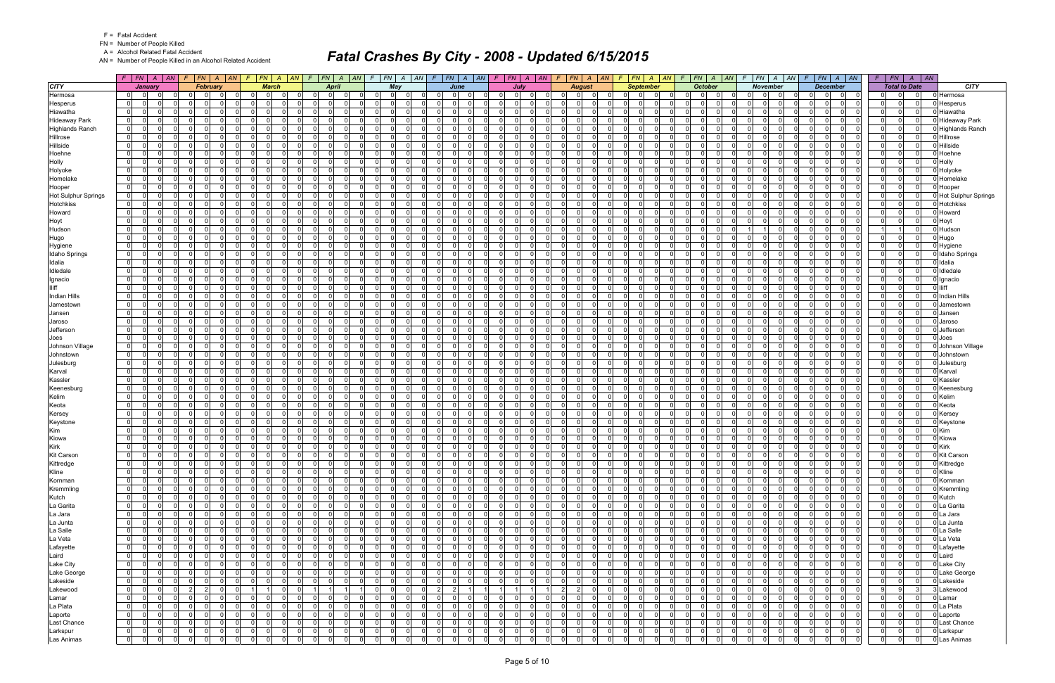| CITY | January | | | | February | | | | March | | | | April | | | | May | | | | June | | | | July | | | | August | | | | September | | | | October | | | | November | | | | December | | | | Total to Date | | | | CITY |
|---|---|---|---|---|---|---|---|---|---|---|---|---|---|---|---|---|---|---|---|---|---|---|---|---|---|---|---|---|---|---|---|---|---|---|---|---|---|---|---|---|---|---|---|---|---|---|---|---|---|---|---|---|---|
| | F | FN | A | AN | F | FN | A | AN | F | FN | A | AN | F | FN | A | AN | F | FN | A | AN | F | FN | A | AN | F | FN | A | AN | F | FN | A | AN | F | FN | A | AN | F | FN | A | AN | F | FN | A | AN | F | FN | A | AN | F | FN | A | AN | |
| Hermosa | 0 | 0 | 0 | 0 | 0 | 0 | 0 | 0 | 0 | 0 | 0 | 0 | 0 | 0 | 0 | 0 | 0 | 0 | 0 | 0 | 0 | 0 | 0 | 0 | 0 | 0 | 0 | 0 | 0 | 0 | 0 | 0 | 0 | 0 | 0 | 0 | 0 | 0 | 0 | 0 | 0 | 0 | 0 | 0 | 0 | 0 | 0 | 0 | 0 | 0 | 0 | 0 | Hermosa |
| Hesperus | 0 | 0 | 0 | 0 | 0 | 0 | 0 | 0 | 0 | 0 | 0 | 0 | 0 | 0 | 0 | 0 | 0 | 0 | 0 | 0 | 0 | 0 | 0 | 0 | 0 | 0 | 0 | 0 | 0 | 0 | 0 | 0 | 0 | 0 | 0 | 0 | 0 | 0 | 0 | 0 | 0 | 0 | 0 | 0 | 0 | 0 | 0 | 0 | 0 | 0 | 0 | 0 | Hesperus |
| Hiawatha | 0 | 0 | 0 | 0 | 0 | 0 | 0 | 0 | 0 | 0 | 0 | 0 | 0 | 0 | 0 | 0 | 0 | 0 | 0 | 0 | 0 | 0 | 0 | 0 | 0 | 0 | 0 | 0 | 0 | 0 | 0 | 0 | 0 | 0 | 0 | 0 | 0 | 0 | 0 | 0 | 0 | 0 | 0 | 0 | 0 | 0 | 0 | 0 | 0 | 0 | 0 | 0 | Hiawatha |
| Hideaway Park | 0 | 0 | 0 | 0 | 0 | 0 | 0 | 0 | 0 | 0 | 0 | 0 | 0 | 0 | 0 | 0 | 0 | 0 | 0 | 0 | 0 | 0 | 0 | 0 | 0 | 0 | 0 | 0 | 0 | 0 | 0 | 0 | 0 | 0 | 0 | 0 | 0 | 0 | 0 | 0 | 0 | 0 | 0 | 0 | 0 | 0 | 0 | 0 | 0 | 0 | 0 | 0 | Hideaway Park |
| Highlands Ranch | 0 | 0 | 0 | 0 | 0 | 0 | 0 | 0 | 0 | 0 | 0 | 0 | 0 | 0 | 0 | 0 | 0 | 0 | 0 | 0 | 0 | 0 | 0 | 0 | 0 | 0 | 0 | 0 | 0 | 0 | 0 | 0 | 0 | 0 | 0 | 0 | 0 | 0 | 0 | 0 | 0 | 0 | 0 | 0 | 0 | 0 | 0 | 0 | 0 | 0 | 0 | 0 | Highlands Ranch |
| Hillrose | 0 | 0 | 0 | 0 | 0 | 0 | 0 | 0 | 0 | 0 | 0 | 0 | 0 | 0 | 0 | 0 | 0 | 0 | 0 | 0 | 0 | 0 | 0 | 0 | 0 | 0 | 0 | 0 | 0 | 0 | 0 | 0 | 0 | 0 | 0 | 0 | 0 | 0 | 0 | 0 | 0 | 0 | 0 | 0 | 0 | 0 | 0 | 0 | 0 | 0 | 0 | 0 | Hillrose |
| Hillside | 0 | 0 | 0 | 0 | 0 | 0 | 0 | 0 | 0 | 0 | 0 | 0 | 0 | 0 | 0 | 0 | 0 | 0 | 0 | 0 | 0 | 0 | 0 | 0 | 0 | 0 | 0 | 0 | 0 | 0 | 0 | 0 | 0 | 0 | 0 | 0 | 0 | 0 | 0 | 0 | 0 | 0 | 0 | 0 | 0 | 0 | 0 | 0 | 0 | 0 | 0 | 0 | Hillside |
| Hoehne | 0 | 0 | 0 | 0 | 0 | 0 | 0 | 0 | 0 | 0 | 0 | 0 | 0 | 0 | 0 | 0 | 0 | 0 | 0 | 0 | 0 | 0 | 0 | 0 | 0 | 0 | 0 | 0 | 0 | 0 | 0 | 0 | 0 | 0 | 0 | 0 | 0 | 0 | 0 | 0 | 0 | 0 | 0 | 0 | 0 | 0 | 0 | 0 | 0 | 0 | 0 | 0 | Hoehne |
| Holly | 0 | 0 | 0 | 0 | 0 | 0 | 0 | 0 | 0 | 0 | 0 | 0 | 0 | 0 | 0 | 0 | 0 | 0 | 0 | 0 | 0 | 0 | 0 | 0 | 0 | 0 | 0 | 0 | 0 | 0 | 0 | 0 | 0 | 0 | 0 | 0 | 0 | 0 | 0 | 0 | 0 | 0 | 0 | 0 | 0 | 0 | 0 | 0 | 0 | 0 | 0 | 0 | Holly |
| Holyoke | 0 | 0 | 0 | 0 | 0 | 0 | 0 | 0 | 0 | 0 | 0 | 0 | 0 | 0 | 0 | 0 | 0 | 0 | 0 | 0 | 0 | 0 | 0 | 0 | 0 | 0 | 0 | 0 | 0 | 0 | 0 | 0 | 0 | 0 | 0 | 0 | 0 | 0 | 0 | 0 | 0 | 0 | 0 | 0 | 0 | 0 | 0 | 0 | 0 | 0 | 0 | 0 | Holyoke |
| Homelake | 0 | 0 | 0 | 0 | 0 | 0 | 0 | 0 | 0 | 0 | 0 | 0 | 0 | 0 | 0 | 0 | 0 | 0 | 0 | 0 | 0 | 0 | 0 | 0 | 0 | 0 | 0 | 0 | 0 | 0 | 0 | 0 | 0 | 0 | 0 | 0 | 0 | 0 | 0 | 0 | 0 | 0 | 0 | 0 | 0 | 0 | 0 | 0 | 0 | 0 | 0 | 0 | Homelake |
| Hooper | 0 | 0 | 0 | 0 | 0 | 0 | 0 | 0 | 0 | 0 | 0 | 0 | 0 | 0 | 0 | 0 | 0 | 0 | 0 | 0 | 0 | 0 | 0 | 0 | 0 | 0 | 0 | 0 | 0 | 0 | 0 | 0 | 0 | 0 | 0 | 0 | 0 | 0 | 0 | 0 | 0 | 0 | 0 | 0 | 0 | 0 | 0 | 0 | 0 | 0 | 0 | 0 | Hooper |
| Hot Sulphur Springs | 0 | 0 | 0 | 0 | 0 | 0 | 0 | 0 | 0 | 0 | 0 | 0 | 0 | 0 | 0 | 0 | 0 | 0 | 0 | 0 | 0 | 0 | 0 | 0 | 0 | 0 | 0 | 0 | 0 | 0 | 0 | 0 | 0 | 0 | 0 | 0 | 0 | 0 | 0 | 0 | 0 | 0 | 0 | 0 | 0 | 0 | 0 | 0 | 0 | 0 | 0 | 0 | Hot Sulphur Springs |
| Hotchkiss | 0 | 0 | 0 | 0 | 0 | 0 | 0 | 0 | 0 | 0 | 0 | 0 | 0 | 0 | 0 | 0 | 0 | 0 | 0 | 0 | 0 | 0 | 0 | 0 | 0 | 0 | 0 | 0 | 0 | 0 | 0 | 0 | 0 | 0 | 0 | 0 | 0 | 0 | 0 | 0 | 0 | 0 | 0 | 0 | 0 | 0 | 0 | 0 | 0 | 0 | 0 | 0 | Hotchkiss |
| Howard | 0 | 0 | 0 | 0 | 0 | 0 | 0 | 0 | 0 | 0 | 0 | 0 | 0 | 0 | 0 | 0 | 0 | 0 | 0 | 0 | 0 | 0 | 0 | 0 | 0 | 0 | 0 | 0 | 0 | 0 | 0 | 0 | 0 | 0 | 0 | 0 | 0 | 0 | 0 | 0 | 0 | 0 | 0 | 0 | 0 | 0 | 0 | 0 | 0 | 0 | 0 | 0 | Howard |
| Hoyt | 0 | 0 | 0 | 0 | 0 | 0 | 0 | 0 | 0 | 0 | 0 | 0 | 0 | 0 | 0 | 0 | 0 | 0 | 0 | 0 | 0 | 0 | 0 | 0 | 0 | 0 | 0 | 0 | 0 | 0 | 0 | 0 | 0 | 0 | 0 | 0 | 0 | 0 | 0 | 0 | 0 | 0 | 0 | 0 | 0 | 0 | 0 | 0 | 0 | 0 | 0 | 0 | Hoyt |
| Hudson | 0 | 0 | 0 | 0 | 0 | 0 | 0 | 0 | 0 | 0 | 0 | 0 | 0 | 0 | 0 | 0 | 0 | 0 | 0 | 0 | 0 | 0 | 0 | 0 | 0 | 0 | 0 | 0 | 0 | 0 | 0 | 0 | 0 | 0 | 0 | 0 | 0 | 0 | 0 | 0 | 1 | 1 | 0 | 0 | 0 | 0 | 0 | 0 | 1 | 1 | 0 | 0 | Hudson |
| Hugo | 0 | 0 | 0 | 0 | 0 | 0 | 0 | 0 | 0 | 0 | 0 | 0 | 0 | 0 | 0 | 0 | 0 | 0 | 0 | 0 | 0 | 0 | 0 | 0 | 0 | 0 | 0 | 0 | 0 | 0 | 0 | 0 | 0 | 0 | 0 | 0 | 0 | 0 | 0 | 0 | 0 | 0 | 0 | 0 | 0 | 0 | 0 | 0 | 0 | 0 | 0 | 0 | Hugo |
| Hygiene | 0 | 0 | 0 | 0 | 0 | 0 | 0 | 0 | 0 | 0 | 0 | 0 | 0 | 0 | 0 | 0 | 0 | 0 | 0 | 0 | 0 | 0 | 0 | 0 | 0 | 0 | 0 | 0 | 0 | 0 | 0 | 0 | 0 | 0 | 0 | 0 | 0 | 0 | 0 | 0 | 0 | 0 | 0 | 0 | 0 | 0 | 0 | 0 | 0 | 0 | 0 | 0 | Hygiene |
| Idaho Springs | 0 | 0 | 0 | 0 | 0 | 0 | 0 | 0 | 0 | 0 | 0 | 0 | 0 | 0 | 0 | 0 | 0 | 0 | 0 | 0 | 0 | 0 | 0 | 0 | 0 | 0 | 0 | 0 | 0 | 0 | 0 | 0 | 0 | 0 | 0 | 0 | 0 | 0 | 0 | 0 | 0 | 0 | 0 | 0 | 0 | 0 | 0 | 0 | 0 | 0 | 0 | 0 | Idaho Springs |
| Idalia | 0 | 0 | 0 | 0 | 0 | 0 | 0 | 0 | 0 | 0 | 0 | 0 | 0 | 0 | 0 | 0 | 0 | 0 | 0 | 0 | 0 | 0 | 0 | 0 | 0 | 0 | 0 | 0 | 0 | 0 | 0 | 0 | 0 | 0 | 0 | 0 | 0 | 0 | 0 | 0 | 0 | 0 | 0 | 0 | 0 | 0 | 0 | 0 | 0 | 0 | 0 | 0 | Idalia |
| Idledale | 0 | 0 | 0 | 0 | 0 | 0 | 0 | 0 | 0 | 0 | 0 | 0 | 0 | 0 | 0 | 0 | 0 | 0 | 0 | 0 | 0 | 0 | 0 | 0 | 0 | 0 | 0 | 0 | 0 | 0 | 0 | 0 | 0 | 0 | 0 | 0 | 0 | 0 | 0 | 0 | 0 | 0 | 0 | 0 | 0 | 0 | 0 | 0 | 0 | 0 | 0 | 0 | Idledale |
| Ignacio | 0 | 0 | 0 | 0 | 0 | 0 | 0 | 0 | 0 | 0 | 0 | 0 | 0 | 0 | 0 | 0 | 0 | 0 | 0 | 0 | 0 | 0 | 0 | 0 | 0 | 0 | 0 | 0 | 0 | 0 | 0 | 0 | 0 | 0 | 0 | 0 | 0 | 0 | 0 | 0 | 0 | 0 | 0 | 0 | 0 | 0 | 0 | 0 | 0 | 0 | 0 | 0 | Ignacio |
| Iliff | 0 | 0 | 0 | 0 | 0 | 0 | 0 | 0 | 0 | 0 | 0 | 0 | 0 | 0 | 0 | 0 | 0 | 0 | 0 | 0 | 0 | 0 | 0 | 0 | 0 | 0 | 0 | 0 | 0 | 0 | 0 | 0 | 0 | 0 | 0 | 0 | 0 | 0 | 0 | 0 | 0 | 0 | 0 | 0 | 0 | 0 | 0 | 0 | 0 | 0 | 0 | 0 | Iliff |
| Indian Hills | 0 | 0 | 0 | 0 | 0 | 0 | 0 | 0 | 0 | 0 | 0 | 0 | 0 | 0 | 0 | 0 | 0 | 0 | 0 | 0 | 0 | 0 | 0 | 0 | 0 | 0 | 0 | 0 | 0 | 0 | 0 | 0 | 0 | 0 | 0 | 0 | 0 | 0 | 0 | 0 | 0 | 0 | 0 | 0 | 0 | 0 | 0 | 0 | 0 | 0 | 0 | 0 | Indian Hills |
| Jamestown | 0 | 0 | 0 | 0 | 0 | 0 | 0 | 0 | 0 | 0 | 0 | 0 | 0 | 0 | 0 | 0 | 0 | 0 | 0 | 0 | 0 | 0 | 0 | 0 | 0 | 0 | 0 | 0 | 0 | 0 | 0 | 0 | 0 | 0 | 0 | 0 | 0 | 0 | 0 | 0 | 0 | 0 | 0 | 0 | 0 | 0 | 0 | 0 | 0 | 0 | 0 | 0 | Jamestown |
| Jansen | 0 | 0 | 0 | 0 | 0 | 0 | 0 | 0 | 0 | 0 | 0 | 0 | 0 | 0 | 0 | 0 | 0 | 0 | 0 | 0 | 0 | 0 | 0 | 0 | 0 | 0 | 0 | 0 | 0 | 0 | 0 | 0 | 0 | 0 | 0 | 0 | 0 | 0 | 0 | 0 | 0 | 0 | 0 | 0 | 0 | 0 | 0 | 0 | 0 | 0 | 0 | 0 | Jansen |
| Jaroso | 0 | 0 | 0 | 0 | 0 | 0 | 0 | 0 | 0 | 0 | 0 | 0 | 0 | 0 | 0 | 0 | 0 | 0 | 0 | 0 | 0 | 0 | 0 | 0 | 0 | 0 | 0 | 0 | 0 | 0 | 0 | 0 | 0 | 0 | 0 | 0 | 0 | 0 | 0 | 0 | 0 | 0 | 0 | 0 | 0 | 0 | 0 | 0 | 0 | 0 | 0 | 0 | Jaroso |
| Jefferson | 0 | 0 | 0 | 0 | 0 | 0 | 0 | 0 | 0 | 0 | 0 | 0 | 0 | 0 | 0 | 0 | 0 | 0 | 0 | 0 | 0 | 0 | 0 | 0 | 0 | 0 | 0 | 0 | 0 | 0 | 0 | 0 | 0 | 0 | 0 | 0 | 0 | 0 | 0 | 0 | 0 | 0 | 0 | 0 | 0 | 0 | 0 | 0 | 0 | 0 | 0 | 0 | Jefferson |
| Joes | 0 | 0 | 0 | 0 | 0 | 0 | 0 | 0 | 0 | 0 | 0 | 0 | 0 | 0 | 0 | 0 | 0 | 0 | 0 | 0 | 0 | 0 | 0 | 0 | 0 | 0 | 0 | 0 | 0 | 0 | 0 | 0 | 0 | 0 | 0 | 0 | 0 | 0 | 0 | 0 | 0 | 0 | 0 | 0 | 0 | 0 | 0 | 0 | 0 | 0 | 0 | 0 | Joes |
| Johnson Village | 0 | 0 | 0 | 0 | 0 | 0 | 0 | 0 | 0 | 0 | 0 | 0 | 0 | 0 | 0 | 0 | 0 | 0 | 0 | 0 | 0 | 0 | 0 | 0 | 0 | 0 | 0 | 0 | 0 | 0 | 0 | 0 | 0 | 0 | 0 | 0 | 0 | 0 | 0 | 0 | 0 | 0 | 0 | 0 | 0 | 0 | 0 | 0 | 0 | 0 | 0 | 0 | Johnson Village |
| Johnstown | 0 | 0 | 0 | 0 | 0 | 0 | 0 | 0 | 0 | 0 | 0 | 0 | 0 | 0 | 0 | 0 | 0 | 0 | 0 | 0 | 0 | 0 | 0 | 0 | 0 | 0 | 0 | 0 | 0 | 0 | 0 | 0 | 0 | 0 | 0 | 0 | 0 | 0 | 0 | 0 | 0 | 0 | 0 | 0 | 0 | 0 | 0 | 0 | 0 | 0 | 0 | 0 | Johnstown |
| Julesburg | 0 | 0 | 0 | 0 | 0 | 0 | 0 | 0 | 0 | 0 | 0 | 0 | 0 | 0 | 0 | 0 | 0 | 0 | 0 | 0 | 0 | 0 | 0 | 0 | 0 | 0 | 0 | 0 | 0 | 0 | 0 | 0 | 0 | 0 | 0 | 0 | 0 | 0 | 0 | 0 | 0 | 0 | 0 | 0 | 0 | 0 | 0 | 0 | 0 | 0 | 0 | 0 | Julesburg |
| Karval | 0 | 0 | 0 | 0 | 0 | 0 | 0 | 0 | 0 | 0 | 0 | 0 | 0 | 0 | 0 | 0 | 0 | 0 | 0 | 0 | 0 | 0 | 0 | 0 | 0 | 0 | 0 | 0 | 0 | 0 | 0 | 0 | 0 | 0 | 0 | 0 | 0 | 0 | 0 | 0 | 0 | 0 | 0 | 0 | 0 | 0 | 0 | 0 | 0 | 0 | 0 | 0 | Karval |
| Kassler | 0 | 0 | 0 | 0 | 0 | 0 | 0 | 0 | 0 | 0 | 0 | 0 | 0 | 0 | 0 | 0 | 0 | 0 | 0 | 0 | 0 | 0 | 0 | 0 | 0 | 0 | 0 | 0 | 0 | 0 | 0 | 0 | 0 | 0 | 0 | 0 | 0 | 0 | 0 | 0 | 0 | 0 | 0 | 0 | 0 | 0 | 0 | 0 | 0 | 0 | 0 | 0 | Kassler |
| Keenesburg | 0 | 0 | 0 | 0 | 0 | 0 | 0 | 0 | 0 | 0 | 0 | 0 | 0 | 0 | 0 | 0 | 0 | 0 | 0 | 0 | 0 | 0 | 0 | 0 | 0 | 0 | 0 | 0 | 0 | 0 | 0 | 0 | 0 | 0 | 0 | 0 | 0 | 0 | 0 | 0 | 0 | 0 | 0 | 0 | 0 | 0 | 0 | 0 | 0 | 0 | 0 | 0 | Keenesburg |
| Kelim | 0 | 0 | 0 | 0 | 0 | 0 | 0 | 0 | 0 | 0 | 0 | 0 | 0 | 0 | 0 | 0 | 0 | 0 | 0 | 0 | 0 | 0 | 0 | 0 | 0 | 0 | 0 | 0 | 0 | 0 | 0 | 0 | 0 | 0 | 0 | 0 | 0 | 0 | 0 | 0 | 0 | 0 | 0 | 0 | 0 | 0 | 0 | 0 | 0 | 0 | 0 | 0 | Kelim |
| Keota | 0 | 0 | 0 | 0 | 0 | 0 | 0 | 0 | 0 | 0 | 0 | 0 | 0 | 0 | 0 | 0 | 0 | 0 | 0 | 0 | 0 | 0 | 0 | 0 | 0 | 0 | 0 | 0 | 0 | 0 | 0 | 0 | 0 | 0 | 0 | 0 | 0 | 0 | 0 | 0 | 0 | 0 | 0 | 0 | 0 | 0 | 0 | 0 | 0 | 0 | 0 | 0 | Keota |
| Kersey | 0 | 0 | 0 | 0 | 0 | 0 | 0 | 0 | 0 | 0 | 0 | 0 | 0 | 0 | 0 | 0 | 0 | 0 | 0 | 0 | 0 | 0 | 0 | 0 | 0 | 0 | 0 | 0 | 0 | 0 | 0 | 0 | 0 | 0 | 0 | 0 | 0 | 0 | 0 | 0 | 0 | 0 | 0 | 0 | 0 | 0 | 0 | 0 | 0 | 0 | 0 | 0 | Kersey |
| Keystone | 0 | 0 | 0 | 0 | 0 | 0 | 0 | 0 | 0 | 0 | 0 | 0 | 0 | 0 | 0 | 0 | 0 | 0 | 0 | 0 | 0 | 0 | 0 | 0 | 0 | 0 | 0 | 0 | 0 | 0 | 0 | 0 | 0 | 0 | 0 | 0 | 0 | 0 | 0 | 0 | 0 | 0 | 0 | 0 | 0 | 0 | 0 | 0 | 0 | 0 | 0 | 0 | Keystone |
| Kim | 0 | 0 | 0 | 0 | 0 | 0 | 0 | 0 | 0 | 0 | 0 | 0 | 0 | 0 | 0 | 0 | 0 | 0 | 0 | 0 | 0 | 0 | 0 | 0 | 0 | 0 | 0 | 0 | 0 | 0 | 0 | 0 | 0 | 0 | 0 | 0 | 0 | 0 | 0 | 0 | 0 | 0 | 0 | 0 | 0 | 0 | 0 | 0 | 0 | 0 | 0 | 0 | Kim |
| Kiowa | 0 | 0 | 0 | 0 | 0 | 0 | 0 | 0 | 0 | 0 | 0 | 0 | 0 | 0 | 0 | 0 | 0 | 0 | 0 | 0 | 0 | 0 | 0 | 0 | 0 | 0 | 0 | 0 | 0 | 0 | 0 | 0 | 0 | 0 | 0 | 0 | 0 | 0 | 0 | 0 | 0 | 0 | 0 | 0 | 0 | 0 | 0 | 0 | 0 | 0 | 0 | 0 | Kiowa |
| Kirk | 0 | 0 | 0 | 0 | 0 | 0 | 0 | 0 | 0 | 0 | 0 | 0 | 0 | 0 | 0 | 0 | 0 | 0 | 0 | 0 | 0 | 0 | 0 | 0 | 0 | 0 | 0 | 0 | 0 | 0 | 0 | 0 | 0 | 0 | 0 | 0 | 0 | 0 | 0 | 0 | 0 | 0 | 0 | 0 | 0 | 0 | 0 | 0 | 0 | 0 | 0 | 0 | Kirk |
| Kit Carson | 0 | 0 | 0 | 0 | 0 | 0 | 0 | 0 | 0 | 0 | 0 | 0 | 0 | 0 | 0 | 0 | 0 | 0 | 0 | 0 | 0 | 0 | 0 | 0 | 0 | 0 | 0 | 0 | 0 | 0 | 0 | 0 | 0 | 0 | 0 | 0 | 0 | 0 | 0 | 0 | 0 | 0 | 0 | 0 | 0 | 0 | 0 | 0 | 0 | 0 | 0 | 0 | Kit Carson |
| Kittredge | 0 | 0 | 0 | 0 | 0 | 0 | 0 | 0 | 0 | 0 | 0 | 0 | 0 | 0 | 0 | 0 | 0 | 0 | 0 | 0 | 0 | 0 | 0 | 0 | 0 | 0 | 0 | 0 | 0 | 0 | 0 | 0 | 0 | 0 | 0 | 0 | 0 | 0 | 0 | 0 | 0 | 0 | 0 | 0 | 0 | 0 | 0 | 0 | 0 | 0 | 0 | 0 | Kittredge |
| Kline | 0 | 0 | 0 | 0 | 0 | 0 | 0 | 0 | 0 | 0 | 0 | 0 | 0 | 0 | 0 | 0 | 0 | 0 | 0 | 0 | 0 | 0 | 0 | 0 | 0 | 0 | 0 | 0 | 0 | 0 | 0 | 0 | 0 | 0 | 0 | 0 | 0 | 0 | 0 | 0 | 0 | 0 | 0 | 0 | 0 | 0 | 0 | 0 | 0 | 0 | 0 | 0 | Kline |
| Kornman | 0 | 0 | 0 | 0 | 0 | 0 | 0 | 0 | 0 | 0 | 0 | 0 | 0 | 0 | 0 | 0 | 0 | 0 | 0 | 0 | 0 | 0 | 0 | 0 | 0 | 0 | 0 | 0 | 0 | 0 | 0 | 0 | 0 | 0 | 0 | 0 | 0 | 0 | 0 | 0 | 0 | 0 | 0 | 0 | 0 | 0 | 0 | 0 | 0 | 0 | 0 | 0 | Kornman |
| Kremmling | 0 | 0 | 0 | 0 | 0 | 0 | 0 | 0 | 0 | 0 | 0 | 0 | 0 | 0 | 0 | 0 | 0 | 0 | 0 | 0 | 0 | 0 | 0 | 0 | 0 | 0 | 0 | 0 | 0 | 0 | 0 | 0 | 0 | 0 | 0 | 0 | 0 | 0 | 0 | 0 | 0 | 0 | 0 | 0 | 0 | 0 | 0 | 0 | 0 | 0 | 0 | 0 | Kremmling |
| Kutch | 0 | 0 | 0 | 0 | 0 | 0 | 0 | 0 | 0 | 0 | 0 | 0 | 0 | 0 | 0 | 0 | 0 | 0 | 0 | 0 | 0 | 0 | 0 | 0 | 0 | 0 | 0 | 0 | 0 | 0 | 0 | 0 | 0 | 0 | 0 | 0 | 0 | 0 | 0 | 0 | 0 | 0 | 0 | 0 | 0 | 0 | 0 | 0 | 0 | 0 | 0 | 0 | Kutch |
| La Garita | 0 | 0 | 0 | 0 | 0 | 0 | 0 | 0 | 0 | 0 | 0 | 0 | 0 | 0 | 0 | 0 | 0 | 0 | 0 | 0 | 0 | 0 | 0 | 0 | 0 | 0 | 0 | 0 | 0 | 0 | 0 | 0 | 0 | 0 | 0 | 0 | 0 | 0 | 0 | 0 | 0 | 0 | 0 | 0 | 0 | 0 | 0 | 0 | 0 | 0 | 0 | 0 | La Garita |
| La Jara | 0 | 0 | 0 | 0 | 0 | 0 | 0 | 0 | 0 | 0 | 0 | 0 | 0 | 0 | 0 | 0 | 0 | 0 | 0 | 0 | 0 | 0 | 0 | 0 | 0 | 0 | 0 | 0 | 0 | 0 | 0 | 0 | 0 | 0 | 0 | 0 | 0 | 0 | 0 | 0 | 0 | 0 | 0 | 0 | 0 | 0 | 0 | 0 | 0 | 0 | 0 | 0 | La Jara |
| La Junta | 0 | 0 | 0 | 0 | 0 | 0 | 0 | 0 | 0 | 0 | 0 | 0 | 0 | 0 | 0 | 0 | 0 | 0 | 0 | 0 | 0 | 0 | 0 | 0 | 0 | 0 | 0 | 0 | 0 | 0 | 0 | 0 | 0 | 0 | 0 | 0 | 0 | 0 | 0 | 0 | 0 | 0 | 0 | 0 | 0 | 0 | 0 | 0 | 0 | 0 | 0 | 0 | La Junta |
| La Salle | 0 | 0 | 0 | 0 | 0 | 0 | 0 | 0 | 0 | 0 | 0 | 0 | 0 | 0 | 0 | 0 | 0 | 0 | 0 | 0 | 0 | 0 | 0 | 0 | 0 | 0 | 0 | 0 | 0 | 0 | 0 | 0 | 0 | 0 | 0 | 0 | 0 | 0 | 0 | 0 | 0 | 0 | 0 | 0 | 0 | 0 | 0 | 0 | 0 | 0 | 0 | 0 | La Salle |
| La Veta | 0 | 0 | 0 | 0 | 0 | 0 | 0 | 0 | 0 | 0 | 0 | 0 | 0 | 0 | 0 | 0 | 0 | 0 | 0 | 0 | 0 | 0 | 0 | 0 | 0 | 0 | 0 | 0 | 0 | 0 | 0 | 0 | 0 | 0 | 0 | 0 | 0 | 0 | 0 | 0 | 0 | 0 | 0 | 0 | 0 | 0 | 0 | 0 | 0 | 0 | 0 | 0 | La Veta |
| Lafayette | 0 | 0 | 0 | 0 | 0 | 0 | 0 | 0 | 0 | 0 | 0 | 0 | 0 | 0 | 0 | 0 | 0 | 0 | 0 | 0 | 0 | 0 | 0 | 0 | 0 | 0 | 0 | 0 | 0 | 0 | 0 | 0 | 0 | 0 | 0 | 0 | 0 | 0 | 0 | 0 | 0 | 0 | 0 | 0 | 0 | 0 | 0 | 0 | 0 | 0 | 0 | 0 | Lafayette |
| Laird | 0 | 0 | 0 | 0 | 0 | 0 | 0 | 0 | 0 | 0 | 0 | 0 | 0 | 0 | 0 | 0 | 0 | 0 | 0 | 0 | 0 | 0 | 0 | 0 | 0 | 0 | 0 | 0 | 0 | 0 | 0 | 0 | 0 | 0 | 0 | 0 | 0 | 0 | 0 | 0 | 0 | 0 | 0 | 0 | 0 | 0 | 0 | 0 | 0 | 0 | 0 | 0 | Laird |
| Lake City | 0 | 0 | 0 | 0 | 0 | 0 | 0 | 0 | 0 | 0 | 0 | 0 | 0 | 0 | 0 | 0 | 0 | 0 | 0 | 0 | 0 | 0 | 0 | 0 | 0 | 0 | 0 | 0 | 0 | 0 | 0 | 0 | 0 | 0 | 0 | 0 | 0 | 0 | 0 | 0 | 0 | 0 | 0 | 0 | 0 | 0 | 0 | 0 | 0 | 0 | 0 | 0 | Lake City |
| Lake George | 0 | 0 | 0 | 0 | 0 | 0 | 0 | 0 | 0 | 0 | 0 | 0 | 0 | 0 | 0 | 0 | 0 | 0 | 0 | 0 | 0 | 0 | 0 | 0 | 0 | 0 | 0 | 0 | 0 | 0 | 0 | 0 | 0 | 0 | 0 | 0 | 0 | 0 | 0 | 0 | 0 | 0 | 0 | 0 | 0 | 0 | 0 | 0 | 0 | 0 | 0 | 0 | Lake George |
| Lakeside | 0 | 0 | 0 | 0 | 0 | 0 | 0 | 0 | 0 | 0 | 0 | 0 | 0 | 0 | 0 | 0 | 0 | 0 | 0 | 0 | 0 | 0 | 0 | 0 | 0 | 0 | 0 | 0 | 0 | 0 | 0 | 0 | 0 | 0 | 0 | 0 | 0 | 0 | 0 | 0 | 0 | 0 | 0 | 0 | 0 | 0 | 0 | 0 | 0 | 0 | 0 | 0 | Lakeside |
| Lakewood | 0 | 0 | 0 | 0 | 2 | 2 | 0 | 0 | 1 | 1 | 0 | 0 | 1 | 1 | 1 | 1 | 0 | 0 | 0 | 0 | 2 | 2 | 1 | 1 | 1 | 1 | 1 | 1 | 2 | 2 | 0 | 0 | 0 | 0 | 0 | 0 | 0 | 0 | 0 | 0 | 0 | 0 | 0 | 0 | 0 | 0 | 0 | 0 | 9 | 9 | 3 | 3 | Lakewood |
| Lamar | 0 | 0 | 0 | 0 | 0 | 0 | 0 | 0 | 0 | 0 | 0 | 0 | 0 | 0 | 0 | 0 | 0 | 0 | 0 | 0 | 0 | 0 | 0 | 0 | 0 | 0 | 0 | 0 | 0 | 0 | 0 | 0 | 0 | 0 | 0 | 0 | 0 | 0 | 0 | 0 | 0 | 0 | 0 | 0 | 0 | 0 | 0 | 0 | 0 | 0 | 0 | 0 | Lamar |
| La Plata | 0 | 0 | 0 | 0 | 0 | 0 | 0 | 0 | 0 | 0 | 0 | 0 | 0 | 0 | 0 | 0 | 0 | 0 | 0 | 0 | 0 | 0 | 0 | 0 | 0 | 0 | 0 | 0 | 0 | 0 | 0 | 0 | 0 | 0 | 0 | 0 | 0 | 0 | 0 | 0 | 0 | 0 | 0 | 0 | 0 | 0 | 0 | 0 | 0 | 0 | 0 | 0 | La Plata |
| Laporte | 0 | 0 | 0 | 0 | 0 | 0 | 0 | 0 | 0 | 0 | 0 | 0 | 0 | 0 | 0 | 0 | 0 | 0 | 0 | 0 | 0 | 0 | 0 | 0 | 0 | 0 | 0 | 0 | 0 | 0 | 0 | 0 | 0 | 0 | 0 | 0 | 0 | 0 | 0 | 0 | 0 | 0 | 0 | 0 | 0 | 0 | 0 | 0 | 0 | 0 | 0 | 0 | Laporte |
| Last Chance | 0 | 0 | 0 | 0 | 0 | 0 | 0 | 0 | 0 | 0 | 0 | 0 | 0 | 0 | 0 | 0 | 0 | 0 | 0 | 0 | 0 | 0 | 0 | 0 | 0 | 0 | 0 | 0 | 0 | 0 | 0 | 0 | 0 | 0 | 0 | 0 | 0 | 0 | 0 | 0 | 0 | 0 | 0 | 0 | 0 | 0 | 0 | 0 | 0 | 0 | 0 | 0 | Last Chance |
| Larkspur | 0 | 0 | 0 | 0 | 0 | 0 | 0 | 0 | 0 | 0 | 0 | 0 | 0 | 0 | 0 | 0 | 0 | 0 | 0 | 0 | 0 | 0 | 0 | 0 | 0 | 0 | 0 | 0 | 0 | 0 | 0 | 0 | 0 | 0 | 0 | 0 | 0 | 0 | 0 | 0 | 0 | 0 | 0 | 0 | 0 | 0 | 0 | 0 | 0 | 0 | 0 | 0 | Larkspur |
| Las Animas | 0 | 0 | 0 | 0 | 0 | 0 | 0 | 0 | 0 | 0 | 0 | 0 | 0 | 0 | 0 | 0 | 0 | 0 | 0 | 0 | 0 | 0 | 0 | 0 | 0 | 0 | 0 | 0 | 0 | 0 | 0 | 0 | 0 | 0 | 0 | 0 | 0 | 0 | 0 | 0 | 0 | 0 | 0 | 0 | 0 | 0 | 0 | 0 | 0 | 0 | 0 | 0 | Las Animas |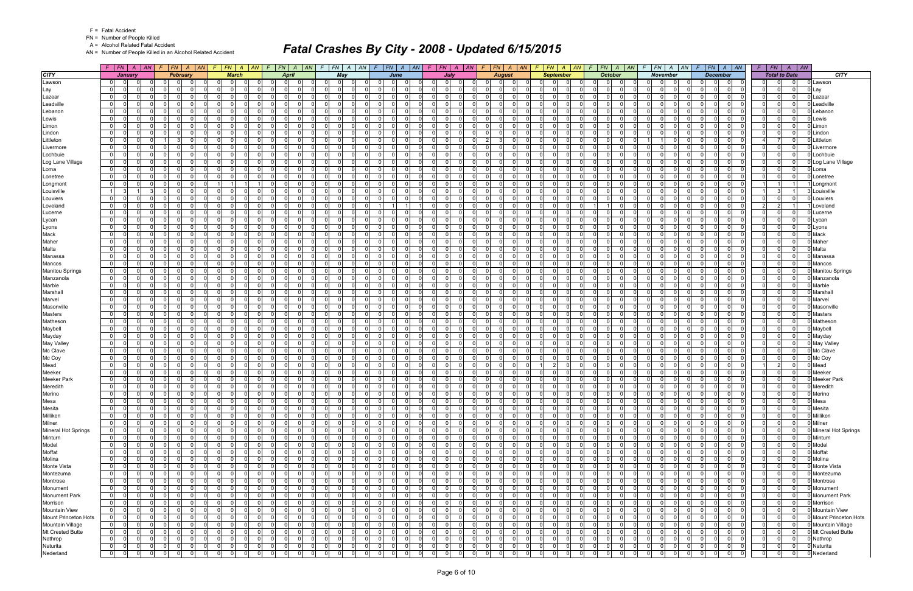F = Fatal Accident

FN = Number of People Killed

A = Alcohol Related Fatal Accident

AN = Number of People Killed in an Alcohol Related Accident

# Fatal Crashes By City - 2008 - Updated 6/15/2015

| CITY | January | | | | February | | | | March | | | | April | | | | May | | | | June | | | | July | | | | August | | | | September | | | | October | | | | November | | | | December | | | | Total to Date | | | | CITY |
|---|---|---|---|---|---|---|---|---|---|---|---|---|---|---|---|---|---|---|---|---|---|---|---|---|---|---|---|---|---|---|---|---|---|---|---|---|---|---|---|---|---|---|---|---|---|---|---|---|---|---|---|---|---|
| | F | FN | A | AN | F | FN | A | AN | F | FN | A | AN | F | FN | A | AN | F | FN | A | AN | F | FN | A | AN | F | FN | A | AN | F | FN | A | AN | F | FN | A | AN | F | FN | A | AN | F | FN | A | AN | F | FN | A | AN | F | FN | A | AN | |
| Lawson | 0 | 0 | 0 | 0 | 0 | 0 | 0 | 0 | 0 | 0 | 0 | 0 | 0 | 0 | 0 | 0 | 0 | 0 | 0 | 0 | 0 | 0 | 0 | 0 | 0 | 0 | 0 | 0 | 0 | 0 | 0 | 0 | 0 | 0 | 0 | 0 | 0 | 0 | 0 | 0 | 0 | 0 | 0 | 0 | 0 | 0 | 0 | 0 | 0 | 0 | 0 | 0 | Lawson |
| Lay | 0 | 0 | 0 | 0 | 0 | 0 | 0 | 0 | 0 | 0 | 0 | 0 | 0 | 0 | 0 | 0 | 0 | 0 | 0 | 0 | 0 | 0 | 0 | 0 | 0 | 0 | 0 | 0 | 0 | 0 | 0 | 0 | 0 | 0 | 0 | 0 | 0 | 0 | 0 | 0 | 0 | 0 | 0 | 0 | 0 | 0 | 0 | 0 | 0 | 0 | 0 | 0 | Lay |
| Lazear | 0 | 0 | 0 | 0 | 0 | 0 | 0 | 0 | 0 | 0 | 0 | 0 | 0 | 0 | 0 | 0 | 0 | 0 | 0 | 0 | 0 | 0 | 0 | 0 | 0 | 0 | 0 | 0 | 0 | 0 | 0 | 0 | 0 | 0 | 0 | 0 | 0 | 0 | 0 | 0 | 0 | 0 | 0 | 0 | 0 | 0 | 0 | 0 | 0 | 0 | 0 | 0 | Lazear |
| Leadville | 0 | 0 | 0 | 0 | 0 | 0 | 0 | 0 | 0 | 0 | 0 | 0 | 0 | 0 | 0 | 0 | 0 | 0 | 0 | 0 | 0 | 0 | 0 | 0 | 0 | 0 | 0 | 0 | 0 | 0 | 0 | 0 | 0 | 0 | 0 | 0 | 0 | 0 | 0 | 0 | 0 | 0 | 0 | 0 | 0 | 0 | 0 | 0 | 0 | 0 | 0 | 0 | Leadville |
| Lebanon | 0 | 0 | 0 | 0 | 0 | 0 | 0 | 0 | 0 | 0 | 0 | 0 | 0 | 0 | 0 | 0 | 0 | 0 | 0 | 0 | 0 | 0 | 0 | 0 | 0 | 0 | 0 | 0 | 0 | 0 | 0 | 0 | 0 | 0 | 0 | 0 | 0 | 0 | 0 | 0 | 0 | 0 | 0 | 0 | 0 | 0 | 0 | 0 | 0 | 0 | 0 | 0 | Lebanon |
| Lewis | 0 | 0 | 0 | 0 | 0 | 0 | 0 | 0 | 0 | 0 | 0 | 0 | 0 | 0 | 0 | 0 | 0 | 0 | 0 | 0 | 0 | 0 | 0 | 0 | 0 | 0 | 0 | 0 | 0 | 0 | 0 | 0 | 0 | 0 | 0 | 0 | 0 | 0 | 0 | 0 | 0 | 0 | 0 | 0 | 0 | 0 | 0 | 0 | 0 | 0 | 0 | 0 | Lewis |
| Limon | 0 | 0 | 0 | 0 | 0 | 0 | 0 | 0 | 0 | 0 | 0 | 0 | 0 | 0 | 0 | 0 | 0 | 0 | 0 | 0 | 0 | 0 | 0 | 0 | 0 | 0 | 0 | 0 | 0 | 0 | 0 | 0 | 0 | 0 | 0 | 0 | 0 | 0 | 0 | 0 | 0 | 0 | 0 | 0 | 0 | 0 | 0 | 0 | 0 | 0 | 0 | 0 | Limon |
| Lindon | 0 | 0 | 0 | 0 | 0 | 0 | 0 | 0 | 0 | 0 | 0 | 0 | 0 | 0 | 0 | 0 | 0 | 0 | 0 | 0 | 0 | 0 | 0 | 0 | 0 | 0 | 0 | 0 | 0 | 0 | 0 | 0 | 0 | 0 | 0 | 0 | 0 | 0 | 0 | 0 | 0 | 0 | 0 | 0 | 0 | 0 | 0 | 0 | 0 | 0 | 0 | 0 | Lindon |
| Littleton | 0 | 0 | 0 | 0 | 1 | 3 | 0 | 0 | 0 | 0 | 0 | 0 | 0 | 0 | 0 | 0 | 0 | 0 | 0 | 0 | 0 | 0 | 0 | 0 | 0 | 0 | 0 | 0 | 2 | 3 | 0 | 0 | 0 | 0 | 0 | 0 | 0 | 0 | 0 | 0 | 1 | 1 | 0 | 0 | 0 | 0 | 0 | 0 | 4 | 7 | 0 | 0 | Littleton |
| Livermore | 0 | 0 | 0 | 0 | 0 | 0 | 0 | 0 | 0 | 0 | 0 | 0 | 0 | 0 | 0 | 0 | 0 | 0 | 0 | 0 | 0 | 0 | 0 | 0 | 0 | 0 | 0 | 0 | 0 | 0 | 0 | 0 | 0 | 0 | 0 | 0 | 0 | 0 | 0 | 0 | 0 | 0 | 0 | 0 | 0 | 0 | 0 | 0 | 0 | 0 | 0 | 0 | Livermore |
| Lochbuie | 0 | 0 | 0 | 0 | 0 | 0 | 0 | 0 | 0 | 0 | 0 | 0 | 0 | 0 | 0 | 0 | 0 | 0 | 0 | 0 | 0 | 0 | 0 | 0 | 0 | 0 | 0 | 0 | 0 | 0 | 0 | 0 | 0 | 0 | 0 | 0 | 0 | 0 | 0 | 0 | 0 | 0 | 0 | 0 | 0 | 0 | 0 | 0 | 0 | 0 | 0 | 0 | Lochbuie |
| Log Lane Village | 0 | 0 | 0 | 0 | 0 | 0 | 0 | 0 | 0 | 0 | 0 | 0 | 0 | 0 | 0 | 0 | 0 | 0 | 0 | 0 | 0 | 0 | 0 | 0 | 0 | 0 | 0 | 0 | 0 | 0 | 0 | 0 | 0 | 0 | 0 | 0 | 0 | 0 | 0 | 0 | 0 | 0 | 0 | 0 | 0 | 0 | 0 | 0 | 0 | 0 | 0 | 0 | Log Lane Village |
| Loma | 0 | 0 | 0 | 0 | 0 | 0 | 0 | 0 | 0 | 0 | 0 | 0 | 0 | 0 | 0 | 0 | 0 | 0 | 0 | 0 | 0 | 0 | 0 | 0 | 0 | 0 | 0 | 0 | 0 | 0 | 0 | 0 | 0 | 0 | 0 | 0 | 0 | 0 | 0 | 0 | 0 | 0 | 0 | 0 | 0 | 0 | 0 | 0 | 0 | 0 | 0 | 0 | Loma |
| Lonetree | 0 | 0 | 0 | 0 | 0 | 0 | 0 | 0 | 0 | 0 | 0 | 0 | 0 | 0 | 0 | 0 | 0 | 0 | 0 | 0 | 0 | 0 | 0 | 0 | 0 | 0 | 0 | 0 | 0 | 0 | 0 | 0 | 0 | 0 | 0 | 0 | 0 | 0 | 0 | 0 | 0 | 0 | 0 | 0 | 0 | 0 | 0 | 0 | 0 | 0 | 0 | 0 | Lonetree |
| Longmont | 0 | 0 | 0 | 0 | 0 | 0 | 0 | 0 | 1 | 1 | 1 | 1 | 0 | 0 | 0 | 0 | 0 | 0 | 0 | 0 | 0 | 0 | 0 | 0 | 0 | 0 | 0 | 0 | 0 | 0 | 0 | 0 | 0 | 0 | 0 | 0 | 0 | 0 | 0 | 0 | 0 | 0 | 0 | 0 | 0 | 0 | 0 | 0 | 1 | 1 | 1 | 1 | Longmont |
| Louisville | 1 | 3 | 1 | 3 | 0 | 0 | 0 | 0 | 0 | 0 | 0 | 0 | 0 | 0 | 0 | 0 | 0 | 0 | 0 | 0 | 0 | 0 | 0 | 0 | 0 | 0 | 0 | 0 | 0 | 0 | 0 | 0 | 0 | 0 | 0 | 0 | 0 | 0 | 0 | 0 | 0 | 0 | 0 | 0 | 0 | 0 | 0 | 0 | 1 | 3 | 1 | 3 | Louisville |
| Louviers | 0 | 0 | 0 | 0 | 0 | 0 | 0 | 0 | 0 | 0 | 0 | 0 | 0 | 0 | 0 | 0 | 0 | 0 | 0 | 0 | 0 | 0 | 0 | 0 | 0 | 0 | 0 | 0 | 0 | 0 | 0 | 0 | 0 | 0 | 0 | 0 | 0 | 0 | 0 | 0 | 0 | 0 | 0 | 0 | 0 | 0 | 0 | 0 | 0 | 0 | 0 | 0 | Louviers |
| Loveland | 0 | 0 | 0 | 0 | 0 | 0 | 0 | 0 | 0 | 0 | 0 | 0 | 0 | 0 | 0 | 0 | 0 | 0 | 0 | 0 | 1 | 1 | 1 | 1 | 0 | 0 | 0 | 0 | 0 | 0 | 0 | 0 | 0 | 0 | 0 | 0 | 1 | 1 | 0 | 0 | 0 | 0 | 0 | 0 | 0 | 0 | 0 | 0 | 2 | 2 | 1 | 1 | Loveland |
| Lucerne | 0 | 0 | 0 | 0 | 0 | 0 | 0 | 0 | 0 | 0 | 0 | 0 | 0 | 0 | 0 | 0 | 0 | 0 | 0 | 0 | 0 | 0 | 0 | 0 | 0 | 0 | 0 | 0 | 0 | 0 | 0 | 0 | 0 | 0 | 0 | 0 | 0 | 0 | 0 | 0 | 0 | 0 | 0 | 0 | 0 | 0 | 0 | 0 | 0 | 0 | 0 | 0 | Lucerne |
| Lycan | 0 | 0 | 0 | 0 | 0 | 0 | 0 | 0 | 0 | 0 | 0 | 0 | 0 | 0 | 0 | 0 | 0 | 0 | 0 | 0 | 0 | 0 | 0 | 0 | 0 | 0 | 0 | 0 | 0 | 0 | 0 | 0 | 0 | 0 | 0 | 0 | 0 | 0 | 0 | 0 | 0 | 0 | 0 | 0 | 0 | 0 | 0 | 0 | 0 | 0 | 0 | 0 | Lycan |
| Lyons | 0 | 0 | 0 | 0 | 0 | 0 | 0 | 0 | 0 | 0 | 0 | 0 | 0 | 0 | 0 | 0 | 0 | 0 | 0 | 0 | 0 | 0 | 0 | 0 | 0 | 0 | 0 | 0 | 0 | 0 | 0 | 0 | 0 | 0 | 0 | 0 | 0 | 0 | 0 | 0 | 0 | 0 | 0 | 0 | 0 | 0 | 0 | 0 | 0 | 0 | 0 | 0 | Lyons |
| Mack | 0 | 0 | 0 | 0 | 0 | 0 | 0 | 0 | 0 | 0 | 0 | 0 | 0 | 0 | 0 | 0 | 0 | 0 | 0 | 0 | 0 | 0 | 0 | 0 | 0 | 0 | 0 | 0 | 0 | 0 | 0 | 0 | 0 | 0 | 0 | 0 | 0 | 0 | 0 | 0 | 0 | 0 | 0 | 0 | 0 | 0 | 0 | 0 | 0 | 0 | 0 | 0 | Mack |
| Maher | 0 | 0 | 0 | 0 | 0 | 0 | 0 | 0 | 0 | 0 | 0 | 0 | 0 | 0 | 0 | 0 | 0 | 0 | 0 | 0 | 0 | 0 | 0 | 0 | 0 | 0 | 0 | 0 | 0 | 0 | 0 | 0 | 0 | 0 | 0 | 0 | 0 | 0 | 0 | 0 | 0 | 0 | 0 | 0 | 0 | 0 | 0 | 0 | 0 | 0 | 0 | 0 | Maher |
| Malta | 0 | 0 | 0 | 0 | 0 | 0 | 0 | 0 | 0 | 0 | 0 | 0 | 0 | 0 | 0 | 0 | 0 | 0 | 0 | 0 | 0 | 0 | 0 | 0 | 0 | 0 | 0 | 0 | 0 | 0 | 0 | 0 | 0 | 0 | 0 | 0 | 0 | 0 | 0 | 0 | 0 | 0 | 0 | 0 | 0 | 0 | 0 | 0 | 0 | 0 | 0 | 0 | Malta |
| Manassa | 0 | 0 | 0 | 0 | 0 | 0 | 0 | 0 | 0 | 0 | 0 | 0 | 0 | 0 | 0 | 0 | 0 | 0 | 0 | 0 | 0 | 0 | 0 | 0 | 0 | 0 | 0 | 0 | 0 | 0 | 0 | 0 | 0 | 0 | 0 | 0 | 0 | 0 | 0 | 0 | 0 | 0 | 0 | 0 | 0 | 0 | 0 | 0 | 0 | 0 | 0 | 0 | Manassa |
| Mancos | 0 | 0 | 0 | 0 | 0 | 0 | 0 | 0 | 0 | 0 | 0 | 0 | 0 | 0 | 0 | 0 | 0 | 0 | 0 | 0 | 0 | 0 | 0 | 0 | 0 | 0 | 0 | 0 | 0 | 0 | 0 | 0 | 0 | 0 | 0 | 0 | 0 | 0 | 0 | 0 | 0 | 0 | 0 | 0 | 0 | 0 | 0 | 0 | 0 | 0 | 0 | 0 | Mancos |
| Manitou Springs | 0 | 0 | 0 | 0 | 0 | 0 | 0 | 0 | 0 | 0 | 0 | 0 | 0 | 0 | 0 | 0 | 0 | 0 | 0 | 0 | 0 | 0 | 0 | 0 | 0 | 0 | 0 | 0 | 0 | 0 | 0 | 0 | 0 | 0 | 0 | 0 | 0 | 0 | 0 | 0 | 0 | 0 | 0 | 0 | 0 | 0 | 0 | 0 | 0 | 0 | 0 | 0 | Manitou Springs |
| Manzanola | 0 | 0 | 0 | 0 | 0 | 0 | 0 | 0 | 0 | 0 | 0 | 0 | 0 | 0 | 0 | 0 | 0 | 0 | 0 | 0 | 0 | 0 | 0 | 0 | 0 | 0 | 0 | 0 | 0 | 0 | 0 | 0 | 0 | 0 | 0 | 0 | 0 | 0 | 0 | 0 | 0 | 0 | 0 | 0 | 0 | 0 | 0 | 0 | 0 | 0 | 0 | 0 | Manzanola |
| Marble | 0 | 0 | 0 | 0 | 0 | 0 | 0 | 0 | 0 | 0 | 0 | 0 | 0 | 0 | 0 | 0 | 0 | 0 | 0 | 0 | 0 | 0 | 0 | 0 | 0 | 0 | 0 | 0 | 0 | 0 | 0 | 0 | 0 | 0 | 0 | 0 | 0 | 0 | 0 | 0 | 0 | 0 | 0 | 0 | 0 | 0 | 0 | 0 | 0 | 0 | 0 | 0 | Marble |
| Marshall | 0 | 0 | 0 | 0 | 0 | 0 | 0 | 0 | 0 | 0 | 0 | 0 | 0 | 0 | 0 | 0 | 0 | 0 | 0 | 0 | 0 | 0 | 0 | 0 | 0 | 0 | 0 | 0 | 0 | 0 | 0 | 0 | 0 | 0 | 0 | 0 | 0 | 0 | 0 | 0 | 0 | 0 | 0 | 0 | 0 | 0 | 0 | 0 | 0 | 0 | 0 | 0 | Marshall |
| Marvel | 0 | 0 | 0 | 0 | 0 | 0 | 0 | 0 | 0 | 0 | 0 | 0 | 0 | 0 | 0 | 0 | 0 | 0 | 0 | 0 | 0 | 0 | 0 | 0 | 0 | 0 | 0 | 0 | 0 | 0 | 0 | 0 | 0 | 0 | 0 | 0 | 0 | 0 | 0 | 0 | 0 | 0 | 0 | 0 | 0 | 0 | 0 | 0 | 0 | 0 | 0 | 0 | Marvel |
| Masonville | 0 | 0 | 0 | 0 | 0 | 0 | 0 | 0 | 0 | 0 | 0 | 0 | 0 | 0 | 0 | 0 | 0 | 0 | 0 | 0 | 0 | 0 | 0 | 0 | 0 | 0 | 0 | 0 | 0 | 0 | 0 | 0 | 0 | 0 | 0 | 0 | 0 | 0 | 0 | 0 | 0 | 0 | 0 | 0 | 0 | 0 | 0 | 0 | 0 | 0 | 0 | 0 | Masonville |
| Masters | 0 | 0 | 0 | 0 | 0 | 0 | 0 | 0 | 0 | 0 | 0 | 0 | 0 | 0 | 0 | 0 | 0 | 0 | 0 | 0 | 0 | 0 | 0 | 0 | 0 | 0 | 0 | 0 | 0 | 0 | 0 | 0 | 0 | 0 | 0 | 0 | 0 | 0 | 0 | 0 | 0 | 0 | 0 | 0 | 0 | 0 | 0 | 0 | 0 | 0 | 0 | 0 | Masters |
| Matheson | 0 | 0 | 0 | 0 | 0 | 0 | 0 | 0 | 0 | 0 | 0 | 0 | 0 | 0 | 0 | 0 | 0 | 0 | 0 | 0 | 0 | 0 | 0 | 0 | 0 | 0 | 0 | 0 | 0 | 0 | 0 | 0 | 0 | 0 | 0 | 0 | 0 | 0 | 0 | 0 | 0 | 0 | 0 | 0 | 0 | 0 | 0 | 0 | 0 | 0 | 0 | 0 | Matheson |
| Maybell | 0 | 0 | 0 | 0 | 0 | 0 | 0 | 0 | 0 | 0 | 0 | 0 | 0 | 0 | 0 | 0 | 0 | 0 | 0 | 0 | 0 | 0 | 0 | 0 | 0 | 0 | 0 | 0 | 0 | 0 | 0 | 0 | 0 | 0 | 0 | 0 | 0 | 0 | 0 | 0 | 0 | 0 | 0 | 0 | 0 | 0 | 0 | 0 | 0 | 0 | 0 | 0 | Maybell |
| Mayday | 0 | 0 | 0 | 0 | 0 | 0 | 0 | 0 | 0 | 0 | 0 | 0 | 0 | 0 | 0 | 0 | 0 | 0 | 0 | 0 | 0 | 0 | 0 | 0 | 0 | 0 | 0 | 0 | 0 | 0 | 0 | 0 | 0 | 0 | 0 | 0 | 0 | 0 | 0 | 0 | 0 | 0 | 0 | 0 | 0 | 0 | 0 | 0 | 0 | 0 | 0 | 0 | Mayday |
| May Valley | 0 | 0 | 0 | 0 | 0 | 0 | 0 | 0 | 0 | 0 | 0 | 0 | 0 | 0 | 0 | 0 | 0 | 0 | 0 | 0 | 0 | 0 | 0 | 0 | 0 | 0 | 0 | 0 | 0 | 0 | 0 | 0 | 0 | 0 | 0 | 0 | 0 | 0 | 0 | 0 | 0 | 0 | 0 | 0 | 0 | 0 | 0 | 0 | 0 | 0 | 0 | 0 | May Valley |
| Mc Clave | 0 | 0 | 0 | 0 | 0 | 0 | 0 | 0 | 0 | 0 | 0 | 0 | 0 | 0 | 0 | 0 | 0 | 0 | 0 | 0 | 0 | 0 | 0 | 0 | 0 | 0 | 0 | 0 | 0 | 0 | 0 | 0 | 0 | 0 | 0 | 0 | 0 | 0 | 0 | 0 | 0 | 0 | 0 | 0 | 0 | 0 | 0 | 0 | 0 | 0 | 0 | 0 | Mc Clave |
| Mc Coy | 0 | 0 | 0 | 0 | 0 | 0 | 0 | 0 | 0 | 0 | 0 | 0 | 0 | 0 | 0 | 0 | 0 | 0 | 0 | 0 | 0 | 0 | 0 | 0 | 0 | 0 | 0 | 0 | 0 | 0 | 0 | 0 | 0 | 0 | 0 | 0 | 0 | 0 | 0 | 0 | 0 | 0 | 0 | 0 | 0 | 0 | 0 | 0 | 0 | 0 | 0 | 0 | Mc Coy |
| Mead | 0 | 0 | 0 | 0 | 0 | 0 | 0 | 0 | 0 | 0 | 0 | 0 | 0 | 0 | 0 | 0 | 0 | 0 | 0 | 0 | 0 | 0 | 0 | 0 | 0 | 0 | 0 | 0 | 0 | 0 | 0 | 0 | 1 | 2 | 0 | 0 | 0 | 0 | 0 | 0 | 0 | 0 | 0 | 0 | 0 | 0 | 0 | 0 | 1 | 2 | 0 | 0 | Mead |
| Meeker | 0 | 0 | 0 | 0 | 0 | 0 | 0 | 0 | 0 | 0 | 0 | 0 | 0 | 0 | 0 | 0 | 0 | 0 | 0 | 0 | 0 | 0 | 0 | 0 | 0 | 0 | 0 | 0 | 0 | 0 | 0 | 0 | 0 | 0 | 0 | 0 | 0 | 0 | 0 | 0 | 0 | 0 | 0 | 0 | 0 | 0 | 0 | 0 | 0 | 0 | 0 | 0 | Meeker |
| Meeker Park | 0 | 0 | 0 | 0 | 0 | 0 | 0 | 0 | 0 | 0 | 0 | 0 | 0 | 0 | 0 | 0 | 0 | 0 | 0 | 0 | 0 | 0 | 0 | 0 | 0 | 0 | 0 | 0 | 0 | 0 | 0 | 0 | 0 | 0 | 0 | 0 | 0 | 0 | 0 | 0 | 0 | 0 | 0 | 0 | 0 | 0 | 0 | 0 | 0 | 0 | 0 | 0 | Meeker Park |
| Meredith | 0 | 0 | 0 | 0 | 0 | 0 | 0 | 0 | 0 | 0 | 0 | 0 | 0 | 0 | 0 | 0 | 0 | 0 | 0 | 0 | 0 | 0 | 0 | 0 | 0 | 0 | 0 | 0 | 0 | 0 | 0 | 0 | 0 | 0 | 0 | 0 | 0 | 0 | 0 | 0 | 0 | 0 | 0 | 0 | 0 | 0 | 0 | 0 | 0 | 0 | 0 | 0 | Meredith |
| Merino | 0 | 0 | 0 | 0 | 0 | 0 | 0 | 0 | 0 | 0 | 0 | 0 | 0 | 0 | 0 | 0 | 0 | 0 | 0 | 0 | 0 | 0 | 0 | 0 | 0 | 0 | 0 | 0 | 0 | 0 | 0 | 0 | 0 | 0 | 0 | 0 | 0 | 0 | 0 | 0 | 0 | 0 | 0 | 0 | 0 | 0 | 0 | 0 | 0 | 0 | 0 | 0 | Merino |
| Mesa | 0 | 0 | 0 | 0 | 0 | 0 | 0 | 0 | 0 | 0 | 0 | 0 | 0 | 0 | 0 | 0 | 0 | 0 | 0 | 0 | 0 | 0 | 0 | 0 | 0 | 0 | 0 | 0 | 0 | 0 | 0 | 0 | 0 | 0 | 0 | 0 | 0 | 0 | 0 | 0 | 0 | 0 | 0 | 0 | 0 | 0 | 0 | 0 | 0 | 0 | 0 | 0 | Mesa |
| Mesita | 0 | 0 | 0 | 0 | 0 | 0 | 0 | 0 | 0 | 0 | 0 | 0 | 0 | 0 | 0 | 0 | 0 | 0 | 0 | 0 | 0 | 0 | 0 | 0 | 0 | 0 | 0 | 0 | 0 | 0 | 0 | 0 | 0 | 0 | 0 | 0 | 0 | 0 | 0 | 0 | 0 | 0 | 0 | 0 | 0 | 0 | 0 | 0 | 0 | 0 | 0 | 0 | Mesita |
| Milliken | 0 | 0 | 0 | 0 | 0 | 0 | 0 | 0 | 0 | 0 | 0 | 0 | 0 | 0 | 0 | 0 | 0 | 0 | 0 | 0 | 0 | 0 | 0 | 0 | 0 | 0 | 0 | 0 | 0 | 0 | 0 | 0 | 0 | 0 | 0 | 0 | 0 | 0 | 0 | 0 | 0 | 0 | 0 | 0 | 0 | 0 | 0 | 0 | 0 | 0 | 0 | 0 | Milliken |
| Milner | 0 | 0 | 0 | 0 | 0 | 0 | 0 | 0 | 0 | 0 | 0 | 0 | 0 | 0 | 0 | 0 | 0 | 0 | 0 | 0 | 0 | 0 | 0 | 0 | 0 | 0 | 0 | 0 | 0 | 0 | 0 | 0 | 0 | 0 | 0 | 0 | 0 | 0 | 0 | 0 | 0 | 0 | 0 | 0 | 0 | 0 | 0 | 0 | 0 | 0 | 0 | 0 | Milner |
| Mineral Hot Springs | 0 | 0 | 0 | 0 | 0 | 0 | 0 | 0 | 0 | 0 | 0 | 0 | 0 | 0 | 0 | 0 | 0 | 0 | 0 | 0 | 0 | 0 | 0 | 0 | 0 | 0 | 0 | 0 | 0 | 0 | 0 | 0 | 0 | 0 | 0 | 0 | 0 | 0 | 0 | 0 | 0 | 0 | 0 | 0 | 0 | 0 | 0 | 0 | 0 | 0 | 0 | 0 | Mineral Hot Springs |
| Minturn | 0 | 0 | 0 | 0 | 0 | 0 | 0 | 0 | 0 | 0 | 0 | 0 | 0 | 0 | 0 | 0 | 0 | 0 | 0 | 0 | 0 | 0 | 0 | 0 | 0 | 0 | 0 | 0 | 0 | 0 | 0 | 0 | 0 | 0 | 0 | 0 | 0 | 0 | 0 | 0 | 0 | 0 | 0 | 0 | 0 | 0 | 0 | 0 | 0 | 0 | 0 | 0 | Minturn |
| Model | 0 | 0 | 0 | 0 | 0 | 0 | 0 | 0 | 0 | 0 | 0 | 0 | 0 | 0 | 0 | 0 | 0 | 0 | 0 | 0 | 0 | 0 | 0 | 0 | 0 | 0 | 0 | 0 | 0 | 0 | 0 | 0 | 0 | 0 | 0 | 0 | 0 | 0 | 0 | 0 | 0 | 0 | 0 | 0 | 0 | 0 | 0 | 0 | 0 | 0 | 0 | 0 | Model |
| Moffat | 0 | 0 | 0 | 0 | 0 | 0 | 0 | 0 | 0 | 0 | 0 | 0 | 0 | 0 | 0 | 0 | 0 | 0 | 0 | 0 | 0 | 0 | 0 | 0 | 0 | 0 | 0 | 0 | 0 | 0 | 0 | 0 | 0 | 0 | 0 | 0 | 0 | 0 | 0 | 0 | 0 | 0 | 0 | 0 | 0 | 0 | 0 | 0 | 0 | 0 | 0 | 0 | Moffat |
| Molina | 0 | 0 | 0 | 0 | 0 | 0 | 0 | 0 | 0 | 0 | 0 | 0 | 0 | 0 | 0 | 0 | 0 | 0 | 0 | 0 | 0 | 0 | 0 | 0 | 0 | 0 | 0 | 0 | 0 | 0 | 0 | 0 | 0 | 0 | 0 | 0 | 0 | 0 | 0 | 0 | 0 | 0 | 0 | 0 | 0 | 0 | 0 | 0 | 0 | 0 | 0 | 0 | Molina |
| Monte Vista | 0 | 0 | 0 | 0 | 0 | 0 | 0 | 0 | 0 | 0 | 0 | 0 | 0 | 0 | 0 | 0 | 0 | 0 | 0 | 0 | 0 | 0 | 0 | 0 | 0 | 0 | 0 | 0 | 0 | 0 | 0 | 0 | 0 | 0 | 0 | 0 | 0 | 0 | 0 | 0 | 0 | 0 | 0 | 0 | 0 | 0 | 0 | 0 | 0 | 0 | 0 | 0 | Monte Vista |
| Montezuma | 0 | 0 | 0 | 0 | 0 | 0 | 0 | 0 | 0 | 0 | 0 | 0 | 0 | 0 | 0 | 0 | 0 | 0 | 0 | 0 | 0 | 0 | 0 | 0 | 0 | 0 | 0 | 0 | 0 | 0 | 0 | 0 | 0 | 0 | 0 | 0 | 0 | 0 | 0 | 0 | 0 | 0 | 0 | 0 | 0 | 0 | 0 | 0 | 0 | 0 | 0 | 0 | Montezuma |
| Montrose | 0 | 0 | 0 | 0 | 0 | 0 | 0 | 0 | 0 | 0 | 0 | 0 | 0 | 0 | 0 | 0 | 0 | 0 | 0 | 0 | 0 | 0 | 0 | 0 | 0 | 0 | 0 | 0 | 0 | 0 | 0 | 0 | 0 | 0 | 0 | 0 | 0 | 0 | 0 | 0 | 0 | 0 | 0 | 0 | 0 | 0 | 0 | 0 | 0 | 0 | 0 | 0 | Montrose |
| Monument | 0 | 0 | 0 | 0 | 0 | 0 | 0 | 0 | 0 | 0 | 0 | 0 | 0 | 0 | 0 | 0 | 0 | 0 | 0 | 0 | 0 | 0 | 0 | 0 | 0 | 0 | 0 | 0 | 0 | 0 | 0 | 0 | 0 | 0 | 0 | 0 | 0 | 0 | 0 | 0 | 0 | 0 | 0 | 0 | 0 | 0 | 0 | 0 | 0 | 0 | 0 | 0 | Monument |
| Monument Park | 0 | 0 | 0 | 0 | 0 | 0 | 0 | 0 | 0 | 0 | 0 | 0 | 0 | 0 | 0 | 0 | 0 | 0 | 0 | 0 | 0 | 0 | 0 | 0 | 0 | 0 | 0 | 0 | 0 | 0 | 0 | 0 | 0 | 0 | 0 | 0 | 0 | 0 | 0 | 0 | 0 | 0 | 0 | 0 | 0 | 0 | 0 | 0 | 0 | 0 | 0 | 0 | Monument Park |
| Morrison | 0 | 0 | 0 | 0 | 0 | 0 | 0 | 0 | 0 | 0 | 0 | 0 | 0 | 0 | 0 | 0 | 0 | 0 | 0 | 0 | 0 | 0 | 0 | 0 | 0 | 0 | 0 | 0 | 0 | 0 | 0 | 0 | 0 | 0 | 0 | 0 | 0 | 0 | 0 | 0 | 0 | 0 | 0 | 0 | 0 | 0 | 0 | 0 | 0 | 0 | 0 | 0 | Morrison |
| Mountain View | 0 | 0 | 0 | 0 | 0 | 0 | 0 | 0 | 0 | 0 | 0 | 0 | 0 | 0 | 0 | 0 | 0 | 0 | 0 | 0 | 0 | 0 | 0 | 0 | 0 | 0 | 0 | 0 | 0 | 0 | 0 | 0 | 0 | 0 | 0 | 0 | 0 | 0 | 0 | 0 | 0 | 0 | 0 | 0 | 0 | 0 | 0 | 0 | 0 | 0 | 0 | 0 | Mountain View |
| Mount Princeton Hots | 0 | 0 | 0 | 0 | 0 | 0 | 0 | 0 | 0 | 0 | 0 | 0 | 0 | 0 | 0 | 0 | 0 | 0 | 0 | 0 | 0 | 0 | 0 | 0 | 0 | 0 | 0 | 0 | 0 | 0 | 0 | 0 | 0 | 0 | 0 | 0 | 0 | 0 | 0 | 0 | 0 | 0 | 0 | 0 | 0 | 0 | 0 | 0 | 0 | 0 | 0 | 0 | Mount Princeton Hots |
| Mountain Village | 0 | 0 | 0 | 0 | 0 | 0 | 0 | 0 | 0 | 0 | 0 | 0 | 0 | 0 | 0 | 0 | 0 | 0 | 0 | 0 | 0 | 0 | 0 | 0 | 0 | 0 | 0 | 0 | 0 | 0 | 0 | 0 | 0 | 0 | 0 | 0 | 0 | 0 | 0 | 0 | 0 | 0 | 0 | 0 | 0 | 0 | 0 | 0 | 0 | 0 | 0 | 0 | Mountain Village |
| Mt Crested Butte | 0 | 0 | 0 | 0 | 0 | 0 | 0 | 0 | 0 | 0 | 0 | 0 | 0 | 0 | 0 | 0 | 0 | 0 | 0 | 0 | 0 | 0 | 0 | 0 | 0 | 0 | 0 | 0 | 0 | 0 | 0 | 0 | 0 | 0 | 0 | 0 | 0 | 0 | 0 | 0 | 0 | 0 | 0 | 0 | 0 | 0 | 0 | 0 | 0 | 0 | 0 | 0 | Mt Crested Butte |
| Nathrop | 0 | 0 | 0 | 0 | 0 | 0 | 0 | 0 | 0 | 0 | 0 | 0 | 0 | 0 | 0 | 0 | 0 | 0 | 0 | 0 | 0 | 0 | 0 | 0 | 0 | 0 | 0 | 0 | 0 | 0 | 0 | 0 | 0 | 0 | 0 | 0 | 0 | 0 | 0 | 0 | 0 | 0 | 0 | 0 | 0 | 0 | 0 | 0 | 0 | 0 | 0 | 0 | Nathrop |
| Naturita | 0 | 0 | 0 | 0 | 0 | 0 | 0 | 0 | 0 | 0 | 0 | 0 | 0 | 0 | 0 | 0 | 0 | 0 | 0 | 0 | 0 | 0 | 0 | 0 | 0 | 0 | 0 | 0 | 0 | 0 | 0 | 0 | 0 | 0 | 0 | 0 | 0 | 0 | 0 | 0 | 0 | 0 | 0 | 0 | 0 | 0 | 0 | 0 | 0 | 0 | 0 | 0 | Naturita |
| Nederland | 0 | 0 | 0 | 0 | 0 | 0 | 0 | 0 | 0 | 0 | 0 | 0 | 0 | 0 | 0 | 0 | 0 | 0 | 0 | 0 | 0 | 0 | 0 | 0 | 0 | 0 | 0 | 0 | 0 | 0 | 0 | 0 | 0 | 0 | 0 | 0 | 0 | 0 | 0 | 0 | 0 | 0 | 0 | 0 | 0 | 0 | 0 | 0 | 0 | 0 | 0 | 0 | Nederland |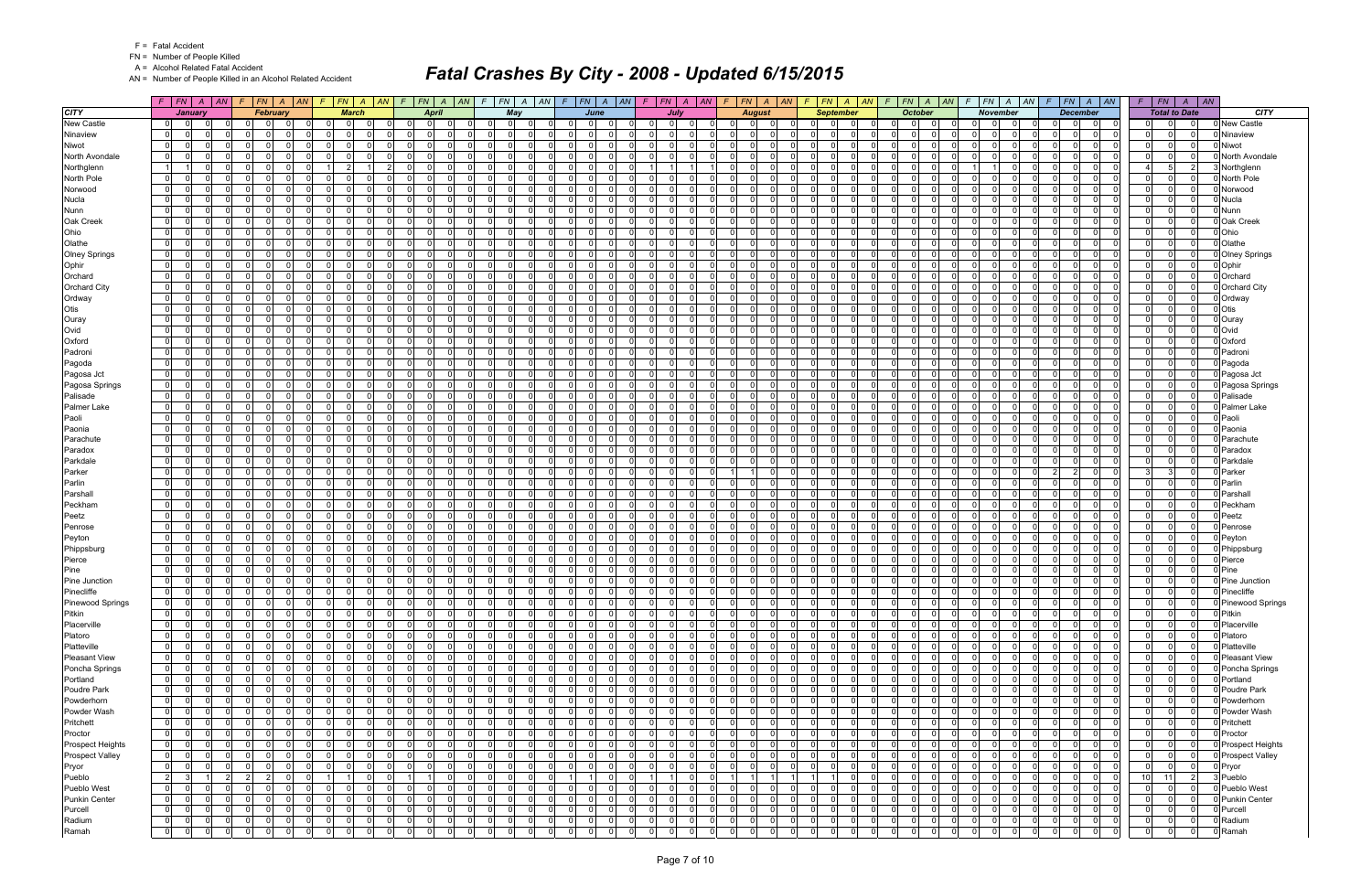| CITY | January | | | | February | | | | March | | | | April | | | | May | | | | June | | | | July | | | | August | | | | September | | | | October | | | | November | | | | December | | | | Total to Date | | | | CITY |
|---|---|---|---|---|---|---|---|---|---|---|---|---|---|---|---|---|---|---|---|---|---|---|---|---|---|---|---|---|---|---|---|---|---|---|---|---|---|---|---|---|---|---|---|---|---|---|---|---|---|---|---|---|---|
| | F | FN | A | AN | F | FN | A | AN | F | FN | A | AN | F | FN | A | AN | F | FN | A | AN | F | FN | A | AN | F | FN | A | AN | F | FN | A | AN | F | FN | A | AN | F | FN | A | AN | F | FN | A | AN | F | FN | A | AN | F | FN | A | AN | |
| New Castle | 0 | 0 | 0 | 0 | 0 | 0 | 0 | 0 | 0 | 0 | 0 | 0 | 0 | 0 | 0 | 0 | 0 | 0 | 0 | 0 | 0 | 0 | 0 | 0 | 0 | 0 | 0 | 0 | 0 | 0 | 0 | 0 | 0 | 0 | 0 | 0 | 0 | 0 | 0 | 0 | 0 | 0 | 0 | 0 | 0 | 0 | 0 | 0 | 0 | 0 | 0 | 0 | New Castle |
| Ninaview | 0 | 0 | 0 | 0 | 0 | 0 | 0 | 0 | 0 | 0 | 0 | 0 | 0 | 0 | 0 | 0 | 0 | 0 | 0 | 0 | 0 | 0 | 0 | 0 | 0 | 0 | 0 | 0 | 0 | 0 | 0 | 0 | 0 | 0 | 0 | 0 | 0 | 0 | 0 | 0 | 0 | 0 | 0 | 0 | 0 | 0 | 0 | 0 | 0 | 0 | 0 | 0 | Ninaview |
| Niwot | 0 | 0 | 0 | 0 | 0 | 0 | 0 | 0 | 0 | 0 | 0 | 0 | 0 | 0 | 0 | 0 | 0 | 0 | 0 | 0 | 0 | 0 | 0 | 0 | 0 | 0 | 0 | 0 | 0 | 0 | 0 | 0 | 0 | 0 | 0 | 0 | 0 | 0 | 0 | 0 | 0 | 0 | 0 | 0 | 0 | 0 | 0 | 0 | 0 | 0 | 0 | 0 | Niwot |
| North Avondale | 0 | 0 | 0 | 0 | 0 | 0 | 0 | 0 | 0 | 0 | 0 | 0 | 0 | 0 | 0 | 0 | 0 | 0 | 0 | 0 | 0 | 0 | 0 | 0 | 0 | 0 | 0 | 0 | 0 | 0 | 0 | 0 | 0 | 0 | 0 | 0 | 0 | 0 | 0 | 0 | 0 | 0 | 0 | 0 | 0 | 0 | 0 | 0 | 0 | 0 | 0 | 0 | North Avondale |
| Northglenn | 1 | 1 | 0 | 0 | 0 | 0 | 0 | 0 | 1 | 2 | 1 | 2 | 0 | 0 | 0 | 0 | 0 | 0 | 0 | 0 | 0 | 0 | 0 | 0 | 1 | 1 | 1 | 1 | 0 | 0 | 0 | 0 | 0 | 0 | 0 | 0 | 0 | 0 | 0 | 0 | 1 | 1 | 0 | 0 | 0 | 0 | 0 | 0 | 4 | 5 | 2 | 3 | Northglenn |
| North Pole | 0 | 0 | 0 | 0 | 0 | 0 | 0 | 0 | 0 | 0 | 0 | 0 | 0 | 0 | 0 | 0 | 0 | 0 | 0 | 0 | 0 | 0 | 0 | 0 | 0 | 0 | 0 | 0 | 0 | 0 | 0 | 0 | 0 | 0 | 0 | 0 | 0 | 0 | 0 | 0 | 0 | 0 | 0 | 0 | 0 | 0 | 0 | 0 | 0 | 0 | 0 | 0 | North Pole |
| Norwood | 0 | 0 | 0 | 0 | 0 | 0 | 0 | 0 | 0 | 0 | 0 | 0 | 0 | 0 | 0 | 0 | 0 | 0 | 0 | 0 | 0 | 0 | 0 | 0 | 0 | 0 | 0 | 0 | 0 | 0 | 0 | 0 | 0 | 0 | 0 | 0 | 0 | 0 | 0 | 0 | 0 | 0 | 0 | 0 | 0 | 0 | 0 | 0 | 0 | 0 | 0 | 0 | Norwood |
| Nucla | 0 | 0 | 0 | 0 | 0 | 0 | 0 | 0 | 0 | 0 | 0 | 0 | 0 | 0 | 0 | 0 | 0 | 0 | 0 | 0 | 0 | 0 | 0 | 0 | 0 | 0 | 0 | 0 | 0 | 0 | 0 | 0 | 0 | 0 | 0 | 0 | 0 | 0 | 0 | 0 | 0 | 0 | 0 | 0 | 0 | 0 | 0 | 0 | 0 | 0 | 0 | 0 | Nucla |
| Nunn | 0 | 0 | 0 | 0 | 0 | 0 | 0 | 0 | 0 | 0 | 0 | 0 | 0 | 0 | 0 | 0 | 0 | 0 | 0 | 0 | 0 | 0 | 0 | 0 | 0 | 0 | 0 | 0 | 0 | 0 | 0 | 0 | 0 | 0 | 0 | 0 | 0 | 0 | 0 | 0 | 0 | 0 | 0 | 0 | 0 | 0 | 0 | 0 | 0 | 0 | 0 | 0 | Nunn |
| Oak Creek | 0 | 0 | 0 | 0 | 0 | 0 | 0 | 0 | 0 | 0 | 0 | 0 | 0 | 0 | 0 | 0 | 0 | 0 | 0 | 0 | 0 | 0 | 0 | 0 | 0 | 0 | 0 | 0 | 0 | 0 | 0 | 0 | 0 | 0 | 0 | 0 | 0 | 0 | 0 | 0 | 0 | 0 | 0 | 0 | 0 | 0 | 0 | 0 | 0 | 0 | 0 | 0 | Oak Creek |
| Ohio | 0 | 0 | 0 | 0 | 0 | 0 | 0 | 0 | 0 | 0 | 0 | 0 | 0 | 0 | 0 | 0 | 0 | 0 | 0 | 0 | 0 | 0 | 0 | 0 | 0 | 0 | 0 | 0 | 0 | 0 | 0 | 0 | 0 | 0 | 0 | 0 | 0 | 0 | 0 | 0 | 0 | 0 | 0 | 0 | 0 | 0 | 0 | 0 | 0 | 0 | 0 | 0 | Ohio |
| Olathe | 0 | 0 | 0 | 0 | 0 | 0 | 0 | 0 | 0 | 0 | 0 | 0 | 0 | 0 | 0 | 0 | 0 | 0 | 0 | 0 | 0 | 0 | 0 | 0 | 0 | 0 | 0 | 0 | 0 | 0 | 0 | 0 | 0 | 0 | 0 | 0 | 0 | 0 | 0 | 0 | 0 | 0 | 0 | 0 | 0 | 0 | 0 | 0 | 0 | 0 | 0 | 0 | Olathe |
| Olney Springs | 0 | 0 | 0 | 0 | 0 | 0 | 0 | 0 | 0 | 0 | 0 | 0 | 0 | 0 | 0 | 0 | 0 | 0 | 0 | 0 | 0 | 0 | 0 | 0 | 0 | 0 | 0 | 0 | 0 | 0 | 0 | 0 | 0 | 0 | 0 | 0 | 0 | 0 | 0 | 0 | 0 | 0 | 0 | 0 | 0 | 0 | 0 | 0 | 0 | 0 | 0 | 0 | Olney Springs |
| Ophir | 0 | 0 | 0 | 0 | 0 | 0 | 0 | 0 | 0 | 0 | 0 | 0 | 0 | 0 | 0 | 0 | 0 | 0 | 0 | 0 | 0 | 0 | 0 | 0 | 0 | 0 | 0 | 0 | 0 | 0 | 0 | 0 | 0 | 0 | 0 | 0 | 0 | 0 | 0 | 0 | 0 | 0 | 0 | 0 | 0 | 0 | 0 | 0 | 0 | 0 | 0 | 0 | Ophir |
| Orchard | 0 | 0 | 0 | 0 | 0 | 0 | 0 | 0 | 0 | 0 | 0 | 0 | 0 | 0 | 0 | 0 | 0 | 0 | 0 | 0 | 0 | 0 | 0 | 0 | 0 | 0 | 0 | 0 | 0 | 0 | 0 | 0 | 0 | 0 | 0 | 0 | 0 | 0 | 0 | 0 | 0 | 0 | 0 | 0 | 0 | 0 | 0 | 0 | 0 | 0 | 0 | 0 | Orchard |
| Orchard City | 0 | 0 | 0 | 0 | 0 | 0 | 0 | 0 | 0 | 0 | 0 | 0 | 0 | 0 | 0 | 0 | 0 | 0 | 0 | 0 | 0 | 0 | 0 | 0 | 0 | 0 | 0 | 0 | 0 | 0 | 0 | 0 | 0 | 0 | 0 | 0 | 0 | 0 | 0 | 0 | 0 | 0 | 0 | 0 | 0 | 0 | 0 | 0 | 0 | 0 | 0 | 0 | Orchard City |
| Ordway | 0 | 0 | 0 | 0 | 0 | 0 | 0 | 0 | 0 | 0 | 0 | 0 | 0 | 0 | 0 | 0 | 0 | 0 | 0 | 0 | 0 | 0 | 0 | 0 | 0 | 0 | 0 | 0 | 0 | 0 | 0 | 0 | 0 | 0 | 0 | 0 | 0 | 0 | 0 | 0 | 0 | 0 | 0 | 0 | 0 | 0 | 0 | 0 | 0 | 0 | 0 | 0 | Ordway |
| Otis | 0 | 0 | 0 | 0 | 0 | 0 | 0 | 0 | 0 | 0 | 0 | 0 | 0 | 0 | 0 | 0 | 0 | 0 | 0 | 0 | 0 | 0 | 0 | 0 | 0 | 0 | 0 | 0 | 0 | 0 | 0 | 0 | 0 | 0 | 0 | 0 | 0 | 0 | 0 | 0 | 0 | 0 | 0 | 0 | 0 | 0 | 0 | 0 | 0 | 0 | 0 | 0 | Otis |
| Ouray | 0 | 0 | 0 | 0 | 0 | 0 | 0 | 0 | 0 | 0 | 0 | 0 | 0 | 0 | 0 | 0 | 0 | 0 | 0 | 0 | 0 | 0 | 0 | 0 | 0 | 0 | 0 | 0 | 0 | 0 | 0 | 0 | 0 | 0 | 0 | 0 | 0 | 0 | 0 | 0 | 0 | 0 | 0 | 0 | 0 | 0 | 0 | 0 | 0 | 0 | 0 | 0 | Ouray |
| Ovid | 0 | 0 | 0 | 0 | 0 | 0 | 0 | 0 | 0 | 0 | 0 | 0 | 0 | 0 | 0 | 0 | 0 | 0 | 0 | 0 | 0 | 0 | 0 | 0 | 0 | 0 | 0 | 0 | 0 | 0 | 0 | 0 | 0 | 0 | 0 | 0 | 0 | 0 | 0 | 0 | 0 | 0 | 0 | 0 | 0 | 0 | 0 | 0 | 0 | 0 | 0 | 0 | Ovid |
| Oxford | 0 | 0 | 0 | 0 | 0 | 0 | 0 | 0 | 0 | 0 | 0 | 0 | 0 | 0 | 0 | 0 | 0 | 0 | 0 | 0 | 0 | 0 | 0 | 0 | 0 | 0 | 0 | 0 | 0 | 0 | 0 | 0 | 0 | 0 | 0 | 0 | 0 | 0 | 0 | 0 | 0 | 0 | 0 | 0 | 0 | 0 | 0 | 0 | 0 | 0 | 0 | 0 | Oxford |
| Padroni | 0 | 0 | 0 | 0 | 0 | 0 | 0 | 0 | 0 | 0 | 0 | 0 | 0 | 0 | 0 | 0 | 0 | 0 | 0 | 0 | 0 | 0 | 0 | 0 | 0 | 0 | 0 | 0 | 0 | 0 | 0 | 0 | 0 | 0 | 0 | 0 | 0 | 0 | 0 | 0 | 0 | 0 | 0 | 0 | 0 | 0 | 0 | 0 | 0 | 0 | 0 | 0 | Padroni |
| Pagoda | 0 | 0 | 0 | 0 | 0 | 0 | 0 | 0 | 0 | 0 | 0 | 0 | 0 | 0 | 0 | 0 | 0 | 0 | 0 | 0 | 0 | 0 | 0 | 0 | 0 | 0 | 0 | 0 | 0 | 0 | 0 | 0 | 0 | 0 | 0 | 0 | 0 | 0 | 0 | 0 | 0 | 0 | 0 | 0 | 0 | 0 | 0 | 0 | 0 | 0 | 0 | 0 | Pagoda |
| Pagosa Jct | 0 | 0 | 0 | 0 | 0 | 0 | 0 | 0 | 0 | 0 | 0 | 0 | 0 | 0 | 0 | 0 | 0 | 0 | 0 | 0 | 0 | 0 | 0 | 0 | 0 | 0 | 0 | 0 | 0 | 0 | 0 | 0 | 0 | 0 | 0 | 0 | 0 | 0 | 0 | 0 | 0 | 0 | 0 | 0 | 0 | 0 | 0 | 0 | 0 | 0 | 0 | 0 | Pagosa Jct |
| Pagosa Springs | 0 | 0 | 0 | 0 | 0 | 0 | 0 | 0 | 0 | 0 | 0 | 0 | 0 | 0 | 0 | 0 | 0 | 0 | 0 | 0 | 0 | 0 | 0 | 0 | 0 | 0 | 0 | 0 | 0 | 0 | 0 | 0 | 0 | 0 | 0 | 0 | 0 | 0 | 0 | 0 | 0 | 0 | 0 | 0 | 0 | 0 | 0 | 0 | 0 | 0 | 0 | 0 | Pagosa Springs |
| Palisade | 0 | 0 | 0 | 0 | 0 | 0 | 0 | 0 | 0 | 0 | 0 | 0 | 0 | 0 | 0 | 0 | 0 | 0 | 0 | 0 | 0 | 0 | 0 | 0 | 0 | 0 | 0 | 0 | 0 | 0 | 0 | 0 | 0 | 0 | 0 | 0 | 0 | 0 | 0 | 0 | 0 | 0 | 0 | 0 | 0 | 0 | 0 | 0 | 0 | 0 | 0 | 0 | Palisade |
| Palmer Lake | 0 | 0 | 0 | 0 | 0 | 0 | 0 | 0 | 0 | 0 | 0 | 0 | 0 | 0 | 0 | 0 | 0 | 0 | 0 | 0 | 0 | 0 | 0 | 0 | 0 | 0 | 0 | 0 | 0 | 0 | 0 | 0 | 0 | 0 | 0 | 0 | 0 | 0 | 0 | 0 | 0 | 0 | 0 | 0 | 0 | 0 | 0 | 0 | 0 | 0 | 0 | 0 | Palmer Lake |
| Paoli | 0 | 0 | 0 | 0 | 0 | 0 | 0 | 0 | 0 | 0 | 0 | 0 | 0 | 0 | 0 | 0 | 0 | 0 | 0 | 0 | 0 | 0 | 0 | 0 | 0 | 0 | 0 | 0 | 0 | 0 | 0 | 0 | 0 | 0 | 0 | 0 | 0 | 0 | 0 | 0 | 0 | 0 | 0 | 0 | 0 | 0 | 0 | 0 | 0 | 0 | 0 | 0 | Paoli |
| Paonia | 0 | 0 | 0 | 0 | 0 | 0 | 0 | 0 | 0 | 0 | 0 | 0 | 0 | 0 | 0 | 0 | 0 | 0 | 0 | 0 | 0 | 0 | 0 | 0 | 0 | 0 | 0 | 0 | 0 | 0 | 0 | 0 | 0 | 0 | 0 | 0 | 0 | 0 | 0 | 0 | 0 | 0 | 0 | 0 | 0 | 0 | 0 | 0 | 0 | 0 | 0 | 0 | Paonia |
| Parachute | 0 | 0 | 0 | 0 | 0 | 0 | 0 | 0 | 0 | 0 | 0 | 0 | 0 | 0 | 0 | 0 | 0 | 0 | 0 | 0 | 0 | 0 | 0 | 0 | 0 | 0 | 0 | 0 | 0 | 0 | 0 | 0 | 0 | 0 | 0 | 0 | 0 | 0 | 0 | 0 | 0 | 0 | 0 | 0 | 0 | 0 | 0 | 0 | 0 | 0 | 0 | 0 | Parachute |
| Paradox | 0 | 0 | 0 | 0 | 0 | 0 | 0 | 0 | 0 | 0 | 0 | 0 | 0 | 0 | 0 | 0 | 0 | 0 | 0 | 0 | 0 | 0 | 0 | 0 | 0 | 0 | 0 | 0 | 0 | 0 | 0 | 0 | 0 | 0 | 0 | 0 | 0 | 0 | 0 | 0 | 0 | 0 | 0 | 0 | 0 | 0 | 0 | 0 | 0 | 0 | 0 | 0 | Paradox |
| Parkdale | 0 | 0 | 0 | 0 | 0 | 0 | 0 | 0 | 0 | 0 | 0 | 0 | 0 | 0 | 0 | 0 | 0 | 0 | 0 | 0 | 0 | 0 | 0 | 0 | 0 | 0 | 0 | 0 | 0 | 0 | 0 | 0 | 0 | 0 | 0 | 0 | 0 | 0 | 0 | 0 | 0 | 0 | 0 | 0 | 0 | 0 | 0 | 0 | 0 | 0 | 0 | 0 | Parkdale |
| Parker | 0 | 0 | 0 | 0 | 0 | 0 | 0 | 0 | 0 | 0 | 0 | 0 | 0 | 0 | 0 | 0 | 0 | 0 | 0 | 0 | 0 | 0 | 0 | 0 | 0 | 0 | 0 | 0 | 1 | 1 | 0 | 0 | 0 | 0 | 0 | 0 | 0 | 0 | 0 | 0 | 0 | 0 | 0 | 0 | 2 | 2 | 0 | 0 | 3 | 3 | 0 | 0 | Parker |
| Parlin | 0 | 0 | 0 | 0 | 0 | 0 | 0 | 0 | 0 | 0 | 0 | 0 | 0 | 0 | 0 | 0 | 0 | 0 | 0 | 0 | 0 | 0 | 0 | 0 | 0 | 0 | 0 | 0 | 0 | 0 | 0 | 0 | 0 | 0 | 0 | 0 | 0 | 0 | 0 | 0 | 0 | 0 | 0 | 0 | 0 | 0 | 0 | 0 | 0 | 0 | 0 | 0 | Parlin |
| Parshall | 0 | 0 | 0 | 0 | 0 | 0 | 0 | 0 | 0 | 0 | 0 | 0 | 0 | 0 | 0 | 0 | 0 | 0 | 0 | 0 | 0 | 0 | 0 | 0 | 0 | 0 | 0 | 0 | 0 | 0 | 0 | 0 | 0 | 0 | 0 | 0 | 0 | 0 | 0 | 0 | 0 | 0 | 0 | 0 | 0 | 0 | 0 | 0 | 0 | 0 | 0 | 0 | Parshall |
| Peckham | 0 | 0 | 0 | 0 | 0 | 0 | 0 | 0 | 0 | 0 | 0 | 0 | 0 | 0 | 0 | 0 | 0 | 0 | 0 | 0 | 0 | 0 | 0 | 0 | 0 | 0 | 0 | 0 | 0 | 0 | 0 | 0 | 0 | 0 | 0 | 0 | 0 | 0 | 0 | 0 | 0 | 0 | 0 | 0 | 0 | 0 | 0 | 0 | 0 | 0 | 0 | 0 | Peckham |
| Peetz | 0 | 0 | 0 | 0 | 0 | 0 | 0 | 0 | 0 | 0 | 0 | 0 | 0 | 0 | 0 | 0 | 0 | 0 | 0 | 0 | 0 | 0 | 0 | 0 | 0 | 0 | 0 | 0 | 0 | 0 | 0 | 0 | 0 | 0 | 0 | 0 | 0 | 0 | 0 | 0 | 0 | 0 | 0 | 0 | 0 | 0 | 0 | 0 | 0 | 0 | 0 | 0 | Peetz |
| Penrose | 0 | 0 | 0 | 0 | 0 | 0 | 0 | 0 | 0 | 0 | 0 | 0 | 0 | 0 | 0 | 0 | 0 | 0 | 0 | 0 | 0 | 0 | 0 | 0 | 0 | 0 | 0 | 0 | 0 | 0 | 0 | 0 | 0 | 0 | 0 | 0 | 0 | 0 | 0 | 0 | 0 | 0 | 0 | 0 | 0 | 0 | 0 | 0 | 0 | 0 | 0 | 0 | Penrose |
| Peyton | 0 | 0 | 0 | 0 | 0 | 0 | 0 | 0 | 0 | 0 | 0 | 0 | 0 | 0 | 0 | 0 | 0 | 0 | 0 | 0 | 0 | 0 | 0 | 0 | 0 | 0 | 0 | 0 | 0 | 0 | 0 | 0 | 0 | 0 | 0 | 0 | 0 | 0 | 0 | 0 | 0 | 0 | 0 | 0 | 0 | 0 | 0 | 0 | 0 | 0 | 0 | 0 | Peyton |
| Phippsburg | 0 | 0 | 0 | 0 | 0 | 0 | 0 | 0 | 0 | 0 | 0 | 0 | 0 | 0 | 0 | 0 | 0 | 0 | 0 | 0 | 0 | 0 | 0 | 0 | 0 | 0 | 0 | 0 | 0 | 0 | 0 | 0 | 0 | 0 | 0 | 0 | 0 | 0 | 0 | 0 | 0 | 0 | 0 | 0 | 0 | 0 | 0 | 0 | 0 | 0 | 0 | 0 | Phippsburg |
| Pierce | 0 | 0 | 0 | 0 | 0 | 0 | 0 | 0 | 0 | 0 | 0 | 0 | 0 | 0 | 0 | 0 | 0 | 0 | 0 | 0 | 0 | 0 | 0 | 0 | 0 | 0 | 0 | 0 | 0 | 0 | 0 | 0 | 0 | 0 | 0 | 0 | 0 | 0 | 0 | 0 | 0 | 0 | 0 | 0 | 0 | 0 | 0 | 0 | 0 | 0 | 0 | 0 | Pierce |
| Pine | 0 | 0 | 0 | 0 | 0 | 0 | 0 | 0 | 0 | 0 | 0 | 0 | 0 | 0 | 0 | 0 | 0 | 0 | 0 | 0 | 0 | 0 | 0 | 0 | 0 | 0 | 0 | 0 | 0 | 0 | 0 | 0 | 0 | 0 | 0 | 0 | 0 | 0 | 0 | 0 | 0 | 0 | 0 | 0 | 0 | 0 | 0 | 0 | 0 | 0 | 0 | 0 | Pine |
| Pine Junction | 0 | 0 | 0 | 0 | 0 | 0 | 0 | 0 | 0 | 0 | 0 | 0 | 0 | 0 | 0 | 0 | 0 | 0 | 0 | 0 | 0 | 0 | 0 | 0 | 0 | 0 | 0 | 0 | 0 | 0 | 0 | 0 | 0 | 0 | 0 | 0 | 0 | 0 | 0 | 0 | 0 | 0 | 0 | 0 | 0 | 0 | 0 | 0 | 0 | 0 | 0 | 0 | Pine Junction |
| Pinecliffe | 0 | 0 | 0 | 0 | 0 | 0 | 0 | 0 | 0 | 0 | 0 | 0 | 0 | 0 | 0 | 0 | 0 | 0 | 0 | 0 | 0 | 0 | 0 | 0 | 0 | 0 | 0 | 0 | 0 | 0 | 0 | 0 | 0 | 0 | 0 | 0 | 0 | 0 | 0 | 0 | 0 | 0 | 0 | 0 | 0 | 0 | 0 | 0 | 0 | 0 | 0 | 0 | Pinecliffe |
| Pinewood Springs | 0 | 0 | 0 | 0 | 0 | 0 | 0 | 0 | 0 | 0 | 0 | 0 | 0 | 0 | 0 | 0 | 0 | 0 | 0 | 0 | 0 | 0 | 0 | 0 | 0 | 0 | 0 | 0 | 0 | 0 | 0 | 0 | 0 | 0 | 0 | 0 | 0 | 0 | 0 | 0 | 0 | 0 | 0 | 0 | 0 | 0 | 0 | 0 | 0 | 0 | 0 | 0 | Pinewood Springs |
| Pitkin | 0 | 0 | 0 | 0 | 0 | 0 | 0 | 0 | 0 | 0 | 0 | 0 | 0 | 0 | 0 | 0 | 0 | 0 | 0 | 0 | 0 | 0 | 0 | 0 | 0 | 0 | 0 | 0 | 0 | 0 | 0 | 0 | 0 | 0 | 0 | 0 | 0 | 0 | 0 | 0 | 0 | 0 | 0 | 0 | 0 | 0 | 0 | 0 | 0 | 0 | 0 | 0 | Pitkin |
| Placerville | 0 | 0 | 0 | 0 | 0 | 0 | 0 | 0 | 0 | 0 | 0 | 0 | 0 | 0 | 0 | 0 | 0 | 0 | 0 | 0 | 0 | 0 | 0 | 0 | 0 | 0 | 0 | 0 | 0 | 0 | 0 | 0 | 0 | 0 | 0 | 0 | 0 | 0 | 0 | 0 | 0 | 0 | 0 | 0 | 0 | 0 | 0 | 0 | 0 | 0 | 0 | 0 | Placerville |
| Platoro | 0 | 0 | 0 | 0 | 0 | 0 | 0 | 0 | 0 | 0 | 0 | 0 | 0 | 0 | 0 | 0 | 0 | 0 | 0 | 0 | 0 | 0 | 0 | 0 | 0 | 0 | 0 | 0 | 0 | 0 | 0 | 0 | 0 | 0 | 0 | 0 | 0 | 0 | 0 | 0 | 0 | 0 | 0 | 0 | 0 | 0 | 0 | 0 | 0 | 0 | 0 | 0 | Platoro |
| Platteville | 0 | 0 | 0 | 0 | 0 | 0 | 0 | 0 | 0 | 0 | 0 | 0 | 0 | 0 | 0 | 0 | 0 | 0 | 0 | 0 | 0 | 0 | 0 | 0 | 0 | 0 | 0 | 0 | 0 | 0 | 0 | 0 | 0 | 0 | 0 | 0 | 0 | 0 | 0 | 0 | 0 | 0 | 0 | 0 | 0 | 0 | 0 | 0 | 0 | 0 | 0 | 0 | Platteville |
| Pleasant View | 0 | 0 | 0 | 0 | 0 | 0 | 0 | 0 | 0 | 0 | 0 | 0 | 0 | 0 | 0 | 0 | 0 | 0 | 0 | 0 | 0 | 0 | 0 | 0 | 0 | 0 | 0 | 0 | 0 | 0 | 0 | 0 | 0 | 0 | 0 | 0 | 0 | 0 | 0 | 0 | 0 | 0 | 0 | 0 | 0 | 0 | 0 | 0 | 0 | 0 | 0 | 0 | Pleasant View |
| Poncha Springs | 0 | 0 | 0 | 0 | 0 | 0 | 0 | 0 | 0 | 0 | 0 | 0 | 0 | 0 | 0 | 0 | 0 | 0 | 0 | 0 | 0 | 0 | 0 | 0 | 0 | 0 | 0 | 0 | 0 | 0 | 0 | 0 | 0 | 0 | 0 | 0 | 0 | 0 | 0 | 0 | 0 | 0 | 0 | 0 | 0 | 0 | 0 | 0 | 0 | 0 | 0 | 0 | Poncha Springs |
| Portland | 0 | 0 | 0 | 0 | 0 | 0 | 0 | 0 | 0 | 0 | 0 | 0 | 0 | 0 | 0 | 0 | 0 | 0 | 0 | 0 | 0 | 0 | 0 | 0 | 0 | 0 | 0 | 0 | 0 | 0 | 0 | 0 | 0 | 0 | 0 | 0 | 0 | 0 | 0 | 0 | 0 | 0 | 0 | 0 | 0 | 0 | 0 | 0 | 0 | 0 | 0 | 0 | Portland |
| Poudre Park | 0 | 0 | 0 | 0 | 0 | 0 | 0 | 0 | 0 | 0 | 0 | 0 | 0 | 0 | 0 | 0 | 0 | 0 | 0 | 0 | 0 | 0 | 0 | 0 | 0 | 0 | 0 | 0 | 0 | 0 | 0 | 0 | 0 | 0 | 0 | 0 | 0 | 0 | 0 | 0 | 0 | 0 | 0 | 0 | 0 | 0 | 0 | 0 | 0 | 0 | 0 | 0 | Poudre Park |
| Powderhorn | 0 | 0 | 0 | 0 | 0 | 0 | 0 | 0 | 0 | 0 | 0 | 0 | 0 | 0 | 0 | 0 | 0 | 0 | 0 | 0 | 0 | 0 | 0 | 0 | 0 | 0 | 0 | 0 | 0 | 0 | 0 | 0 | 0 | 0 | 0 | 0 | 0 | 0 | 0 | 0 | 0 | 0 | 0 | 0 | 0 | 0 | 0 | 0 | 0 | 0 | 0 | 0 | Powderhorn |
| Powder Wash | 0 | 0 | 0 | 0 | 0 | 0 | 0 | 0 | 0 | 0 | 0 | 0 | 0 | 0 | 0 | 0 | 0 | 0 | 0 | 0 | 0 | 0 | 0 | 0 | 0 | 0 | 0 | 0 | 0 | 0 | 0 | 0 | 0 | 0 | 0 | 0 | 0 | 0 | 0 | 0 | 0 | 0 | 0 | 0 | 0 | 0 | 0 | 0 | 0 | 0 | 0 | 0 | Powder Wash |
| Pritchett | 0 | 0 | 0 | 0 | 0 | 0 | 0 | 0 | 0 | 0 | 0 | 0 | 0 | 0 | 0 | 0 | 0 | 0 | 0 | 0 | 0 | 0 | 0 | 0 | 0 | 0 | 0 | 0 | 0 | 0 | 0 | 0 | 0 | 0 | 0 | 0 | 0 | 0 | 0 | 0 | 0 | 0 | 0 | 0 | 0 | 0 | 0 | 0 | 0 | 0 | 0 | 0 | Pritchett |
| Proctor | 0 | 0 | 0 | 0 | 0 | 0 | 0 | 0 | 0 | 0 | 0 | 0 | 0 | 0 | 0 | 0 | 0 | 0 | 0 | 0 | 0 | 0 | 0 | 0 | 0 | 0 | 0 | 0 | 0 | 0 | 0 | 0 | 0 | 0 | 0 | 0 | 0 | 0 | 0 | 0 | 0 | 0 | 0 | 0 | 0 | 0 | 0 | 0 | 0 | 0 | 0 | 0 | Proctor |
| Prospect Heights | 0 | 0 | 0 | 0 | 0 | 0 | 0 | 0 | 0 | 0 | 0 | 0 | 0 | 0 | 0 | 0 | 0 | 0 | 0 | 0 | 0 | 0 | 0 | 0 | 0 | 0 | 0 | 0 | 0 | 0 | 0 | 0 | 0 | 0 | 0 | 0 | 0 | 0 | 0 | 0 | 0 | 0 | 0 | 0 | 0 | 0 | 0 | 0 | 0 | 0 | 0 | 0 | Prospect Heights |
| Prospect Valley | 0 | 0 | 0 | 0 | 0 | 0 | 0 | 0 | 0 | 0 | 0 | 0 | 0 | 0 | 0 | 0 | 0 | 0 | 0 | 0 | 0 | 0 | 0 | 0 | 0 | 0 | 0 | 0 | 0 | 0 | 0 | 0 | 0 | 0 | 0 | 0 | 0 | 0 | 0 | 0 | 0 | 0 | 0 | 0 | 0 | 0 | 0 | 0 | 0 | 0 | 0 | 0 | Prospect Valley |
| Pryor | 0 | 0 | 0 | 0 | 0 | 0 | 0 | 0 | 0 | 0 | 0 | 0 | 0 | 0 | 0 | 0 | 0 | 0 | 0 | 0 | 0 | 0 | 0 | 0 | 0 | 0 | 0 | 0 | 0 | 0 | 0 | 0 | 0 | 0 | 0 | 0 | 0 | 0 | 0 | 0 | 0 | 0 | 0 | 0 | 0 | 0 | 0 | 0 | 0 | 0 | 0 | 0 | Pryor |
| Pueblo | 2 | 3 | 1 | 2 | 2 | 2 | 0 | 0 | 1 | 1 | 0 | 0 | 1 | 1 | 0 | 0 | 0 | 0 | 0 | 0 | 1 | 1 | 0 | 0 | 1 | 1 | 0 | 0 | 1 | 1 | 1 | 1 | 1 | 1 | 0 | 0 | 0 | 0 | 0 | 0 | 0 | 0 | 0 | 0 | 0 | 0 | 0 | 0 | 10 | 11 | 2 | 3 | Pueblo |
| Pueblo West | 0 | 0 | 0 | 0 | 0 | 0 | 0 | 0 | 0 | 0 | 0 | 0 | 0 | 0 | 0 | 0 | 0 | 0 | 0 | 0 | 0 | 0 | 0 | 0 | 0 | 0 | 0 | 0 | 0 | 0 | 0 | 0 | 0 | 0 | 0 | 0 | 0 | 0 | 0 | 0 | 0 | 0 | 0 | 0 | 0 | 0 | 0 | 0 | 0 | 0 | 0 | 0 | Pueblo West |
| Punkin Center | 0 | 0 | 0 | 0 | 0 | 0 | 0 | 0 | 0 | 0 | 0 | 0 | 0 | 0 | 0 | 0 | 0 | 0 | 0 | 0 | 0 | 0 | 0 | 0 | 0 | 0 | 0 | 0 | 0 | 0 | 0 | 0 | 0 | 0 | 0 | 0 | 0 | 0 | 0 | 0 | 0 | 0 | 0 | 0 | 0 | 0 | 0 | 0 | 0 | 0 | 0 | 0 | Punkin Center |
| Purcell | 0 | 0 | 0 | 0 | 0 | 0 | 0 | 0 | 0 | 0 | 0 | 0 | 0 | 0 | 0 | 0 | 0 | 0 | 0 | 0 | 0 | 0 | 0 | 0 | 0 | 0 | 0 | 0 | 0 | 0 | 0 | 0 | 0 | 0 | 0 | 0 | 0 | 0 | 0 | 0 | 0 | 0 | 0 | 0 | 0 | 0 | 0 | 0 | 0 | 0 | 0 | 0 | Purcell |
| Radium | 0 | 0 | 0 | 0 | 0 | 0 | 0 | 0 | 0 | 0 | 0 | 0 | 0 | 0 | 0 | 0 | 0 | 0 | 0 | 0 | 0 | 0 | 0 | 0 | 0 | 0 | 0 | 0 | 0 | 0 | 0 | 0 | 0 | 0 | 0 | 0 | 0 | 0 | 0 | 0 | 0 | 0 | 0 | 0 | 0 | 0 | 0 | 0 | 0 | 0 | 0 | 0 | Radium |
| Ramah | 0 | 0 | 0 | 0 | 0 | 0 | 0 | 0 | 0 | 0 | 0 | 0 | 0 | 0 | 0 | 0 | 0 | 0 | 0 | 0 | 0 | 0 | 0 | 0 | 0 | 0 | 0 | 0 | 0 | 0 | 0 | 0 | 0 | 0 | 0 | 0 | 0 | 0 | 0 | 0 | 0 | 0 | 0 | 0 | 0 | 0 | 0 | 0 | 0 | 0 | 0 | 0 | Ramah |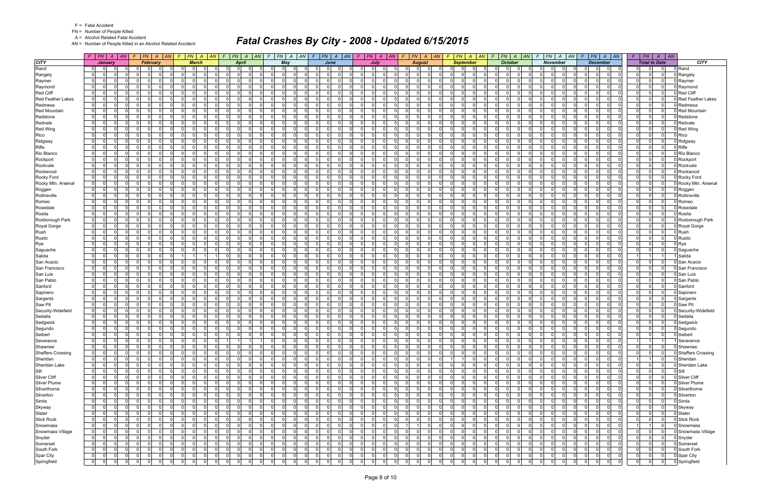F = Fatal Accident
FN = Number of People Killed
A = Alcohol Related Fatal Accident
AN = Number of People Killed in an Alcohol Related Accident

# Fatal Crashes By City - 2008 - Updated 6/15/2015

| CITY | January F | FN | A | AN | February F | FN | A | AN | March F | FN | A | AN | April F | FN | A | AN | May F | FN | A | AN | June F | FN | A | AN | July F | FN | A | AN | August F | FN | A | AN | September F | FN | A | AN | October F | FN | A | AN | November F | FN | A | AN | December F | FN | A | AN | Total to Date F | FN | A | AN | CITY |
|---|---|---|---|---|---|---|---|---|---|---|---|---|---|---|---|---|---|---|---|---|---|---|---|---|---|---|---|---|---|---|---|---|---|---|---|---|---|---|---|---|---|---|---|---|---|---|---|---|---|---|---|---|---|
| Rand | 0 | 0 | 0 | 0 | 0 | 0 | 0 | 0 | 0 | 0 | 0 | 0 | 0 | 0 | 0 | 0 | 0 | 0 | 0 | 0 | 0 | 0 | 0 | 0 | 0 | 0 | 0 | 0 | 0 | 0 | 0 | 0 | 0 | 0 | 0 | 0 | 0 | 0 | 0 | 0 | 0 | 0 | 0 | 0 | 0 | 0 | 0 | 0 | 0 | 0 | 0 | 0 | Rand |
| Rangely | 0 | 0 | 0 | 0 | 0 | 0 | 0 | 0 | 0 | 0 | 0 | 0 | 0 | 0 | 0 | 0 | 0 | 0 | 0 | 0 | 0 | 0 | 0 | 0 | 0 | 0 | 0 | 0 | 0 | 0 | 0 | 0 | 0 | 0 | 0 | 0 | 0 | 0 | 0 | 0 | 0 | 0 | 0 | 0 | 0 | 0 | 0 | 0 | 0 | 0 | 0 | 0 | Rangely |
| Raymer | 0 | 0 | 0 | 0 | 0 | 0 | 0 | 0 | 0 | 0 | 0 | 0 | 0 | 0 | 0 | 0 | 0 | 0 | 0 | 0 | 0 | 0 | 0 | 0 | 0 | 0 | 0 | 0 | 0 | 0 | 0 | 0 | 0 | 0 | 0 | 0 | 0 | 0 | 0 | 0 | 0 | 0 | 0 | 0 | 0 | 0 | 0 | 0 | 0 | 0 | 0 | 0 | Raymer |
| Raymond | 0 | 0 | 0 | 0 | 0 | 0 | 0 | 0 | 0 | 0 | 0 | 0 | 0 | 0 | 0 | 0 | 0 | 0 | 0 | 0 | 0 | 0 | 0 | 0 | 0 | 0 | 0 | 0 | 0 | 0 | 0 | 0 | 0 | 0 | 0 | 0 | 0 | 0 | 0 | 0 | 0 | 0 | 0 | 0 | 0 | 0 | 0 | 0 | 0 | 0 | 0 | 0 | Raymond |
| Red Cliff | 0 | 0 | 0 | 0 | 0 | 0 | 0 | 0 | 0 | 0 | 0 | 0 | 0 | 0 | 0 | 0 | 0 | 0 | 0 | 0 | 0 | 0 | 0 | 0 | 0 | 0 | 0 | 0 | 0 | 0 | 0 | 0 | 0 | 0 | 0 | 0 | 0 | 0 | 0 | 0 | 0 | 0 | 0 | 0 | 0 | 0 | 0 | 0 | 0 | 0 | 0 | 0 | Red Cliff |
| Red Feather Lakes | 0 | 0 | 0 | 0 | 0 | 0 | 0 | 0 | 0 | 0 | 0 | 0 | 0 | 0 | 0 | 0 | 0 | 0 | 0 | 0 | 0 | 0 | 0 | 0 | 0 | 0 | 0 | 0 | 0 | 0 | 0 | 0 | 0 | 0 | 0 | 0 | 0 | 0 | 0 | 0 | 0 | 0 | 0 | 0 | 0 | 0 | 0 | 0 | 0 | 0 | 0 | 0 | Red Feather Lakes |
| Redmesa | 0 | 0 | 0 | 0 | 0 | 0 | 0 | 0 | 0 | 0 | 0 | 0 | 0 | 0 | 0 | 0 | 0 | 0 | 0 | 0 | 0 | 0 | 0 | 0 | 0 | 0 | 0 | 0 | 0 | 0 | 0 | 0 | 0 | 0 | 0 | 0 | 0 | 0 | 0 | 0 | 0 | 0 | 0 | 0 | 0 | 0 | 0 | 0 | 0 | 0 | 0 | 0 | Redmesa |
| Red Mountain | 0 | 0 | 0 | 0 | 0 | 0 | 0 | 0 | 0 | 0 | 0 | 0 | 0 | 0 | 0 | 0 | 0 | 0 | 0 | 0 | 0 | 0 | 0 | 0 | 0 | 0 | 0 | 0 | 0 | 0 | 0 | 0 | 0 | 0 | 0 | 0 | 0 | 0 | 0 | 0 | 0 | 0 | 0 | 0 | 0 | 0 | 0 | 0 | 0 | 0 | 0 | 0 | Red Mountain |
| Redstone | 0 | 0 | 0 | 0 | 0 | 0 | 0 | 0 | 0 | 0 | 0 | 0 | 0 | 0 | 0 | 0 | 0 | 0 | 0 | 0 | 0 | 0 | 0 | 0 | 0 | 0 | 0 | 0 | 0 | 0 | 0 | 0 | 0 | 0 | 0 | 0 | 0 | 0 | 0 | 0 | 0 | 0 | 0 | 0 | 0 | 0 | 0 | 0 | 0 | 0 | 0 | 0 | Redstone |
| Redvale | 0 | 0 | 0 | 0 | 0 | 0 | 0 | 0 | 0 | 0 | 0 | 0 | 0 | 0 | 0 | 0 | 0 | 0 | 0 | 0 | 0 | 0 | 0 | 0 | 0 | 0 | 0 | 0 | 0 | 0 | 0 | 0 | 0 | 0 | 0 | 0 | 0 | 0 | 0 | 0 | 0 | 0 | 0 | 0 | 0 | 0 | 0 | 0 | 0 | 0 | 0 | 0 | Redvale |
| Red Wing | 0 | 0 | 0 | 0 | 0 | 0 | 0 | 0 | 0 | 0 | 0 | 0 | 0 | 0 | 0 | 0 | 0 | 0 | 0 | 0 | 0 | 0 | 0 | 0 | 0 | 0 | 0 | 0 | 0 | 0 | 0 | 0 | 0 | 0 | 0 | 0 | 0 | 0 | 0 | 0 | 0 | 0 | 0 | 0 | 0 | 0 | 0 | 0 | 0 | 0 | 0 | 0 | Red Wing |
| Rico | 0 | 0 | 0 | 0 | 0 | 0 | 0 | 0 | 0 | 0 | 0 | 0 | 0 | 0 | 0 | 0 | 0 | 0 | 0 | 0 | 0 | 0 | 0 | 0 | 0 | 0 | 0 | 0 | 0 | 0 | 0 | 0 | 0 | 0 | 0 | 0 | 0 | 0 | 0 | 0 | 0 | 0 | 0 | 0 | 0 | 0 | 0 | 0 | 0 | 0 | 0 | 0 | Rico |
| Ridgway | 0 | 0 | 0 | 0 | 0 | 0 | 0 | 0 | 0 | 0 | 0 | 0 | 0 | 0 | 0 | 0 | 0 | 0 | 0 | 0 | 0 | 0 | 0 | 0 | 0 | 0 | 0 | 0 | 0 | 0 | 0 | 0 | 0 | 0 | 0 | 0 | 0 | 0 | 0 | 0 | 0 | 0 | 0 | 0 | 0 | 0 | 0 | 0 | 0 | 0 | 0 | 0 | Ridgway |
| Rifle | 0 | 0 | 0 | 0 | 0 | 0 | 0 | 0 | 0 | 0 | 0 | 0 | 0 | 0 | 0 | 0 | 0 | 0 | 0 | 0 | 0 | 0 | 0 | 0 | 0 | 0 | 0 | 0 | 0 | 0 | 0 | 0 | 0 | 0 | 0 | 0 | 0 | 0 | 0 | 0 | 0 | 0 | 0 | 0 | 0 | 0 | 0 | 0 | 0 | 0 | 0 | 0 | Rifle |
| Rio Blanco | 0 | 0 | 0 | 0 | 0 | 0 | 0 | 0 | 0 | 0 | 0 | 0 | 0 | 0 | 0 | 0 | 0 | 0 | 0 | 0 | 0 | 0 | 0 | 0 | 0 | 0 | 0 | 0 | 0 | 0 | 0 | 0 | 0 | 0 | 0 | 0 | 0 | 0 | 0 | 0 | 0 | 0 | 0 | 0 | 0 | 0 | 0 | 0 | 0 | 0 | 0 | 0 | Rio Blanco |
| Rockport | 0 | 0 | 0 | 0 | 0 | 0 | 0 | 0 | 0 | 0 | 0 | 0 | 0 | 0 | 0 | 0 | 0 | 0 | 0 | 0 | 0 | 0 | 0 | 0 | 0 | 0 | 0 | 0 | 0 | 0 | 0 | 0 | 0 | 0 | 0 | 0 | 0 | 0 | 0 | 0 | 0 | 0 | 0 | 0 | 0 | 0 | 0 | 0 | 0 | 0 | 0 | 0 | Rockport |
| Rockvale | 0 | 0 | 0 | 0 | 0 | 0 | 0 | 0 | 0 | 0 | 0 | 0 | 0 | 0 | 0 | 0 | 0 | 0 | 0 | 0 | 0 | 0 | 0 | 0 | 0 | 0 | 0 | 0 | 0 | 0 | 0 | 0 | 0 | 0 | 0 | 0 | 0 | 0 | 0 | 0 | 0 | 0 | 0 | 0 | 0 | 0 | 0 | 0 | 0 | 0 | 0 | 0 | Rockvale |
| Rockwood | 0 | 0 | 0 | 0 | 0 | 0 | 0 | 0 | 0 | 0 | 0 | 0 | 0 | 0 | 0 | 0 | 0 | 0 | 0 | 0 | 0 | 0 | 0 | 0 | 0 | 0 | 0 | 0 | 0 | 0 | 0 | 0 | 0 | 0 | 0 | 0 | 0 | 0 | 0 | 0 | 0 | 0 | 0 | 0 | 0 | 0 | 0 | 0 | 0 | 0 | 0 | 0 | Rockwood |
| Rocky Ford | 0 | 0 | 0 | 0 | 0 | 0 | 0 | 0 | 0 | 0 | 0 | 0 | 0 | 0 | 0 | 0 | 0 | 0 | 0 | 0 | 0 | 0 | 0 | 0 | 0 | 0 | 0 | 0 | 0 | 0 | 0 | 0 | 0 | 0 | 0 | 0 | 0 | 0 | 0 | 0 | 0 | 0 | 0 | 0 | 0 | 0 | 0 | 0 | 0 | 0 | 0 | 0 | Rocky Ford |
| Rocky Mtn. Arsenal | 0 | 0 | 0 | 0 | 0 | 0 | 0 | 0 | 0 | 0 | 0 | 0 | 0 | 0 | 0 | 0 | 0 | 0 | 0 | 0 | 0 | 0 | 0 | 0 | 0 | 0 | 0 | 0 | 0 | 0 | 0 | 0 | 0 | 0 | 0 | 0 | 0 | 0 | 0 | 0 | 0 | 0 | 0 | 0 | 0 | 0 | 0 | 0 | 0 | 0 | 0 | 0 | Rocky Mtn. Arsenal |
| Roggen | 0 | 0 | 0 | 0 | 0 | 0 | 0 | 0 | 0 | 0 | 0 | 0 | 0 | 0 | 0 | 0 | 0 | 0 | 0 | 0 | 0 | 0 | 0 | 0 | 0 | 0 | 0 | 0 | 0 | 0 | 0 | 0 | 0 | 0 | 0 | 0 | 0 | 0 | 0 | 0 | 0 | 0 | 0 | 0 | 0 | 0 | 0 | 0 | 0 | 0 | 0 | 0 | Roggen |
| Rollinsville | 0 | 0 | 0 | 0 | 0 | 0 | 0 | 0 | 0 | 0 | 0 | 0 | 0 | 0 | 0 | 0 | 0 | 0 | 0 | 0 | 0 | 0 | 0 | 0 | 0 | 0 | 0 | 0 | 0 | 0 | 0 | 0 | 0 | 0 | 0 | 0 | 0 | 0 | 0 | 0 | 0 | 0 | 0 | 0 | 0 | 0 | 0 | 0 | 0 | 0 | 0 | 0 | Rollinsville |
| Romeo | 0 | 0 | 0 | 0 | 0 | 0 | 0 | 0 | 0 | 0 | 0 | 0 | 0 | 0 | 0 | 0 | 0 | 0 | 0 | 0 | 0 | 0 | 0 | 0 | 0 | 0 | 0 | 0 | 0 | 0 | 0 | 0 | 0 | 0 | 0 | 0 | 0 | 0 | 0 | 0 | 0 | 0 | 0 | 0 | 0 | 0 | 0 | 0 | 0 | 0 | 0 | 0 | Romeo |
| Rosedale | 0 | 0 | 0 | 0 | 0 | 0 | 0 | 0 | 0 | 0 | 0 | 0 | 0 | 0 | 0 | 0 | 0 | 0 | 0 | 0 | 0 | 0 | 0 | 0 | 0 | 0 | 0 | 0 | 0 | 0 | 0 | 0 | 0 | 0 | 0 | 0 | 0 | 0 | 0 | 0 | 0 | 0 | 0 | 0 | 0 | 0 | 0 | 0 | 0 | 0 | 0 | 0 | Rosedale |
| Rosita | 0 | 0 | 0 | 0 | 0 | 0 | 0 | 0 | 0 | 0 | 0 | 0 | 0 | 0 | 0 | 0 | 0 | 0 | 0 | 0 | 0 | 0 | 0 | 0 | 0 | 0 | 0 | 0 | 0 | 0 | 0 | 0 | 0 | 0 | 0 | 0 | 0 | 0 | 0 | 0 | 0 | 0 | 0 | 0 | 0 | 0 | 0 | 0 | 0 | 0 | 0 | 0 | Rosita |
| Roxborough Park | 0 | 0 | 0 | 0 | 0 | 0 | 0 | 0 | 0 | 0 | 0 | 0 | 0 | 0 | 0 | 0 | 0 | 0 | 0 | 0 | 0 | 0 | 0 | 0 | 0 | 0 | 0 | 0 | 0 | 0 | 0 | 0 | 0 | 0 | 0 | 0 | 0 | 0 | 0 | 0 | 0 | 0 | 0 | 0 | 0 | 0 | 0 | 0 | 0 | 0 | 0 | 0 | Roxborough Park |
| Royal Gorge | 0 | 0 | 0 | 0 | 0 | 0 | 0 | 0 | 0 | 0 | 0 | 0 | 0 | 0 | 0 | 0 | 0 | 0 | 0 | 0 | 0 | 0 | 0 | 0 | 0 | 0 | 0 | 0 | 0 | 0 | 0 | 0 | 0 | 0 | 0 | 0 | 0 | 0 | 0 | 0 | 0 | 0 | 0 | 0 | 0 | 0 | 0 | 0 | 0 | 0 | 0 | 0 | Royal Gorge |
| Rush | 0 | 0 | 0 | 0 | 0 | 0 | 0 | 0 | 0 | 0 | 0 | 0 | 0 | 0 | 0 | 0 | 0 | 0 | 0 | 0 | 0 | 0 | 0 | 0 | 0 | 0 | 0 | 0 | 0 | 0 | 0 | 0 | 0 | 0 | 0 | 0 | 0 | 0 | 0 | 0 | 0 | 0 | 0 | 0 | 0 | 0 | 0 | 0 | 0 | 0 | 0 | 0 | Rush |
| Rustic | 0 | 0 | 0 | 0 | 0 | 0 | 0 | 0 | 0 | 0 | 0 | 0 | 0 | 0 | 0 | 0 | 0 | 0 | 0 | 0 | 0 | 0 | 0 | 0 | 0 | 0 | 0 | 0 | 0 | 0 | 0 | 0 | 0 | 0 | 0 | 0 | 0 | 0 | 0 | 0 | 0 | 0 | 0 | 0 | 0 | 0 | 0 | 0 | 0 | 0 | 0 | 0 | Rustic |
| Rye | 0 | 0 | 0 | 0 | 0 | 0 | 0 | 0 | 0 | 0 | 0 | 0 | 0 | 0 | 0 | 0 | 0 | 0 | 0 | 0 | 0 | 0 | 0 | 0 | 0 | 0 | 0 | 0 | 0 | 0 | 0 | 0 | 0 | 0 | 0 | 0 | 0 | 0 | 0 | 0 | 0 | 0 | 0 | 0 | 0 | 0 | 0 | 0 | 0 | 0 | 0 | 0 | Rye |
| Saguache | 0 | 0 | 0 | 0 | 0 | 0 | 0 | 0 | 0 | 0 | 0 | 0 | 0 | 0 | 0 | 0 | 0 | 0 | 0 | 0 | 0 | 0 | 0 | 0 | 0 | 0 | 0 | 0 | 0 | 0 | 0 | 0 | 0 | 0 | 0 | 0 | 0 | 0 | 0 | 0 | 0 | 0 | 0 | 0 | 0 | 0 | 0 | 0 | 0 | 0 | 0 | 0 | Saguache |
| Salida | 0 | 0 | 0 | 0 | 0 | 0 | 0 | 0 | 1 | 1 | 1 | 1 | 0 | 0 | 0 | 0 | 0 | 0 | 0 | 0 | 0 | 0 | 0 | 0 | 0 | 0 | 0 | 0 | 0 | 0 | 0 | 0 | 0 | 0 | 0 | 0 | 0 | 0 | 0 | 0 | 0 | 0 | 0 | 0 | 0 | 0 | 0 | 0 | 1 | 1 | 1 | 1 | Salida |
| San Acacio | 0 | 0 | 0 | 0 | 0 | 0 | 0 | 0 | 0 | 0 | 0 | 0 | 0 | 0 | 0 | 0 | 0 | 0 | 0 | 0 | 0 | 0 | 0 | 0 | 0 | 0 | 0 | 0 | 0 | 0 | 0 | 0 | 0 | 0 | 0 | 0 | 0 | 0 | 0 | 0 | 0 | 0 | 0 | 0 | 0 | 0 | 0 | 0 | 0 | 0 | 0 | 0 | San Acacio |
| San Francisco | 0 | 0 | 0 | 0 | 0 | 0 | 0 | 0 | 0 | 0 | 0 | 0 | 0 | 0 | 0 | 0 | 0 | 0 | 0 | 0 | 0 | 0 | 0 | 0 | 0 | 0 | 0 | 0 | 0 | 0 | 0 | 0 | 0 | 0 | 0 | 0 | 0 | 0 | 0 | 0 | 0 | 0 | 0 | 0 | 0 | 0 | 0 | 0 | 0 | 0 | 0 | 0 | San Francisco |
| San Luis | 0 | 0 | 0 | 0 | 0 | 0 | 0 | 0 | 0 | 0 | 0 | 0 | 0 | 0 | 0 | 0 | 0 | 0 | 0 | 0 | 0 | 0 | 0 | 0 | 0 | 0 | 0 | 0 | 0 | 0 | 0 | 0 | 0 | 0 | 0 | 0 | 0 | 0 | 0 | 0 | 0 | 0 | 0 | 0 | 0 | 0 | 0 | 0 | 0 | 0 | 0 | 0 | San Luis |
| San Pablo | 0 | 0 | 0 | 0 | 0 | 0 | 0 | 0 | 0 | 0 | 0 | 0 | 0 | 0 | 0 | 0 | 0 | 0 | 0 | 0 | 0 | 0 | 0 | 0 | 0 | 0 | 0 | 0 | 0 | 0 | 0 | 0 | 0 | 0 | 0 | 0 | 0 | 0 | 0 | 0 | 0 | 0 | 0 | 0 | 0 | 0 | 0 | 0 | 0 | 0 | 0 | 0 | San Pablo |
| Sanford | 0 | 0 | 0 | 0 | 0 | 0 | 0 | 0 | 0 | 0 | 0 | 0 | 0 | 0 | 0 | 0 | 0 | 0 | 0 | 0 | 0 | 0 | 0 | 0 | 0 | 0 | 0 | 0 | 0 | 0 | 0 | 0 | 0 | 0 | 0 | 0 | 0 | 0 | 0 | 0 | 0 | 0 | 0 | 0 | 0 | 0 | 0 | 0 | 0 | 0 | 0 | 0 | Sanford |
| Sapinero | 0 | 0 | 0 | 0 | 0 | 0 | 0 | 0 | 0 | 0 | 0 | 0 | 0 | 0 | 0 | 0 | 0 | 0 | 0 | 0 | 0 | 0 | 0 | 0 | 0 | 0 | 0 | 0 | 0 | 0 | 0 | 0 | 0 | 0 | 0 | 0 | 0 | 0 | 0 | 0 | 0 | 0 | 0 | 0 | 0 | 0 | 0 | 0 | 0 | 0 | 0 | 0 | Sapinero |
| Sargents | 0 | 0 | 0 | 0 | 0 | 0 | 0 | 0 | 0 | 0 | 0 | 0 | 0 | 0 | 0 | 0 | 0 | 0 | 0 | 0 | 0 | 0 | 0 | 0 | 0 | 0 | 0 | 0 | 0 | 0 | 0 | 0 | 0 | 0 | 0 | 0 | 0 | 0 | 0 | 0 | 0 | 0 | 0 | 0 | 0 | 0 | 0 | 0 | 0 | 0 | 0 | 0 | Sargents |
| Saw Pit | 0 | 0 | 0 | 0 | 0 | 0 | 0 | 0 | 0 | 0 | 0 | 0 | 0 | 0 | 0 | 0 | 0 | 0 | 0 | 0 | 0 | 0 | 0 | 0 | 0 | 0 | 0 | 0 | 0 | 0 | 0 | 0 | 0 | 0 | 0 | 0 | 0 | 0 | 0 | 0 | 0 | 0 | 0 | 0 | 0 | 0 | 0 | 0 | 0 | 0 | 0 | 0 | Saw Pit |
| Security-Widefield | 0 | 0 | 0 | 0 | 0 | 0 | 0 | 0 | 0 | 0 | 0 | 0 | 0 | 0 | 0 | 0 | 0 | 0 | 0 | 0 | 0 | 0 | 0 | 0 | 0 | 0 | 0 | 0 | 0 | 0 | 0 | 0 | 0 | 0 | 0 | 0 | 0 | 0 | 0 | 0 | 0 | 0 | 0 | 0 | 0 | 0 | 0 | 0 | 0 | 0 | 0 | 0 | Security-Widefield |
| Sedalia | 0 | 0 | 0 | 0 | 0 | 0 | 0 | 0 | 0 | 0 | 0 | 0 | 0 | 0 | 0 | 0 | 0 | 0 | 0 | 0 | 0 | 0 | 0 | 0 | 0 | 0 | 0 | 0 | 0 | 0 | 0 | 0 | 0 | 0 | 0 | 0 | 0 | 0 | 0 | 0 | 0 | 0 | 0 | 0 | 0 | 0 | 0 | 0 | 0 | 0 | 0 | 0 | Sedalia |
| Sedgwick | 0 | 0 | 0 | 0 | 0 | 0 | 0 | 0 | 0 | 0 | 0 | 0 | 0 | 0 | 0 | 0 | 0 | 0 | 0 | 0 | 0 | 0 | 0 | 0 | 0 | 0 | 0 | 0 | 0 | 0 | 0 | 0 | 0 | 0 | 0 | 0 | 0 | 0 | 0 | 0 | 0 | 0 | 0 | 0 | 0 | 0 | 0 | 0 | 0 | 0 | 0 | 0 | Sedgwick |
| Segundo | 0 | 0 | 0 | 0 | 0 | 0 | 0 | 0 | 0 | 0 | 0 | 0 | 0 | 0 | 0 | 0 | 0 | 0 | 0 | 0 | 0 | 0 | 0 | 0 | 0 | 0 | 0 | 0 | 0 | 0 | 0 | 0 | 0 | 0 | 0 | 0 | 0 | 0 | 0 | 0 | 0 | 0 | 0 | 0 | 0 | 0 | 0 | 0 | 0 | 0 | 0 | 0 | Segundo |
| Seibert | 0 | 0 | 0 | 0 | 0 | 0 | 0 | 0 | 0 | 0 | 0 | 0 | 0 | 0 | 0 | 0 | 0 | 0 | 0 | 0 | 0 | 0 | 0 | 0 | 0 | 0 | 0 | 0 | 0 | 0 | 0 | 0 | 0 | 0 | 0 | 0 | 0 | 0 | 0 | 0 | 0 | 0 | 0 | 0 | 0 | 0 | 0 | 0 | 0 | 0 | 0 | 0 | Seibert |
| Severance | 0 | 0 | 0 | 0 | 0 | 0 | 0 | 0 | 0 | 0 | 0 | 0 | 1 | 1 | 1 | 1 | 0 | 0 | 0 | 0 | 0 | 0 | 0 | 0 | 0 | 0 | 0 | 0 | 0 | 0 | 0 | 0 | 0 | 0 | 0 | 0 | 0 | 0 | 0 | 0 | 0 | 0 | 0 | 0 | 0 | 0 | 0 | 0 | 1 | 1 | 1 | 1 | Severance |
| Shawnee | 0 | 0 | 0 | 0 | 0 | 0 | 0 | 0 | 0 | 0 | 0 | 0 | 0 | 0 | 0 | 0 | 0 | 0 | 0 | 0 | 0 | 0 | 0 | 0 | 0 | 0 | 0 | 0 | 0 | 0 | 0 | 0 | 0 | 0 | 0 | 0 | 0 | 0 | 0 | 0 | 0 | 0 | 0 | 0 | 0 | 0 | 0 | 0 | 0 | 0 | 0 | 0 | Shawnee |
| Shaffers Crossing | 0 | 0 | 0 | 0 | 0 | 0 | 0 | 0 | 0 | 0 | 0 | 0 | 0 | 0 | 0 | 0 | 0 | 0 | 0 | 0 | 0 | 0 | 0 | 0 | 0 | 0 | 0 | 0 | 0 | 0 | 0 | 0 | 0 | 0 | 0 | 0 | 0 | 0 | 0 | 0 | 0 | 0 | 0 | 0 | 0 | 0 | 0 | 0 | 0 | 0 | 0 | 0 | Shaffers Crossing |
| Sheridan | 0 | 0 | 0 | 0 | 0 | 0 | 0 | 0 | 0 | 0 | 0 | 0 | 0 | 0 | 0 | 0 | 0 | 0 | 0 | 0 | 0 | 0 | 0 | 0 | 0 | 0 | 0 | 0 | 0 | 0 | 0 | 0 | 1 | 1 | 0 | 0 | 0 | 0 | 0 | 0 | 0 | 0 | 0 | 0 | 0 | 0 | 0 | 0 | 1 | 1 | 0 | 0 | Sheridan |
| Sheridan Lake | 0 | 0 | 0 | 0 | 0 | 0 | 0 | 0 | 0 | 0 | 0 | 0 | 0 | 0 | 0 | 0 | 0 | 0 | 0 | 0 | 0 | 0 | 0 | 0 | 0 | 0 | 0 | 0 | 0 | 0 | 0 | 0 | 0 | 0 | 0 | 0 | 0 | 0 | 0 | 0 | 0 | 0 | 0 | 0 | 0 | 0 | 0 | 0 | 0 | 0 | 0 | 0 | Sheridan Lake |
| Silt | 0 | 0 | 0 | 0 | 0 | 0 | 0 | 0 | 0 | 0 | 0 | 0 | 0 | 0 | 0 | 0 | 0 | 0 | 0 | 0 | 0 | 0 | 0 | 0 | 0 | 0 | 0 | 0 | 0 | 0 | 0 | 0 | 0 | 0 | 0 | 0 | 0 | 0 | 0 | 0 | 0 | 0 | 0 | 0 | 0 | 0 | 0 | 0 | 0 | 0 | 0 | 0 | Silt |
| Silver Cliff | 0 | 0 | 0 | 0 | 0 | 0 | 0 | 0 | 0 | 0 | 0 | 0 | 0 | 0 | 0 | 0 | 0 | 0 | 0 | 0 | 0 | 0 | 0 | 0 | 0 | 0 | 0 | 0 | 0 | 0 | 0 | 0 | 0 | 0 | 0 | 0 | 0 | 0 | 0 | 0 | 0 | 0 | 0 | 0 | 0 | 0 | 0 | 0 | 0 | 0 | 0 | 0 | Silver Cliff |
| Silver Plume | 0 | 0 | 0 | 0 | 0 | 0 | 0 | 0 | 0 | 0 | 0 | 0 | 0 | 0 | 0 | 0 | 0 | 0 | 0 | 0 | 0 | 0 | 0 | 0 | 0 | 0 | 0 | 0 | 0 | 0 | 0 | 0 | 0 | 0 | 0 | 0 | 0 | 0 | 0 | 0 | 0 | 0 | 0 | 0 | 0 | 0 | 0 | 0 | 0 | 0 | 0 | 0 | Silver Plume |
| Silverthorne | 0 | 0 | 0 | 0 | 0 | 0 | 0 | 0 | 0 | 0 | 0 | 0 | 0 | 0 | 0 | 0 | 0 | 0 | 0 | 0 | 0 | 0 | 0 | 0 | 0 | 0 | 0 | 0 | 0 | 0 | 0 | 0 | 0 | 0 | 0 | 0 | 0 | 0 | 0 | 0 | 0 | 0 | 0 | 0 | 0 | 0 | 0 | 0 | 0 | 0 | 0 | 0 | Silverthorne |
| Silverton | 0 | 0 | 0 | 0 | 0 | 0 | 0 | 0 | 0 | 0 | 0 | 0 | 0 | 0 | 0 | 0 | 0 | 0 | 0 | 0 | 0 | 0 | 0 | 0 | 0 | 0 | 0 | 0 | 0 | 0 | 0 | 0 | 0 | 0 | 0 | 0 | 0 | 0 | 0 | 0 | 0 | 0 | 0 | 0 | 0 | 0 | 0 | 0 | 0 | 0 | 0 | 0 | Silverton |
| Simla | 0 | 0 | 0 | 0 | 0 | 0 | 0 | 0 | 0 | 0 | 0 | 0 | 0 | 0 | 0 | 0 | 0 | 0 | 0 | 0 | 0 | 0 | 0 | 0 | 0 | 0 | 0 | 0 | 0 | 0 | 0 | 0 | 0 | 0 | 0 | 0 | 0 | 0 | 0 | 0 | 0 | 0 | 0 | 0 | 0 | 0 | 0 | 0 | 0 | 0 | 0 | 0 | Simla |
| Skyway | 0 | 0 | 0 | 0 | 0 | 0 | 0 | 0 | 0 | 0 | 0 | 0 | 0 | 0 | 0 | 0 | 0 | 0 | 0 | 0 | 0 | 0 | 0 | 0 | 0 | 0 | 0 | 0 | 0 | 0 | 0 | 0 | 0 | 0 | 0 | 0 | 0 | 0 | 0 | 0 | 0 | 0 | 0 | 0 | 0 | 0 | 0 | 0 | 0 | 0 | 0 | 0 | Skyway |
| Slater | 0 | 0 | 0 | 0 | 0 | 0 | 0 | 0 | 0 | 0 | 0 | 0 | 0 | 0 | 0 | 0 | 0 | 0 | 0 | 0 | 0 | 0 | 0 | 0 | 0 | 0 | 0 | 0 | 0 | 0 | 0 | 0 | 0 | 0 | 0 | 0 | 0 | 0 | 0 | 0 | 0 | 0 | 0 | 0 | 0 | 0 | 0 | 0 | 0 | 0 | 0 | 0 | Slater |
| Slick Rock | 0 | 0 | 0 | 0 | 0 | 0 | 0 | 0 | 0 | 0 | 0 | 0 | 0 | 0 | 0 | 0 | 0 | 0 | 0 | 0 | 0 | 0 | 0 | 0 | 0 | 0 | 0 | 0 | 0 | 0 | 0 | 0 | 0 | 0 | 0 | 0 | 0 | 0 | 0 | 0 | 0 | 0 | 0 | 0 | 0 | 0 | 0 | 0 | 0 | 0 | 0 | 0 | Slick Rock |
| Snowmass | 0 | 0 | 0 | 0 | 0 | 0 | 0 | 0 | 0 | 0 | 0 | 0 | 0 | 0 | 0 | 0 | 0 | 0 | 0 | 0 | 0 | 0 | 0 | 0 | 0 | 0 | 0 | 0 | 1 | 1 | 0 | 0 | 0 | 0 | 0 | 0 | 0 | 0 | 0 | 0 | 0 | 0 | 0 | 0 | 0 | 0 | 0 | 0 | 1 | 1 | 0 | 0 | Snowmass |
| Snowmass Village | 0 | 0 | 0 | 0 | 0 | 0 | 0 | 0 | 0 | 0 | 0 | 0 | 0 | 0 | 0 | 0 | 0 | 0 | 0 | 0 | 0 | 0 | 0 | 0 | 0 | 0 | 0 | 0 | 0 | 0 | 0 | 0 | 0 | 0 | 0 | 0 | 0 | 0 | 0 | 0 | 0 | 0 | 0 | 0 | 0 | 0 | 0 | 0 | 0 | 0 | 0 | 0 | Snowmass Village |
| Snyder | 0 | 0 | 0 | 0 | 0 | 0 | 0 | 0 | 0 | 0 | 0 | 0 | 0 | 0 | 0 | 0 | 0 | 0 | 0 | 0 | 0 | 0 | 0 | 0 | 0 | 0 | 0 | 0 | 0 | 0 | 0 | 0 | 0 | 0 | 0 | 0 | 0 | 0 | 0 | 0 | 0 | 0 | 0 | 0 | 0 | 0 | 0 | 0 | 0 | 0 | 0 | 0 | Snyder |
| Somerset | 0 | 0 | 0 | 0 | 0 | 0 | 0 | 0 | 0 | 0 | 0 | 0 | 0 | 0 | 0 | 0 | 0 | 0 | 0 | 0 | 0 | 0 | 0 | 0 | 0 | 0 | 0 | 0 | 0 | 0 | 0 | 0 | 0 | 0 | 0 | 0 | 0 | 0 | 0 | 0 | 0 | 0 | 0 | 0 | 0 | 0 | 0 | 0 | 0 | 0 | 0 | 0 | Somerset |
| South Fork | 0 | 0 | 0 | 0 | 0 | 0 | 0 | 0 | 0 | 0 | 0 | 0 | 0 | 0 | 0 | 0 | 0 | 0 | 0 | 0 | 0 | 0 | 0 | 0 | 0 | 0 | 0 | 0 | 0 | 0 | 0 | 0 | 0 | 0 | 0 | 0 | 0 | 0 | 0 | 0 | 0 | 0 | 0 | 0 | 0 | 0 | 0 | 0 | 0 | 0 | 0 | 0 | South Fork |
| Spar City | 0 | 0 | 0 | 0 | 0 | 0 | 0 | 0 | 0 | 0 | 0 | 0 | 0 | 0 | 0 | 0 | 0 | 0 | 0 | 0 | 0 | 0 | 0 | 0 | 0 | 0 | 0 | 0 | 0 | 0 | 0 | 0 | 0 | 0 | 0 | 0 | 0 | 0 | 0 | 0 | 0 | 0 | 0 | 0 | 0 | 0 | 0 | 0 | 0 | 0 | 0 | 0 | Spar City |
| Springfield | 0 | 0 | 0 | 0 | 0 | 0 | 0 | 0 | 0 | 0 | 0 | 0 | 0 | 0 | 0 | 0 | 0 | 0 | 0 | 0 | 0 | 0 | 0 | 0 | 0 | 0 | 0 | 0 | 0 | 0 | 0 | 0 | 0 | 0 | 0 | 0 | 0 | 0 | 0 | 0 | 0 | 0 | 0 | 0 | 0 | 0 | 0 | 0 | 0 | 0 | 0 | 0 | Springfield |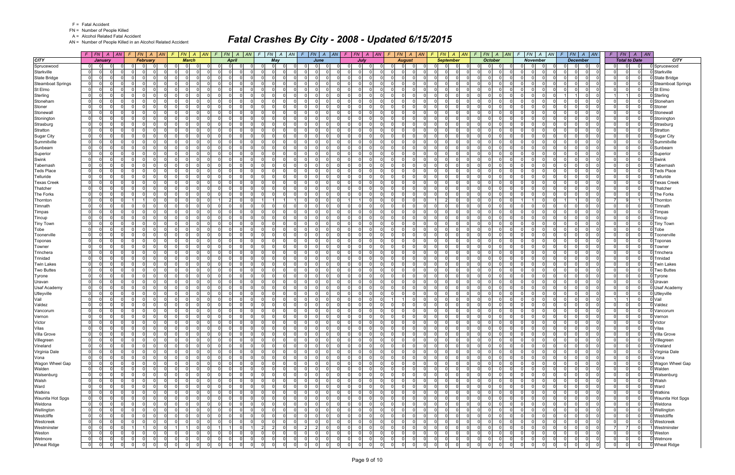F = Fatal Accident
FN = Number of People Killed
A = Alcohol Related Fatal Accident
AN = Number of People Killed in an Alcohol Related Accident

# Fatal Crashes By City - 2008 - Updated 6/15/2015

| CITY | January | | | | February | | | | March | | | | April | | | | May | | | | June | | | | July | | | | August | | | | September | | | | October | | | | November | | | | December | | | | Total to Date | | | | CITY |
|---|---|---|---|---|---|---|---|---|---|---|---|---|---|---|---|---|---|---|---|---|---|---|---|---|---|---|---|---|---|---|---|---|---|---|---|---|---|---|---|---|---|---|---|---|---|---|---|---|---|---|---|---|---|
| | F | FN | A | AN | F | FN | A | AN | F | FN | A | AN | F | FN | A | AN | F | FN | A | AN | F | FN | A | AN | F | FN | A | AN | F | FN | A | AN | F | FN | A | AN | F | FN | A | AN | F | FN | A | AN | F | FN | A | AN | F | FN | A | AN | |
| Sprucewood | 0 | 0 | 0 | 0 | 0 | 0 | 0 | 0 | 0 | 0 | 0 | 0 | 0 | 0 | 0 | 0 | 0 | 0 | 0 | 0 | 0 | 0 | 0 | 0 | 0 | 0 | 0 | 0 | 0 | 0 | 0 | 0 | 0 | 0 | 0 | 0 | 0 | 0 | 0 | 0 | 0 | 0 | 0 | 0 | 0 | 0 | 0 | 0 | 0 | 0 | 0 | 0 | Sprucewood |
| Starkville | 0 | 0 | 0 | 0 | 0 | 0 | 0 | 0 | 0 | 0 | 0 | 0 | 0 | 0 | 0 | 0 | 0 | 0 | 0 | 0 | 0 | 0 | 0 | 0 | 0 | 0 | 0 | 0 | 0 | 0 | 0 | 0 | 0 | 0 | 0 | 0 | 0 | 0 | 0 | 0 | 0 | 0 | 0 | 0 | 0 | 0 | 0 | 0 | 0 | 0 | 0 | 0 | Starkville |
| State Bridge | 0 | 0 | 0 | 0 | 0 | 0 | 0 | 0 | 0 | 0 | 0 | 0 | 0 | 0 | 0 | 0 | 0 | 0 | 0 | 0 | 0 | 0 | 0 | 0 | 0 | 0 | 0 | 0 | 0 | 0 | 0 | 0 | 0 | 0 | 0 | 0 | 0 | 0 | 0 | 0 | 0 | 0 | 0 | 0 | 0 | 0 | 0 | 0 | 0 | 0 | 0 | 0 | State Bridge |
| Steamboat Springs | 0 | 0 | 0 | 0 | 0 | 0 | 0 | 0 | 0 | 0 | 0 | 0 | 0 | 0 | 0 | 0 | 0 | 0 | 0 | 0 | 0 | 0 | 0 | 0 | 0 | 0 | 0 | 0 | 0 | 0 | 0 | 0 | 0 | 0 | 0 | 0 | 0 | 0 | 0 | 0 | 0 | 0 | 0 | 0 | 0 | 0 | 0 | 0 | 0 | 0 | 0 | 0 | Steamboat Springs |
| St Elmo | 0 | 0 | 0 | 0 | 0 | 0 | 0 | 0 | 0 | 0 | 0 | 0 | 0 | 0 | 0 | 0 | 0 | 0 | 0 | 0 | 0 | 0 | 0 | 0 | 0 | 0 | 0 | 0 | 0 | 0 | 0 | 0 | 0 | 0 | 0 | 0 | 0 | 0 | 0 | 0 | 0 | 0 | 0 | 0 | 0 | 0 | 0 | 0 | 0 | 0 | 0 | 0 | St Elmo |
| Sterling | 0 | 0 | 0 | 0 | 0 | 0 | 0 | 0 | 0 | 0 | 0 | 0 | 0 | 0 | 0 | 0 | 0 | 0 | 0 | 0 | 0 | 0 | 0 | 0 | 0 | 0 | 0 | 0 | 0 | 0 | 0 | 0 | 0 | 0 | 0 | 0 | 0 | 0 | 0 | 0 | 0 | 0 | 0 | 0 | 1 | 1 | 0 | 0 | 1 | 1 | 0 | 0 | Sterling |
| Stoneham | 0 | 0 | 0 | 0 | 0 | 0 | 0 | 0 | 0 | 0 | 0 | 0 | 0 | 0 | 0 | 0 | 0 | 0 | 0 | 0 | 0 | 0 | 0 | 0 | 0 | 0 | 0 | 0 | 0 | 0 | 0 | 0 | 0 | 0 | 0 | 0 | 0 | 0 | 0 | 0 | 0 | 0 | 0 | 0 | 0 | 0 | 0 | 0 | 0 | 0 | 0 | 0 | Stoneham |
| Stoner | 0 | 0 | 0 | 0 | 0 | 0 | 0 | 0 | 0 | 0 | 0 | 0 | 0 | 0 | 0 | 0 | 0 | 0 | 0 | 0 | 0 | 0 | 0 | 0 | 0 | 0 | 0 | 0 | 0 | 0 | 0 | 0 | 0 | 0 | 0 | 0 | 0 | 0 | 0 | 0 | 0 | 0 | 0 | 0 | 0 | 0 | 0 | 0 | 0 | 0 | 0 | 0 | Stoner |
| Stonewall | 0 | 0 | 0 | 0 | 0 | 0 | 0 | 0 | 0 | 0 | 0 | 0 | 0 | 0 | 0 | 0 | 0 | 0 | 0 | 0 | 0 | 0 | 0 | 0 | 0 | 0 | 0 | 0 | 0 | 0 | 0 | 0 | 0 | 0 | 0 | 0 | 0 | 0 | 0 | 0 | 0 | 0 | 0 | 0 | 0 | 0 | 0 | 0 | 0 | 0 | 0 | 0 | Stonewall |
| Stonington | 0 | 0 | 0 | 0 | 0 | 0 | 0 | 0 | 0 | 0 | 0 | 0 | 0 | 0 | 0 | 0 | 0 | 0 | 0 | 0 | 0 | 0 | 0 | 0 | 0 | 0 | 0 | 0 | 0 | 0 | 0 | 0 | 0 | 0 | 0 | 0 | 0 | 0 | 0 | 0 | 0 | 0 | 0 | 0 | 0 | 0 | 0 | 0 | 0 | 0 | 0 | 0 | Stonington |
| Strasburg | 0 | 0 | 0 | 0 | 0 | 0 | 0 | 0 | 0 | 0 | 0 | 0 | 0 | 0 | 0 | 0 | 0 | 0 | 0 | 0 | 0 | 0 | 0 | 0 | 0 | 0 | 0 | 0 | 0 | 0 | 0 | 0 | 0 | 0 | 0 | 0 | 0 | 0 | 0 | 0 | 0 | 0 | 0 | 0 | 0 | 0 | 0 | 0 | 0 | 0 | 0 | 0 | Strasburg |
| Stratton | 0 | 0 | 0 | 0 | 0 | 0 | 0 | 0 | 0 | 0 | 0 | 0 | 0 | 0 | 0 | 0 | 0 | 0 | 0 | 0 | 0 | 0 | 0 | 0 | 0 | 0 | 0 | 0 | 0 | 0 | 0 | 0 | 0 | 0 | 0 | 0 | 0 | 0 | 0 | 0 | 0 | 0 | 0 | 0 | 0 | 0 | 0 | 0 | 0 | 0 | 0 | 0 | Stratton |
| Sugar City | 0 | 0 | 0 | 0 | 0 | 0 | 0 | 0 | 0 | 0 | 0 | 0 | 0 | 0 | 0 | 0 | 0 | 0 | 0 | 0 | 0 | 0 | 0 | 0 | 0 | 0 | 0 | 0 | 0 | 0 | 0 | 0 | 0 | 0 | 0 | 0 | 0 | 0 | 0 | 0 | 0 | 0 | 0 | 0 | 0 | 0 | 0 | 0 | 0 | 0 | 0 | 0 | Sugar City |
| Summitville | 0 | 0 | 0 | 0 | 0 | 0 | 0 | 0 | 0 | 0 | 0 | 0 | 0 | 0 | 0 | 0 | 0 | 0 | 0 | 0 | 0 | 0 | 0 | 0 | 0 | 0 | 0 | 0 | 0 | 0 | 0 | 0 | 0 | 0 | 0 | 0 | 0 | 0 | 0 | 0 | 0 | 0 | 0 | 0 | 0 | 0 | 0 | 0 | 0 | 0 | 0 | 0 | Summitville |
| Sunbeam | 0 | 0 | 0 | 0 | 0 | 0 | 0 | 0 | 0 | 0 | 0 | 0 | 0 | 0 | 0 | 0 | 0 | 0 | 0 | 0 | 0 | 0 | 0 | 0 | 0 | 0 | 0 | 0 | 0 | 0 | 0 | 0 | 0 | 0 | 0 | 0 | 0 | 0 | 0 | 0 | 0 | 0 | 0 | 0 | 0 | 0 | 0 | 0 | 0 | 0 | 0 | 0 | Sunbeam |
| Superior | 0 | 0 | 0 | 0 | 0 | 0 | 0 | 0 | 0 | 0 | 0 | 0 | 0 | 0 | 0 | 0 | 0 | 0 | 0 | 0 | 0 | 0 | 0 | 0 | 0 | 0 | 0 | 0 | 0 | 0 | 0 | 0 | 0 | 0 | 0 | 0 | 0 | 0 | 0 | 0 | 0 | 0 | 0 | 0 | 0 | 0 | 0 | 0 | 0 | 0 | 0 | 0 | Superior |
| Swink | 0 | 0 | 0 | 0 | 0 | 0 | 0 | 0 | 0 | 0 | 0 | 0 | 0 | 0 | 0 | 0 | 0 | 0 | 0 | 0 | 0 | 0 | 0 | 0 | 0 | 0 | 0 | 0 | 0 | 0 | 0 | 0 | 0 | 0 | 0 | 0 | 0 | 0 | 0 | 0 | 0 | 0 | 0 | 0 | 0 | 0 | 0 | 0 | 0 | 0 | 0 | 0 | Swink |
| Tabernash | 0 | 0 | 0 | 0 | 0 | 0 | 0 | 0 | 0 | 0 | 0 | 0 | 0 | 0 | 0 | 0 | 0 | 0 | 0 | 0 | 0 | 0 | 0 | 0 | 0 | 0 | 0 | 0 | 0 | 0 | 0 | 0 | 0 | 0 | 0 | 0 | 0 | 0 | 0 | 0 | 0 | 0 | 0 | 0 | 0 | 0 | 0 | 0 | 0 | 0 | 0 | 0 | Tabernash |
| Teds Place | 0 | 0 | 0 | 0 | 0 | 0 | 0 | 0 | 0 | 0 | 0 | 0 | 0 | 0 | 0 | 0 | 0 | 0 | 0 | 0 | 0 | 0 | 0 | 0 | 0 | 0 | 0 | 0 | 0 | 0 | 0 | 0 | 0 | 0 | 0 | 0 | 0 | 0 | 0 | 0 | 0 | 0 | 0 | 0 | 0 | 0 | 0 | 0 | 0 | 0 | 0 | 0 | Teds Place |
| Telluride | 0 | 0 | 0 | 0 | 0 | 0 | 0 | 0 | 0 | 0 | 0 | 0 | 0 | 0 | 0 | 0 | 0 | 0 | 0 | 0 | 0 | 0 | 0 | 0 | 0 | 0 | 0 | 0 | 0 | 0 | 0 | 0 | 0 | 0 | 0 | 0 | 0 | 0 | 0 | 0 | 0 | 0 | 0 | 0 | 0 | 0 | 0 | 0 | 0 | 0 | 0 | 0 | Telluride |
| Texas Creek | 0 | 0 | 0 | 0 | 0 | 0 | 0 | 0 | 0 | 0 | 0 | 0 | 0 | 0 | 0 | 0 | 0 | 0 | 0 | 0 | 0 | 0 | 0 | 0 | 0 | 0 | 0 | 0 | 0 | 0 | 0 | 0 | 0 | 0 | 0 | 0 | 0 | 0 | 0 | 0 | 0 | 0 | 0 | 0 | 0 | 0 | 0 | 0 | 0 | 0 | 0 | 0 | Texas Creek |
| Thatcher | 0 | 0 | 0 | 0 | 0 | 0 | 0 | 0 | 0 | 0 | 0 | 0 | 0 | 0 | 0 | 0 | 0 | 0 | 0 | 0 | 0 | 0 | 0 | 0 | 0 | 0 | 0 | 0 | 0 | 0 | 0 | 0 | 0 | 0 | 0 | 0 | 0 | 0 | 0 | 0 | 0 | 0 | 0 | 0 | 0 | 0 | 0 | 0 | 0 | 0 | 0 | 0 | Thatcher |
| The Forks | 0 | 0 | 0 | 0 | 0 | 0 | 0 | 0 | 0 | 0 | 0 | 0 | 0 | 0 | 0 | 0 | 0 | 0 | 0 | 0 | 0 | 0 | 0 | 0 | 0 | 0 | 0 | 0 | 0 | 0 | 0 | 0 | 0 | 0 | 0 | 0 | 0 | 0 | 0 | 0 | 0 | 0 | 0 | 0 | 0 | 0 | 0 | 0 | 0 | 0 | 0 | 0 | The Forks |
| Thornton | 0 | 0 | 0 | 0 | 1 | 1 | 0 | 0 | 0 | 0 | 0 | 0 | 1 | 2 | 0 | 0 | 1 | 1 | 1 | 1 | 0 | 0 | 0 | 0 | 1 | 1 | 0 | 0 | 0 | 0 | 0 | 0 | 1 | 2 | 0 | 0 | 0 | 0 | 0 | 0 | 1 | 1 | 0 | 0 | 1 | 1 | 0 | 0 | 7 | 9 | 1 | 1 | Thornton |
| Timnath | 0 | 0 | 0 | 0 | 0 | 0 | 0 | 0 | 0 | 0 | 0 | 0 | 0 | 0 | 0 | 0 | 0 | 0 | 0 | 0 | 0 | 0 | 0 | 0 | 0 | 0 | 0 | 0 | 0 | 0 | 0 | 0 | 0 | 0 | 0 | 0 | 0 | 0 | 0 | 0 | 0 | 0 | 0 | 0 | 0 | 0 | 0 | 0 | 0 | 0 | 0 | 0 | Timnath |
| Timpas | 0 | 0 | 0 | 0 | 0 | 0 | 0 | 0 | 0 | 0 | 0 | 0 | 0 | 0 | 0 | 0 | 0 | 0 | 0 | 0 | 0 | 0 | 0 | 0 | 0 | 0 | 0 | 0 | 0 | 0 | 0 | 0 | 0 | 0 | 0 | 0 | 0 | 0 | 0 | 0 | 0 | 0 | 0 | 0 | 0 | 0 | 0 | 0 | 0 | 0 | 0 | 0 | Timpas |
| Tincup | 0 | 0 | 0 | 0 | 0 | 0 | 0 | 0 | 0 | 0 | 0 | 0 | 0 | 0 | 0 | 0 | 0 | 0 | 0 | 0 | 0 | 0 | 0 | 0 | 0 | 0 | 0 | 0 | 0 | 0 | 0 | 0 | 0 | 0 | 0 | 0 | 0 | 0 | 0 | 0 | 0 | 0 | 0 | 0 | 0 | 0 | 0 | 0 | 0 | 0 | 0 | 0 | Tincup |
| Tiny Town | 0 | 0 | 0 | 0 | 0 | 0 | 0 | 0 | 0 | 0 | 0 | 0 | 0 | 0 | 0 | 0 | 0 | 0 | 0 | 0 | 0 | 0 | 0 | 0 | 0 | 0 | 0 | 0 | 0 | 0 | 0 | 0 | 0 | 0 | 0 | 0 | 0 | 0 | 0 | 0 | 0 | 0 | 0 | 0 | 0 | 0 | 0 | 0 | 0 | 0 | 0 | 0 | Tiny Town |
| Tobe | 0 | 0 | 0 | 0 | 0 | 0 | 0 | 0 | 0 | 0 | 0 | 0 | 0 | 0 | 0 | 0 | 0 | 0 | 0 | 0 | 0 | 0 | 0 | 0 | 0 | 0 | 0 | 0 | 0 | 0 | 0 | 0 | 0 | 0 | 0 | 0 | 0 | 0 | 0 | 0 | 0 | 0 | 0 | 0 | 0 | 0 | 0 | 0 | 0 | 0 | 0 | 0 | Tobe |
| Toonerville | 0 | 0 | 0 | 0 | 0 | 0 | 0 | 0 | 0 | 0 | 0 | 0 | 0 | 0 | 0 | 0 | 0 | 0 | 0 | 0 | 0 | 0 | 0 | 0 | 0 | 0 | 0 | 0 | 0 | 0 | 0 | 0 | 0 | 0 | 0 | 0 | 0 | 0 | 0 | 0 | 0 | 0 | 0 | 0 | 0 | 0 | 0 | 0 | 0 | 0 | 0 | 0 | Toonerville |
| Toponas | 0 | 0 | 0 | 0 | 0 | 0 | 0 | 0 | 0 | 0 | 0 | 0 | 0 | 0 | 0 | 0 | 0 | 0 | 0 | 0 | 0 | 0 | 0 | 0 | 0 | 0 | 0 | 0 | 0 | 0 | 0 | 0 | 0 | 0 | 0 | 0 | 0 | 0 | 0 | 0 | 0 | 0 | 0 | 0 | 0 | 0 | 0 | 0 | 0 | 0 | 0 | 0 | Toponas |
| Towner | 0 | 0 | 0 | 0 | 0 | 0 | 0 | 0 | 0 | 0 | 0 | 0 | 0 | 0 | 0 | 0 | 0 | 0 | 0 | 0 | 0 | 0 | 0 | 0 | 0 | 0 | 0 | 0 | 0 | 0 | 0 | 0 | 0 | 0 | 0 | 0 | 0 | 0 | 0 | 0 | 0 | 0 | 0 | 0 | 0 | 0 | 0 | 0 | 0 | 0 | 0 | 0 | Towner |
| Trinchera | 0 | 0 | 0 | 0 | 0 | 0 | 0 | 0 | 0 | 0 | 0 | 0 | 0 | 0 | 0 | 0 | 0 | 0 | 0 | 0 | 0 | 0 | 0 | 0 | 0 | 0 | 0 | 0 | 0 | 0 | 0 | 0 | 0 | 0 | 0 | 0 | 0 | 0 | 0 | 0 | 0 | 0 | 0 | 0 | 0 | 0 | 0 | 0 | 0 | 0 | 0 | 0 | Trinchera |
| Trinidad | 0 | 0 | 0 | 0 | 0 | 0 | 0 | 0 | 0 | 0 | 0 | 0 | 0 | 0 | 0 | 0 | 0 | 0 | 0 | 0 | 0 | 0 | 0 | 0 | 0 | 0 | 0 | 0 | 0 | 0 | 0 | 0 | 0 | 0 | 0 | 0 | 0 | 0 | 0 | 0 | 0 | 0 | 0 | 0 | 0 | 0 | 0 | 0 | 0 | 0 | 0 | 0 | Trinidad |
| Twin Lakes | 0 | 0 | 0 | 0 | 0 | 0 | 0 | 0 | 0 | 0 | 0 | 0 | 0 | 0 | 0 | 0 | 0 | 0 | 0 | 0 | 0 | 0 | 0 | 0 | 0 | 0 | 0 | 0 | 0 | 0 | 0 | 0 | 0 | 0 | 0 | 0 | 0 | 0 | 0 | 0 | 0 | 0 | 0 | 0 | 0 | 0 | 0 | 0 | 0 | 0 | 0 | 0 | Twin Lakes |
| Two Buttes | 0 | 0 | 0 | 0 | 0 | 0 | 0 | 0 | 0 | 0 | 0 | 0 | 0 | 0 | 0 | 0 | 0 | 0 | 0 | 0 | 0 | 0 | 0 | 0 | 0 | 0 | 0 | 0 | 0 | 0 | 0 | 0 | 0 | 0 | 0 | 0 | 0 | 0 | 0 | 0 | 0 | 0 | 0 | 0 | 0 | 0 | 0 | 0 | 0 | 0 | 0 | 0 | Two Buttes |
| Tyrone | 0 | 0 | 0 | 0 | 0 | 0 | 0 | 0 | 0 | 0 | 0 | 0 | 0 | 0 | 0 | 0 | 0 | 0 | 0 | 0 | 0 | 0 | 0 | 0 | 0 | 0 | 0 | 0 | 0 | 0 | 0 | 0 | 0 | 0 | 0 | 0 | 0 | 0 | 0 | 0 | 0 | 0 | 0 | 0 | 0 | 0 | 0 | 0 | 0 | 0 | 0 | 0 | Tyrone |
| Uravan | 0 | 0 | 0 | 0 | 0 | 0 | 0 | 0 | 0 | 0 | 0 | 0 | 0 | 0 | 0 | 0 | 0 | 0 | 0 | 0 | 0 | 0 | 0 | 0 | 0 | 0 | 0 | 0 | 0 | 0 | 0 | 0 | 0 | 0 | 0 | 0 | 0 | 0 | 0 | 0 | 0 | 0 | 0 | 0 | 0 | 0 | 0 | 0 | 0 | 0 | 0 | 0 | Uravan |
| Usaf Academy | 0 | 0 | 0 | 0 | 0 | 0 | 0 | 0 | 0 | 0 | 0 | 0 | 0 | 0 | 0 | 0 | 0 | 0 | 0 | 0 | 0 | 0 | 0 | 0 | 0 | 0 | 0 | 0 | 0 | 0 | 0 | 0 | 0 | 0 | 0 | 0 | 0 | 0 | 0 | 0 | 0 | 0 | 0 | 0 | 0 | 0 | 0 | 0 | 0 | 0 | 0 | 0 | Usaf Academy |
| Utleyville | 0 | 0 | 0 | 0 | 0 | 0 | 0 | 0 | 0 | 0 | 0 | 0 | 0 | 0 | 0 | 0 | 0 | 0 | 0 | 0 | 0 | 0 | 0 | 0 | 0 | 0 | 0 | 0 | 0 | 0 | 0 | 0 | 0 | 0 | 0 | 0 | 0 | 0 | 0 | 0 | 0 | 0 | 0 | 0 | 0 | 0 | 0 | 0 | 0 | 0 | 0 | 0 | Utleyville |
| Vail | 0 | 0 | 0 | 0 | 0 | 0 | 0 | 0 | 0 | 0 | 0 | 0 | 0 | 0 | 0 | 0 | 0 | 0 | 0 | 0 | 0 | 0 | 0 | 0 | 0 | 0 | 0 | 0 | 1 | 1 | 0 | 0 | 0 | 0 | 0 | 0 | 0 | 0 | 0 | 0 | 0 | 0 | 0 | 0 | 0 | 0 | 0 | 0 | 1 | 1 | 0 | 0 | Vail |
| Valdez | 0 | 0 | 0 | 0 | 0 | 0 | 0 | 0 | 0 | 0 | 0 | 0 | 0 | 0 | 0 | 0 | 0 | 0 | 0 | 0 | 0 | 0 | 0 | 0 | 0 | 0 | 0 | 0 | 0 | 0 | 0 | 0 | 0 | 0 | 0 | 0 | 0 | 0 | 0 | 0 | 0 | 0 | 0 | 0 | 0 | 0 | 0 | 0 | 0 | 0 | 0 | 0 | Valdez |
| Vancorum | 0 | 0 | 0 | 0 | 0 | 0 | 0 | 0 | 0 | 0 | 0 | 0 | 0 | 0 | 0 | 0 | 0 | 0 | 0 | 0 | 0 | 0 | 0 | 0 | 0 | 0 | 0 | 0 | 0 | 0 | 0 | 0 | 0 | 0 | 0 | 0 | 0 | 0 | 0 | 0 | 0 | 0 | 0 | 0 | 0 | 0 | 0 | 0 | 0 | 0 | 0 | 0 | Vancorum |
| Vernon | 0 | 0 | 0 | 0 | 0 | 0 | 0 | 0 | 0 | 0 | 0 | 0 | 0 | 0 | 0 | 0 | 0 | 0 | 0 | 0 | 0 | 0 | 0 | 0 | 0 | 0 | 0 | 0 | 0 | 0 | 0 | 0 | 0 | 0 | 0 | 0 | 0 | 0 | 0 | 0 | 0 | 0 | 0 | 0 | 0 | 0 | 0 | 0 | 0 | 0 | 0 | 0 | Vernon |
| Victor | 0 | 0 | 0 | 0 | 0 | 0 | 0 | 0 | 0 | 0 | 0 | 0 | 0 | 0 | 0 | 0 | 0 | 0 | 0 | 0 | 0 | 0 | 0 | 0 | 0 | 0 | 0 | 0 | 0 | 0 | 0 | 0 | 0 | 0 | 0 | 0 | 0 | 0 | 0 | 0 | 0 | 0 | 0 | 0 | 0 | 0 | 0 | 0 | 0 | 0 | 0 | 0 | Victor |
| Vilas | 0 | 0 | 0 | 0 | 0 | 0 | 0 | 0 | 0 | 0 | 0 | 0 | 0 | 0 | 0 | 0 | 0 | 0 | 0 | 0 | 0 | 0 | 0 | 0 | 0 | 0 | 0 | 0 | 0 | 0 | 0 | 0 | 0 | 0 | 0 | 0 | 0 | 0 | 0 | 0 | 0 | 0 | 0 | 0 | 0 | 0 | 0 | 0 | 0 | 0 | 0 | 0 | Vilas |
| Villa Grove | 0 | 0 | 0 | 0 | 0 | 0 | 0 | 0 | 0 | 0 | 0 | 0 | 0 | 0 | 0 | 0 | 0 | 0 | 0 | 0 | 0 | 0 | 0 | 0 | 0 | 0 | 0 | 0 | 0 | 0 | 0 | 0 | 0 | 0 | 0 | 0 | 0 | 0 | 0 | 0 | 0 | 0 | 0 | 0 | 0 | 0 | 0 | 0 | 0 | 0 | 0 | 0 | Villa Grove |
| Villegreen | 0 | 0 | 0 | 0 | 0 | 0 | 0 | 0 | 0 | 0 | 0 | 0 | 0 | 0 | 0 | 0 | 0 | 0 | 0 | 0 | 0 | 0 | 0 | 0 | 0 | 0 | 0 | 0 | 0 | 0 | 0 | 0 | 0 | 0 | 0 | 0 | 0 | 0 | 0 | 0 | 0 | 0 | 0 | 0 | 0 | 0 | 0 | 0 | 0 | 0 | 0 | 0 | Villegreen |
| Vineland | 0 | 0 | 0 | 0 | 0 | 0 | 0 | 0 | 0 | 0 | 0 | 0 | 0 | 0 | 0 | 0 | 0 | 0 | 0 | 0 | 0 | 0 | 0 | 0 | 0 | 0 | 0 | 0 | 0 | 0 | 0 | 0 | 0 | 0 | 0 | 0 | 0 | 0 | 0 | 0 | 0 | 0 | 0 | 0 | 0 | 0 | 0 | 0 | 0 | 0 | 0 | 0 | Vineland |
| Virginia Dale | 0 | 0 | 0 | 0 | 0 | 0 | 0 | 0 | 0 | 0 | 0 | 0 | 0 | 0 | 0 | 0 | 0 | 0 | 0 | 0 | 0 | 0 | 0 | 0 | 0 | 0 | 0 | 0 | 0 | 0 | 0 | 0 | 0 | 0 | 0 | 0 | 0 | 0 | 0 | 0 | 0 | 0 | 0 | 0 | 0 | 0 | 0 | 0 | 0 | 0 | 0 | 0 | Virginia Dale |
| Vona | 0 | 0 | 0 | 0 | 0 | 0 | 0 | 0 | 0 | 0 | 0 | 0 | 0 | 0 | 0 | 0 | 0 | 0 | 0 | 0 | 0 | 0 | 0 | 0 | 0 | 0 | 0 | 0 | 0 | 0 | 0 | 0 | 0 | 0 | 0 | 0 | 0 | 0 | 0 | 0 | 0 | 0 | 0 | 0 | 0 | 0 | 0 | 0 | 0 | 0 | 0 | 0 | Vona |
| Wagon Wheel Gap | 0 | 0 | 0 | 0 | 0 | 0 | 0 | 0 | 0 | 0 | 0 | 0 | 0 | 0 | 0 | 0 | 0 | 0 | 0 | 0 | 0 | 0 | 0 | 0 | 0 | 0 | 0 | 0 | 0 | 0 | 0 | 0 | 0 | 0 | 0 | 0 | 0 | 0 | 0 | 0 | 0 | 0 | 0 | 0 | 0 | 0 | 0 | 0 | 0 | 0 | 0 | 0 | Wagon Wheel Gap |
| Walden | 0 | 0 | 0 | 0 | 0 | 0 | 0 | 0 | 0 | 0 | 0 | 0 | 0 | 0 | 0 | 0 | 0 | 0 | 0 | 0 | 0 | 0 | 0 | 0 | 0 | 0 | 0 | 0 | 0 | 0 | 0 | 0 | 0 | 0 | 0 | 0 | 0 | 0 | 0 | 0 | 0 | 0 | 0 | 0 | 0 | 0 | 0 | 0 | 0 | 0 | 0 | 0 | Walden |
| Walsenburg | 0 | 0 | 0 | 0 | 0 | 0 | 0 | 0 | 0 | 0 | 0 | 0 | 0 | 0 | 0 | 0 | 0 | 0 | 0 | 0 | 0 | 0 | 0 | 0 | 0 | 0 | 0 | 0 | 0 | 0 | 0 | 0 | 0 | 0 | 0 | 0 | 0 | 0 | 0 | 0 | 0 | 0 | 0 | 0 | 0 | 0 | 0 | 0 | 0 | 0 | 0 | 0 | Walsenburg |
| Walsh | 0 | 0 | 0 | 0 | 0 | 0 | 0 | 0 | 0 | 0 | 0 | 0 | 0 | 0 | 0 | 0 | 0 | 0 | 0 | 0 | 0 | 0 | 0 | 0 | 0 | 0 | 0 | 0 | 0 | 0 | 0 | 0 | 0 | 0 | 0 | 0 | 0 | 0 | 0 | 0 | 0 | 0 | 0 | 0 | 0 | 0 | 0 | 0 | 0 | 0 | 0 | 0 | Walsh |
| Ward | 0 | 0 | 0 | 0 | 0 | 0 | 0 | 0 | 0 | 0 | 0 | 0 | 0 | 0 | 0 | 0 | 0 | 0 | 0 | 0 | 0 | 0 | 0 | 0 | 0 | 0 | 0 | 0 | 0 | 0 | 0 | 0 | 0 | 0 | 0 | 0 | 0 | 0 | 0 | 0 | 0 | 0 | 0 | 0 | 0 | 0 | 0 | 0 | 0 | 0 | 0 | 0 | Ward |
| Watkins | 0 | 0 | 0 | 0 | 0 | 0 | 0 | 0 | 0 | 0 | 0 | 0 | 0 | 0 | 0 | 0 | 0 | 0 | 0 | 0 | 0 | 0 | 0 | 0 | 0 | 0 | 0 | 0 | 0 | 0 | 0 | 0 | 0 | 0 | 0 | 0 | 0 | 0 | 0 | 0 | 0 | 0 | 0 | 0 | 0 | 0 | 0 | 0 | 0 | 0 | 0 | 0 | Watkins |
| Waunita Hot Spgs | 0 | 0 | 0 | 0 | 0 | 0 | 0 | 0 | 0 | 0 | 0 | 0 | 0 | 0 | 0 | 0 | 0 | 0 | 0 | 0 | 0 | 0 | 0 | 0 | 0 | 0 | 0 | 0 | 0 | 0 | 0 | 0 | 0 | 0 | 0 | 0 | 0 | 0 | 0 | 0 | 0 | 0 | 0 | 0 | 0 | 0 | 0 | 0 | 0 | 0 | 0 | 0 | Waunita Hot Spgs |
| Weldona | 0 | 0 | 0 | 0 | 0 | 0 | 0 | 0 | 0 | 0 | 0 | 0 | 0 | 0 | 0 | 0 | 0 | 0 | 0 | 0 | 0 | 0 | 0 | 0 | 0 | 0 | 0 | 0 | 0 | 0 | 0 | 0 | 0 | 0 | 0 | 0 | 0 | 0 | 0 | 0 | 0 | 0 | 0 | 0 | 0 | 0 | 0 | 0 | 0 | 0 | 0 | 0 | Weldona |
| Wellington | 0 | 0 | 0 | 0 | 0 | 0 | 0 | 0 | 0 | 0 | 0 | 0 | 0 | 0 | 0 | 0 | 0 | 0 | 0 | 0 | 0 | 0 | 0 | 0 | 0 | 0 | 0 | 0 | 0 | 0 | 0 | 0 | 0 | 0 | 0 | 0 | 0 | 0 | 0 | 0 | 0 | 0 | 0 | 0 | 0 | 0 | 0 | 0 | 0 | 0 | 0 | 0 | Wellington |
| Westcliffe | 0 | 0 | 0 | 0 | 0 | 0 | 0 | 0 | 0 | 0 | 0 | 0 | 0 | 0 | 0 | 0 | 0 | 0 | 0 | 0 | 0 | 0 | 0 | 0 | 0 | 0 | 0 | 0 | 0 | 0 | 0 | 0 | 0 | 0 | 0 | 0 | 0 | 0 | 0 | 0 | 0 | 0 | 0 | 0 | 0 | 0 | 0 | 0 | 0 | 0 | 0 | 0 | Westcliffe |
| Westcreek | 0 | 0 | 0 | 0 | 0 | 0 | 0 | 0 | 0 | 0 | 0 | 0 | 0 | 0 | 0 | 0 | 0 | 0 | 0 | 0 | 0 | 0 | 0 | 0 | 0 | 0 | 0 | 0 | 0 | 0 | 0 | 0 | 0 | 0 | 0 | 0 | 0 | 0 | 0 | 0 | 0 | 0 | 0 | 0 | 0 | 0 | 0 | 0 | 0 | 0 | 0 | 0 | Westcreek |
| Westminster | 0 | 0 | 0 | 0 | 1 | 1 | 0 | 0 | 1 | 1 | 0 | 0 | 1 | 1 | 0 | 1 | 2 | 2 | 0 | 0 | 2 | 2 | 0 | 0 | 0 | 0 | 0 | 0 | 0 | 0 | 0 | 0 | 0 | 0 | 0 | 0 | 0 | 0 | 0 | 0 | 0 | 0 | 0 | 0 | 0 | 0 | 0 | 0 | 7 | 7 | 0 | 1 | Westminster |
| Weston | 0 | 0 | 0 | 0 | 0 | 0 | 0 | 0 | 0 | 0 | 0 | 0 | 0 | 0 | 0 | 0 | 0 | 0 | 0 | 0 | 0 | 0 | 0 | 0 | 0 | 0 | 0 | 0 | 0 | 0 | 0 | 0 | 0 | 0 | 0 | 0 | 0 | 0 | 0 | 0 | 0 | 0 | 0 | 0 | 0 | 0 | 0 | 0 | 0 | 0 | 0 | 0 | Weston |
| Wetmore | 0 | 0 | 0 | 0 | 0 | 0 | 0 | 0 | 0 | 0 | 0 | 0 | 0 | 0 | 0 | 0 | 0 | 0 | 0 | 0 | 0 | 0 | 0 | 0 | 0 | 0 | 0 | 0 | 0 | 0 | 0 | 0 | 0 | 0 | 0 | 0 | 0 | 0 | 0 | 0 | 0 | 0 | 0 | 0 | 0 | 0 | 0 | 0 | 0 | 0 | 0 | 0 | Wetmore |
| Wheat Ridge | 0 | 0 | 0 | 0 | 0 | 0 | 0 | 0 | 0 | 0 | 0 | 0 | 0 | 0 | 0 | 0 | 0 | 0 | 0 | 0 | 0 | 0 | 0 | 0 | 0 | 0 | 0 | 0 | 0 | 0 | 0 | 0 | 0 | 0 | 0 | 0 | 0 | 0 | 0 | 0 | 0 | 0 | 0 | 0 | 0 | 0 | 0 | 0 | 0 | 0 | 0 | 0 | Wheat Ridge |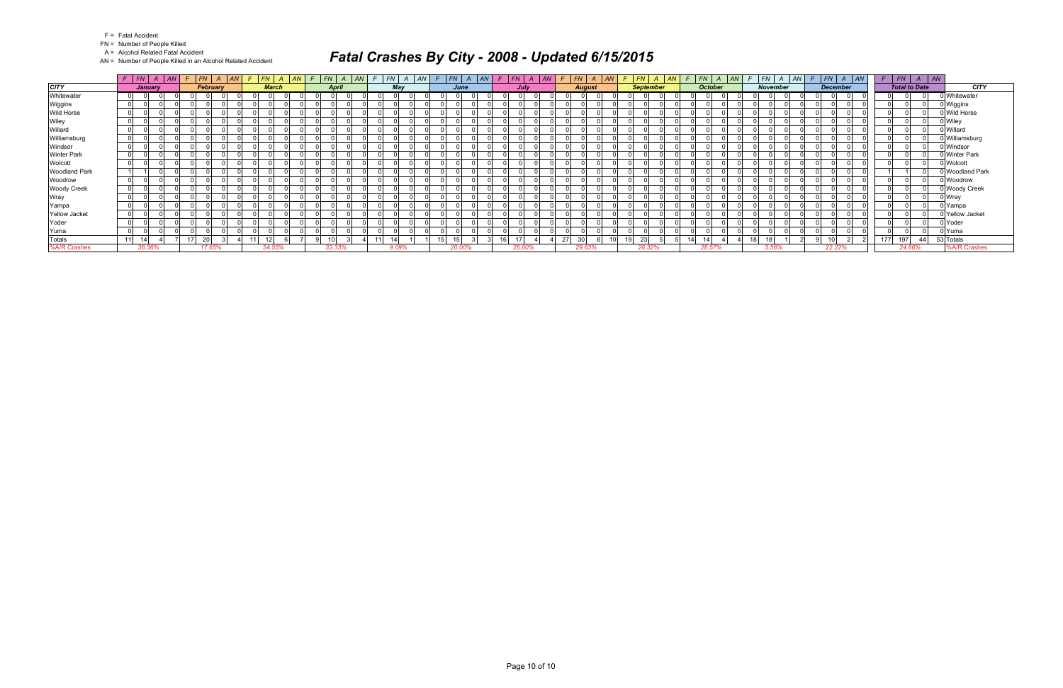F = Fatal Accident
FN = Number of People Killed
A = Alcohol Related Fatal Accident
AN = Number of People Killed in an Alcohol Related Accident

# Fatal Crashes By City - 2008 - Updated 6/15/2015

| CITY | January | | | | February | | | | March | | | | April | | | | May | | | | June | | | | July | | | | August | | | | September | | | | October | | | | November | | | | December | | | | Total to Date | | | | CITY |
|---|---|---|---|---|---|---|---|---|---|---|---|---|---|---|---|---|---|---|---|---|---|---|---|---|---|---|---|---|---|---|---|---|---|---|---|---|---|---|---|---|---|---|---|---|---|---|---|---|---|---|---|---|---|
| | F | FN | A | AN | F | FN | A | AN | F | FN | A | AN | F | FN | A | AN | F | FN | A | AN | F | FN | A | AN | F | FN | A | AN | F | FN | A | AN | F | FN | A | AN | F | FN | A | AN | F | FN | A | AN | F | FN | A | AN | F | FN | A | AN | |
| Whitewater | 0 | 0 | 0 | 0 | 0 | 0 | 0 | 0 | 0 | 0 | 0 | 0 | 0 | 0 | 0 | 0 | 0 | 0 | 0 | 0 | 0 | 0 | 0 | 0 | 0 | 0 | 0 | 0 | 0 | 0 | 0 | 0 | 0 | 0 | 0 | 0 | 0 | 0 | 0 | 0 | 0 | 0 | 0 | 0 | 0 | 0 | 0 | 0 | 0 | 0 | 0 | 0 | Whitewater |
| Wiggins | 0 | 0 | 0 | 0 | 0 | 0 | 0 | 0 | 0 | 0 | 0 | 0 | 0 | 0 | 0 | 0 | 0 | 0 | 0 | 0 | 0 | 0 | 0 | 0 | 0 | 0 | 0 | 0 | 0 | 0 | 0 | 0 | 0 | 0 | 0 | 0 | 0 | 0 | 0 | 0 | 0 | 0 | 0 | 0 | 0 | 0 | 0 | 0 | 0 | 0 | 0 | 0 | Wiggins |
| Wild Horse | 0 | 0 | 0 | 0 | 0 | 0 | 0 | 0 | 0 | 0 | 0 | 0 | 0 | 0 | 0 | 0 | 0 | 0 | 0 | 0 | 0 | 0 | 0 | 0 | 0 | 0 | 0 | 0 | 0 | 0 | 0 | 0 | 0 | 0 | 0 | 0 | 0 | 0 | 0 | 0 | 0 | 0 | 0 | 0 | 0 | 0 | 0 | 0 | 0 | 0 | 0 | 0 | Wild Horse |
| Wiley | 0 | 0 | 0 | 0 | 0 | 0 | 0 | 0 | 0 | 0 | 0 | 0 | 0 | 0 | 0 | 0 | 0 | 0 | 0 | 0 | 0 | 0 | 0 | 0 | 0 | 0 | 0 | 0 | 0 | 0 | 0 | 0 | 0 | 0 | 0 | 0 | 0 | 0 | 0 | 0 | 0 | 0 | 0 | 0 | 0 | 0 | 0 | 0 | 0 | 0 | 0 | 0 | Wiley |
| Willard | 0 | 0 | 0 | 0 | 0 | 0 | 0 | 0 | 0 | 0 | 0 | 0 | 0 | 0 | 0 | 0 | 0 | 0 | 0 | 0 | 0 | 0 | 0 | 0 | 0 | 0 | 0 | 0 | 0 | 0 | 0 | 0 | 0 | 0 | 0 | 0 | 0 | 0 | 0 | 0 | 0 | 0 | 0 | 0 | 0 | 0 | 0 | 0 | 0 | 0 | 0 | 0 | Willard |
| Williamsburg | 0 | 0 | 0 | 0 | 0 | 0 | 0 | 0 | 0 | 0 | 0 | 0 | 0 | 0 | 0 | 0 | 0 | 0 | 0 | 0 | 0 | 0 | 0 | 0 | 0 | 0 | 0 | 0 | 0 | 0 | 0 | 0 | 0 | 0 | 0 | 0 | 0 | 0 | 0 | 0 | 0 | 0 | 0 | 0 | 0 | 0 | 0 | 0 | 0 | 0 | 0 | 0 | Williamsburg |
| Windsor | 0 | 0 | 0 | 0 | 0 | 0 | 0 | 0 | 0 | 0 | 0 | 0 | 0 | 0 | 0 | 0 | 0 | 0 | 0 | 0 | 0 | 0 | 0 | 0 | 0 | 0 | 0 | 0 | 0 | 0 | 0 | 0 | 0 | 0 | 0 | 0 | 0 | 0 | 0 | 0 | 0 | 0 | 0 | 0 | 0 | 0 | 0 | 0 | 0 | 0 | 0 | 0 | Windsor |
| Winter Park | 0 | 0 | 0 | 0 | 0 | 0 | 0 | 0 | 0 | 0 | 0 | 0 | 0 | 0 | 0 | 0 | 0 | 0 | 0 | 0 | 0 | 0 | 0 | 0 | 0 | 0 | 0 | 0 | 0 | 0 | 0 | 0 | 0 | 0 | 0 | 0 | 0 | 0 | 0 | 0 | 0 | 0 | 0 | 0 | 0 | 0 | 0 | 0 | 0 | 0 | 0 | 0 | Winter Park |
| Wolcott | 0 | 0 | 0 | 0 | 0 | 0 | 0 | 0 | 0 | 0 | 0 | 0 | 0 | 0 | 0 | 0 | 0 | 0 | 0 | 0 | 0 | 0 | 0 | 0 | 0 | 0 | 0 | 0 | 0 | 0 | 0 | 0 | 0 | 0 | 0 | 0 | 0 | 0 | 0 | 0 | 0 | 0 | 0 | 0 | 0 | 0 | 0 | 0 | 0 | 0 | 0 | 0 | Wolcott |
| Woodland Park | 1 | 1 | 0 | 0 | 0 | 0 | 0 | 0 | 0 | 0 | 0 | 0 | 0 | 0 | 0 | 0 | 0 | 0 | 0 | 0 | 0 | 0 | 0 | 0 | 0 | 0 | 0 | 0 | 0 | 0 | 0 | 0 | 0 | 0 | 0 | 0 | 0 | 0 | 0 | 0 | 0 | 0 | 0 | 0 | 0 | 0 | 0 | 0 | 1 | 1 | 0 | 0 | Woodland Park |
| Woodrow | 0 | 0 | 0 | 0 | 0 | 0 | 0 | 0 | 0 | 0 | 0 | 0 | 0 | 0 | 0 | 0 | 0 | 0 | 0 | 0 | 0 | 0 | 0 | 0 | 0 | 0 | 0 | 0 | 0 | 0 | 0 | 0 | 0 | 0 | 0 | 0 | 0 | 0 | 0 | 0 | 0 | 0 | 0 | 0 | 0 | 0 | 0 | 0 | 0 | 0 | 0 | 0 | Woodrow |
| Woody Creek | 0 | 0 | 0 | 0 | 0 | 0 | 0 | 0 | 0 | 0 | 0 | 0 | 0 | 0 | 0 | 0 | 0 | 0 | 0 | 0 | 0 | 0 | 0 | 0 | 0 | 0 | 0 | 0 | 0 | 0 | 0 | 0 | 0 | 0 | 0 | 0 | 0 | 0 | 0 | 0 | 0 | 0 | 0 | 0 | 0 | 0 | 0 | 0 | 0 | 0 | 0 | 0 | Woody Creek |
| Wray | 0 | 0 | 0 | 0 | 0 | 0 | 0 | 0 | 0 | 0 | 0 | 0 | 0 | 0 | 0 | 0 | 0 | 0 | 0 | 0 | 0 | 0 | 0 | 0 | 0 | 0 | 0 | 0 | 0 | 0 | 0 | 0 | 0 | 0 | 0 | 0 | 0 | 0 | 0 | 0 | 0 | 0 | 0 | 0 | 0 | 0 | 0 | 0 | 0 | 0 | 0 | 0 | Wray |
| Yampa | 0 | 0 | 0 | 0 | 0 | 0 | 0 | 0 | 0 | 0 | 0 | 0 | 0 | 0 | 0 | 0 | 0 | 0 | 0 | 0 | 0 | 0 | 0 | 0 | 0 | 0 | 0 | 0 | 0 | 0 | 0 | 0 | 0 | 0 | 0 | 0 | 0 | 0 | 0 | 0 | 0 | 0 | 0 | 0 | 0 | 0 | 0 | 0 | 0 | 0 | 0 | 0 | Yampa |
| Yellow Jacket | 0 | 0 | 0 | 0 | 0 | 0 | 0 | 0 | 0 | 0 | 0 | 0 | 0 | 0 | 0 | 0 | 0 | 0 | 0 | 0 | 0 | 0 | 0 | 0 | 0 | 0 | 0 | 0 | 0 | 0 | 0 | 0 | 0 | 0 | 0 | 0 | 0 | 0 | 0 | 0 | 0 | 0 | 0 | 0 | 0 | 0 | 0 | 0 | 0 | 0 | 0 | 0 | Yellow Jacket |
| Yoder | 0 | 0 | 0 | 0 | 0 | 0 | 0 | 0 | 0 | 0 | 0 | 0 | 0 | 0 | 0 | 0 | 0 | 0 | 0 | 0 | 0 | 0 | 0 | 0 | 0 | 0 | 0 | 0 | 0 | 0 | 0 | 0 | 0 | 0 | 0 | 0 | 0 | 0 | 0 | 0 | 0 | 0 | 0 | 0 | 0 | 0 | 0 | 0 | 0 | 0 | 0 | 0 | Yoder |
| Yuma | 0 | 0 | 0 | 0 | 0 | 0 | 0 | 0 | 0 | 0 | 0 | 0 | 0 | 0 | 0 | 0 | 0 | 0 | 0 | 0 | 0 | 0 | 0 | 0 | 0 | 0 | 0 | 0 | 0 | 0 | 0 | 0 | 0 | 0 | 0 | 0 | 0 | 0 | 0 | 0 | 0 | 0 | 0 | 0 | 0 | 0 | 0 | 0 | 0 | 0 | 0 | 0 | Yuma |
| Totals | 11 | 14 | 4 | 7 | 17 | 20 | 3 | 4 | 11 | 12 | 6 | 7 | 9 | 10 | 3 | 4 | 11 | 14 | 1 | 1 | 15 | 15 | 3 | 3 | 16 | 17 | 4 | 4 | 27 | 30 | 8 | 10 | 19 | 23 | 5 | 5 | 14 | 14 | 4 | 4 | 18 | 18 | 1 | 2 | 9 | 10 | 2 | 2 | 177 | 197 | 44 | 53 | Totals |
| %A/R Crashes | 36.36% | | | | 17.65% | | | | 54.55% | | | | 33.33% | | | | 9.09% | | | | 20.00% | | | | 25.00% | | | | 29.63% | | | | 26.32% | | | | 28.57% | | | | 5.56% | | | | 22.22% | | | | 24.86% | | | | %A/R Crashes |